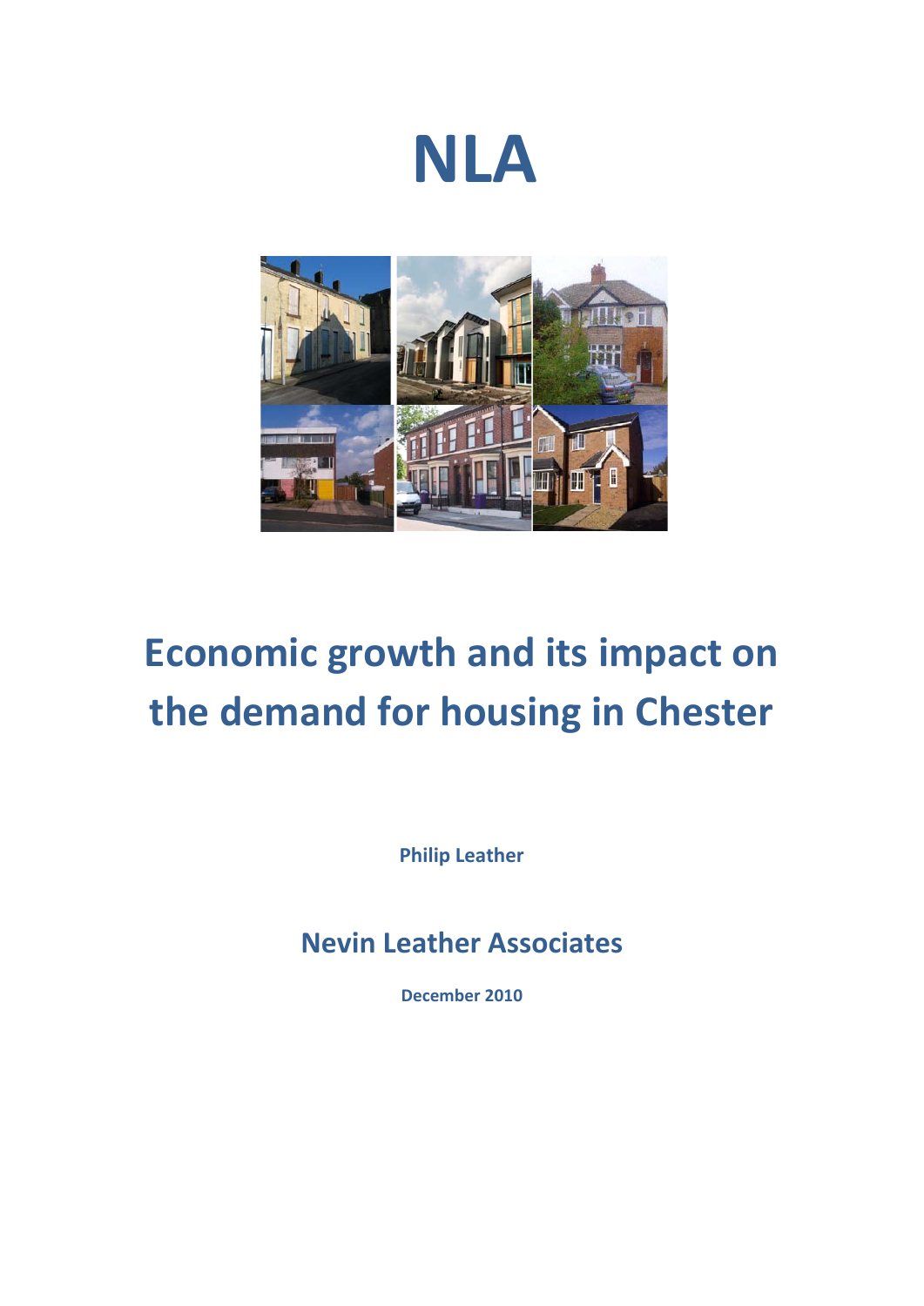# NLA

# Economic growth and its impact on the demand for housing in Chester

**Philip Leather**

## Nevin Leather Associates

**December 2010**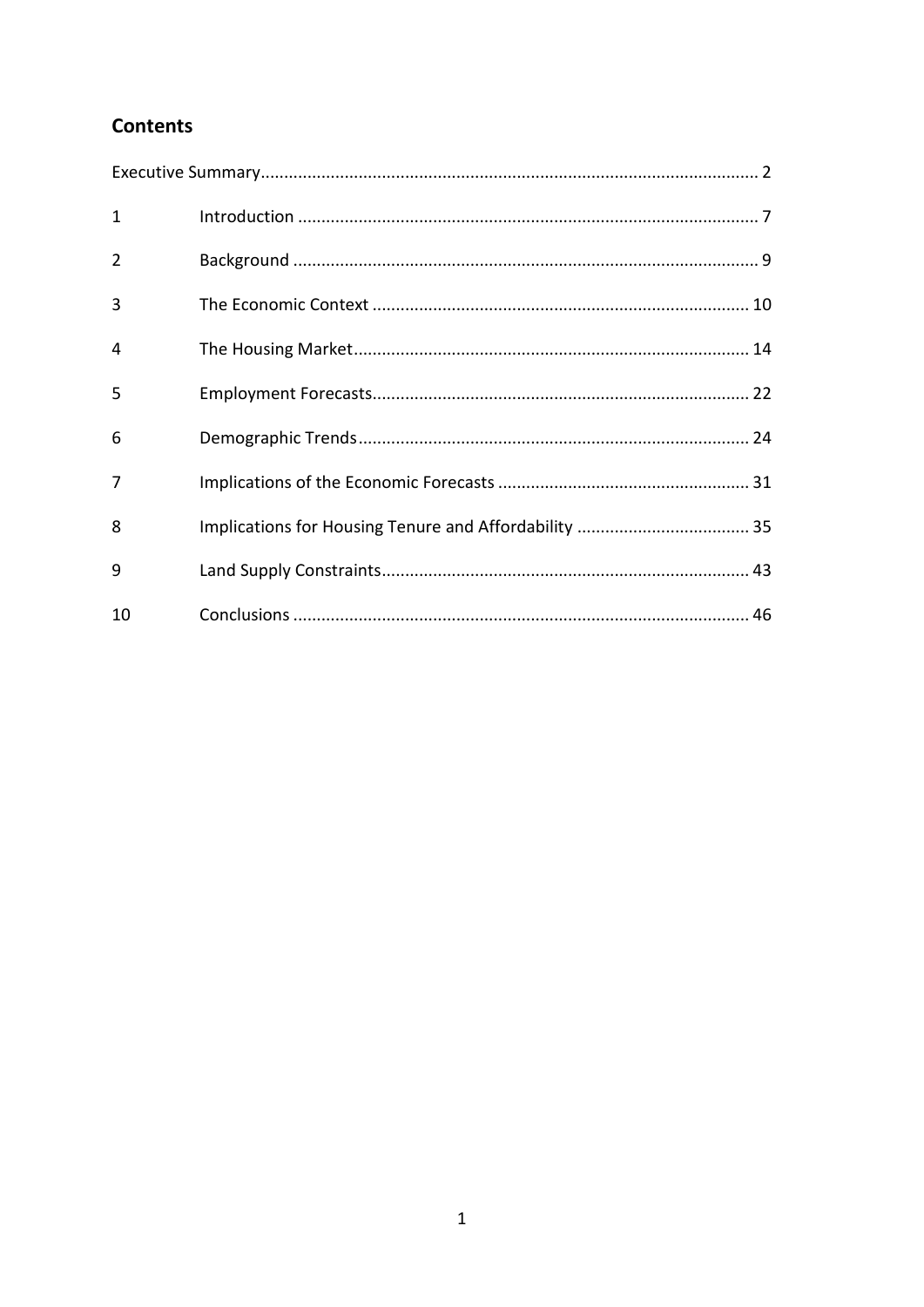## Contents

Executive Summary ........................................................................................................ 2

1 Introduction ................................................................................................. 7

2 Background .................................................................................................. 9

3 The Economic Context ................................................................................ 10

4 The Housing Market .................................................................................... 14

5 Employment Forecasts ................................................................................ 22

6 Demographic Trends ................................................................................... 24

7 Implications of the Economic Forecasts ...................................................... 31

8 Implications for Housing Tenure and Affordability ..................................... 35

9 Land Supply Constraints .............................................................................. 43

10 Conclusions ................................................................................................. 46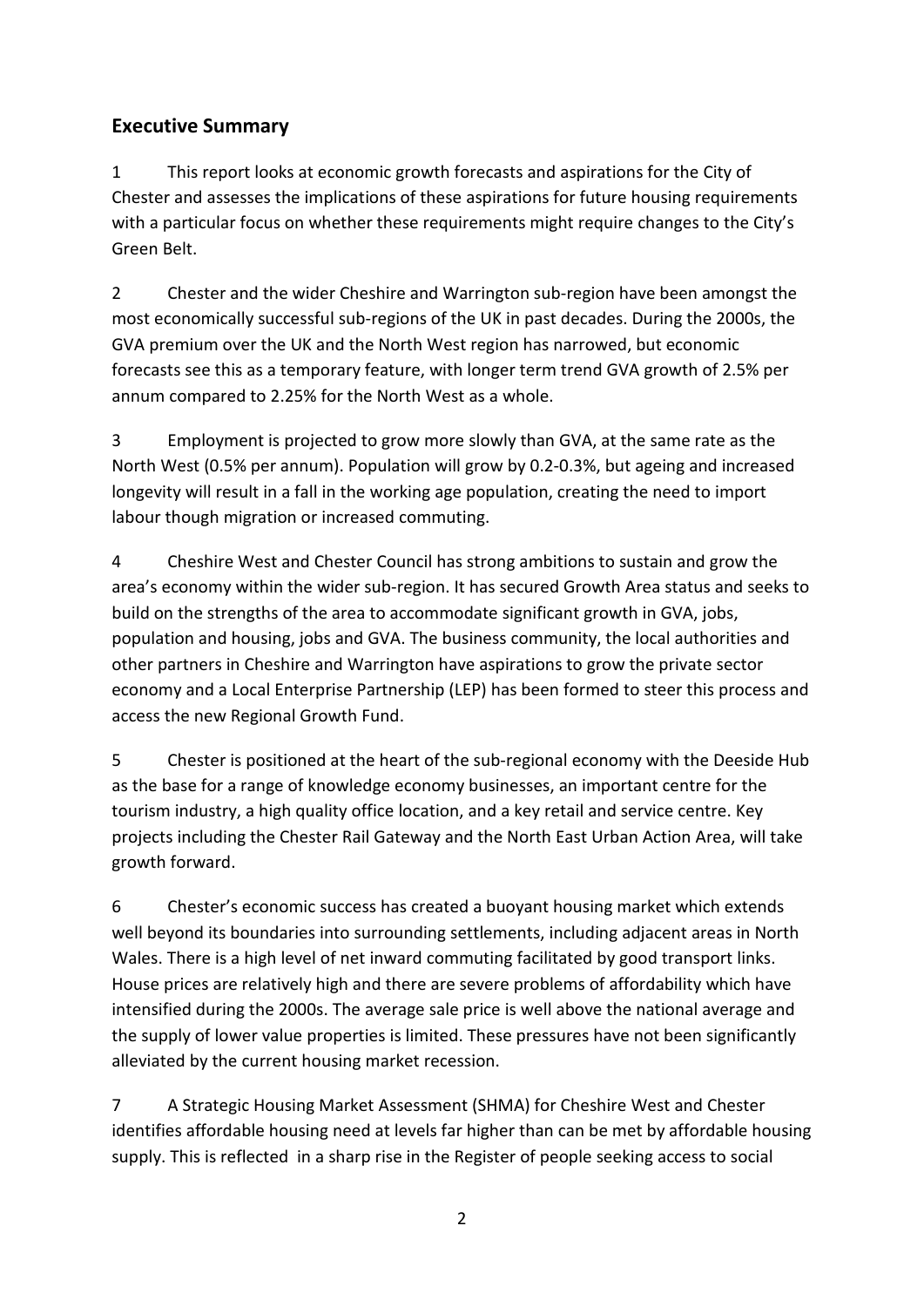## Executive Summary

1 This report looks at economic growth forecasts and aspirations for the City of Chester and assesses the implications of these aspirations for future housing requirements with a particular focus on whether these requirements might require changes to the City's Green Belt.

2 Chester and the wider Cheshire and Warrington sub-region have been amongst the most economically successful sub-regions of the UK in past decades. During the 2000s, the GVA premium over the UK and the North West region has narrowed, but economic forecasts see this as a temporary feature, with longer term trend GVA growth of 2.5% per annum compared to 2.25% for the North West as a whole.

3 Employment is projected to grow more slowly than GVA, at the same rate as the North West (0.5% per annum). Population will grow by 0.2-0.3%, but ageing and increased longevity will result in a fall in the working age population, creating the need to import labour though migration or increased commuting.

4 Cheshire West and Chester Council has strong ambitions to sustain and grow the area's economy within the wider sub-region. It has secured Growth Area status and seeks to build on the strengths of the area to accommodate significant growth in GVA, jobs, population and housing, jobs and GVA. The business community, the local authorities and other partners in Cheshire and Warrington have aspirations to grow the private sector economy and a Local Enterprise Partnership (LEP) has been formed to steer this process and access the new Regional Growth Fund.

5 Chester is positioned at the heart of the sub-regional economy with the Deeside Hub as the base for a range of knowledge economy businesses, an important centre for the tourism industry, a high quality office location, and a key retail and service centre. Key projects including the Chester Rail Gateway and the North East Urban Action Area, will take growth forward.

6 Chester's economic success has created a buoyant housing market which extends well beyond its boundaries into surrounding settlements, including adjacent areas in North Wales. There is a high level of net inward commuting facilitated by good transport links. House prices are relatively high and there are severe problems of affordability which have intensified during the 2000s. The average sale price is well above the national average and the supply of lower value properties is limited. These pressures have not been significantly alleviated by the current housing market recession.

7 A Strategic Housing Market Assessment (SHMA) for Cheshire West and Chester identifies affordable housing need at levels far higher than can be met by affordable housing supply. This is reflected in a sharp rise in the Register of people seeking access to social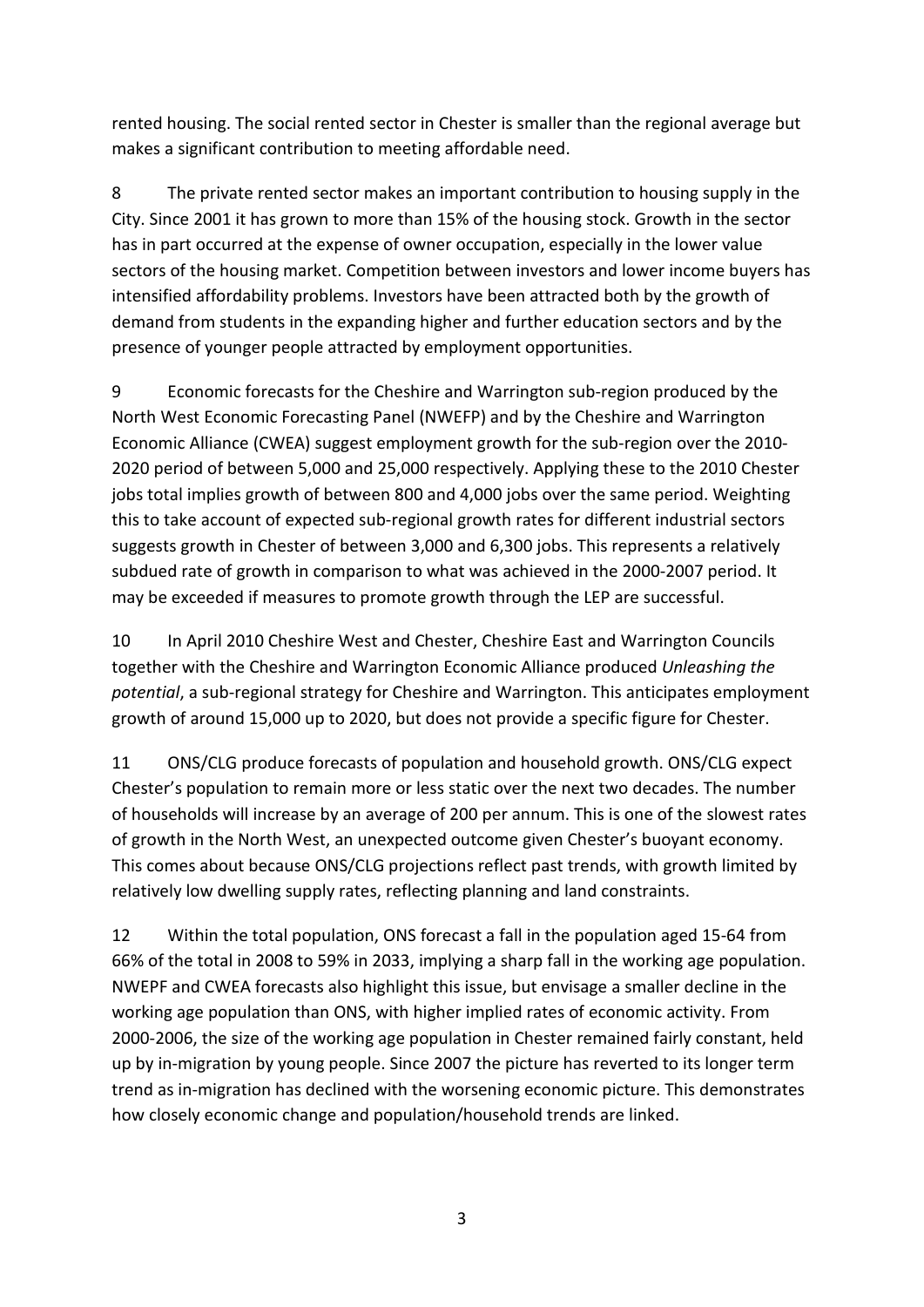rented housing. The social rented sector in Chester is smaller than the regional average but makes a significant contribution to meeting affordable need.

8 The private rented sector makes an important contribution to housing supply in the City. Since 2001 it has grown to more than 15% of the housing stock. Growth in the sector has in part occurred at the expense of owner occupation, especially in the lower value sectors of the housing market. Competition between investors and lower income buyers has intensified affordability problems. Investors have been attracted both by the growth of demand from students in the expanding higher and further education sectors and by the presence of younger people attracted by employment opportunities.

9 Economic forecasts for the Cheshire and Warrington sub-region produced by the North West Economic Forecasting Panel (NWEFP) and by the Cheshire and Warrington Economic Alliance (CWEA) suggest employment growth for the sub-region over the 2010-2020 period of between 5,000 and 25,000 respectively. Applying these to the 2010 Chester jobs total implies growth of between 800 and 4,000 jobs over the same period. Weighting this to take account of expected sub-regional growth rates for different industrial sectors suggests growth in Chester of between 3,000 and 6,300 jobs. This represents a relatively subdued rate of growth in comparison to what was achieved in the 2000-2007 period. It may be exceeded if measures to promote growth through the LEP are successful.

10 In April 2010 Cheshire West and Chester, Cheshire East and Warrington Councils together with the Cheshire and Warrington Economic Alliance produced *Unleashing the potential*, a sub-regional strategy for Cheshire and Warrington. This anticipates employment growth of around 15,000 up to 2020, but does not provide a specific figure for Chester.

11 ONS/CLG produce forecasts of population and household growth. ONS/CLG expect Chester's population to remain more or less static over the next two decades. The number of households will increase by an average of 200 per annum. This is one of the slowest rates of growth in the North West, an unexpected outcome given Chester's buoyant economy. This comes about because ONS/CLG projections reflect past trends, with growth limited by relatively low dwelling supply rates, reflecting planning and land constraints.

12 Within the total population, ONS forecast a fall in the population aged 15-64 from 66% of the total in 2008 to 59% in 2033, implying a sharp fall in the working age population. NWEPF and CWEA forecasts also highlight this issue, but envisage a smaller decline in the working age population than ONS, with higher implied rates of economic activity. From 2000-2006, the size of the working age population in Chester remained fairly constant, held up by in-migration by young people. Since 2007 the picture has reverted to its longer term trend as in-migration has declined with the worsening economic picture. This demonstrates how closely economic change and population/household trends are linked.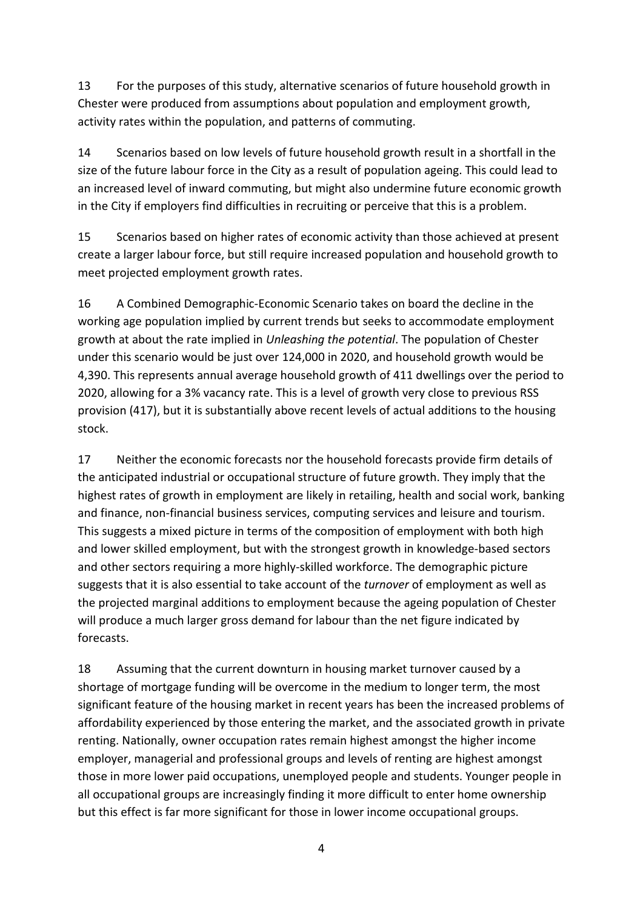13 For the purposes of this study, alternative scenarios of future household growth in Chester were produced from assumptions about population and employment growth, activity rates within the population, and patterns of commuting.

14 Scenarios based on low levels of future household growth result in a shortfall in the size of the future labour force in the City as a result of population ageing. This could lead to an increased level of inward commuting, but might also undermine future economic growth in the City if employers find difficulties in recruiting or perceive that this is a problem.

15 Scenarios based on higher rates of economic activity than those achieved at present create a larger labour force, but still require increased population and household growth to meet projected employment growth rates.

16 A Combined Demographic-Economic Scenario takes on board the decline in the working age population implied by current trends but seeks to accommodate employment growth at about the rate implied in *Unleashing the potential*. The population of Chester under this scenario would be just over 124,000 in 2020, and household growth would be 4,390. This represents annual average household growth of 411 dwellings over the period to 2020, allowing for a 3% vacancy rate. This is a level of growth very close to previous RSS provision (417), but it is substantially above recent levels of actual additions to the housing stock.

17 Neither the economic forecasts nor the household forecasts provide firm details of the anticipated industrial or occupational structure of future growth. They imply that the highest rates of growth in employment are likely in retailing, health and social work, banking and finance, non-financial business services, computing services and leisure and tourism. This suggests a mixed picture in terms of the composition of employment with both high and lower skilled employment, but with the strongest growth in knowledge-based sectors and other sectors requiring a more highly-skilled workforce. The demographic picture suggests that it is also essential to take account of the *turnover* of employment as well as the projected marginal additions to employment because the ageing population of Chester will produce a much larger gross demand for labour than the net figure indicated by forecasts.

18 Assuming that the current downturn in housing market turnover caused by a shortage of mortgage funding will be overcome in the medium to longer term, the most significant feature of the housing market in recent years has been the increased problems of affordability experienced by those entering the market, and the associated growth in private renting. Nationally, owner occupation rates remain highest amongst the higher income employer, managerial and professional groups and levels of renting are highest amongst those in more lower paid occupations, unemployed people and students. Younger people in all occupational groups are increasingly finding it more difficult to enter home ownership but this effect is far more significant for those in lower income occupational groups.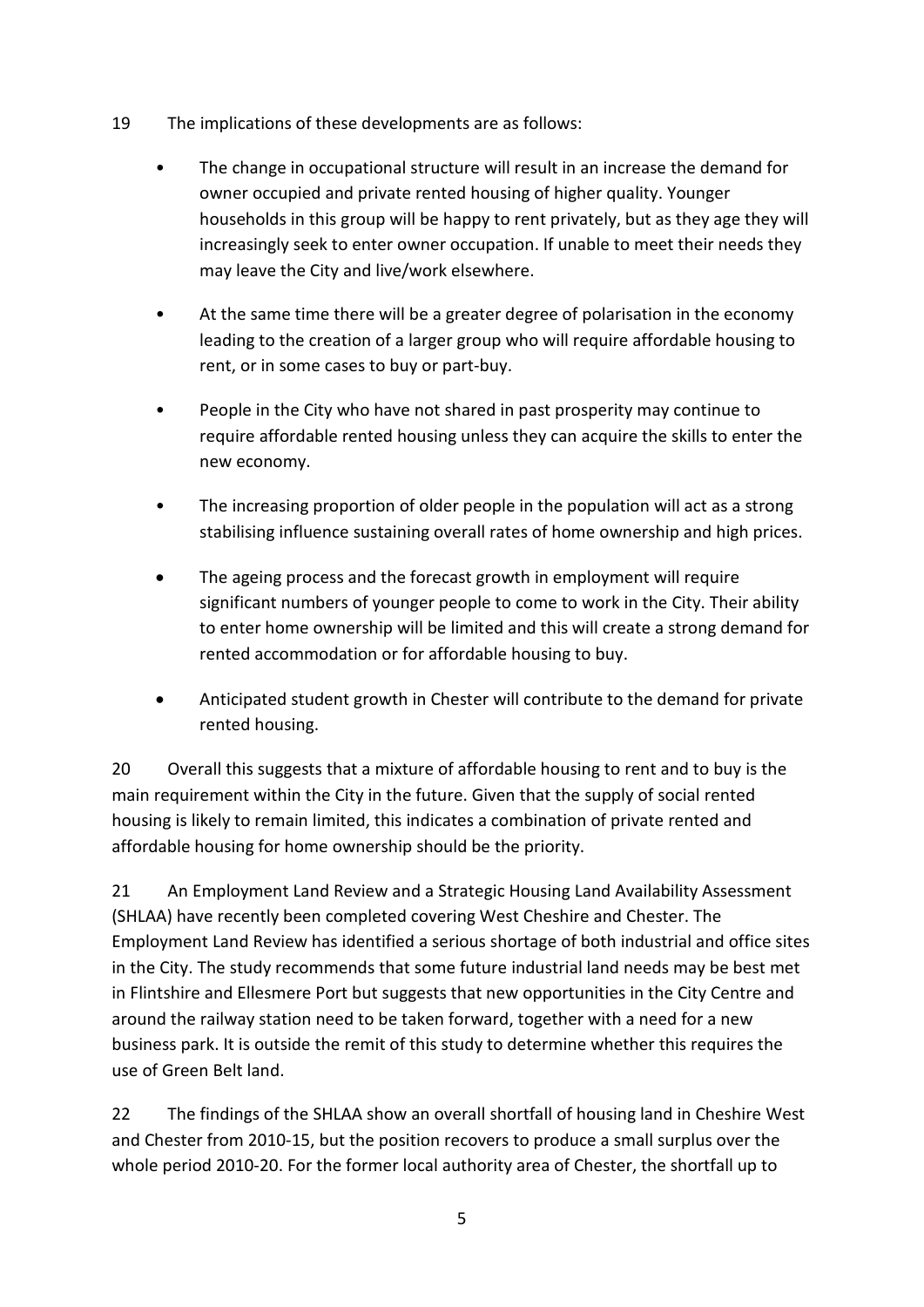19 The implications of these developments are as follows:

- The change in occupational structure will result in an increase the demand for owner occupied and private rented housing of higher quality. Younger households in this group will be happy to rent privately, but as they age they will increasingly seek to enter owner occupation. If unable to meet their needs they may leave the City and live/work elsewhere.
- At the same time there will be a greater degree of polarisation in the economy leading to the creation of a larger group who will require affordable housing to rent, or in some cases to buy or part-buy.
- People in the City who have not shared in past prosperity may continue to require affordable rented housing unless they can acquire the skills to enter the new economy.
- The increasing proportion of older people in the population will act as a strong stabilising influence sustaining overall rates of home ownership and high prices.
- The ageing process and the forecast growth in employment will require significant numbers of younger people to come to work in the City. Their ability to enter home ownership will be limited and this will create a strong demand for rented accommodation or for affordable housing to buy.
- Anticipated student growth in Chester will contribute to the demand for private rented housing.

20 Overall this suggests that a mixture of affordable housing to rent and to buy is the main requirement within the City in the future. Given that the supply of social rented housing is likely to remain limited, this indicates a combination of private rented and affordable housing for home ownership should be the priority.

21 An Employment Land Review and a Strategic Housing Land Availability Assessment (SHLAA) have recently been completed covering West Cheshire and Chester. The Employment Land Review has identified a serious shortage of both industrial and office sites in the City. The study recommends that some future industrial land needs may be best met in Flintshire and Ellesmere Port but suggests that new opportunities in the City Centre and around the railway station need to be taken forward, together with a need for a new business park. It is outside the remit of this study to determine whether this requires the use of Green Belt land.

22 The findings of the SHLAA show an overall shortfall of housing land in Cheshire West and Chester from 2010-15, but the position recovers to produce a small surplus over the whole period 2010-20. For the former local authority area of Chester, the shortfall up to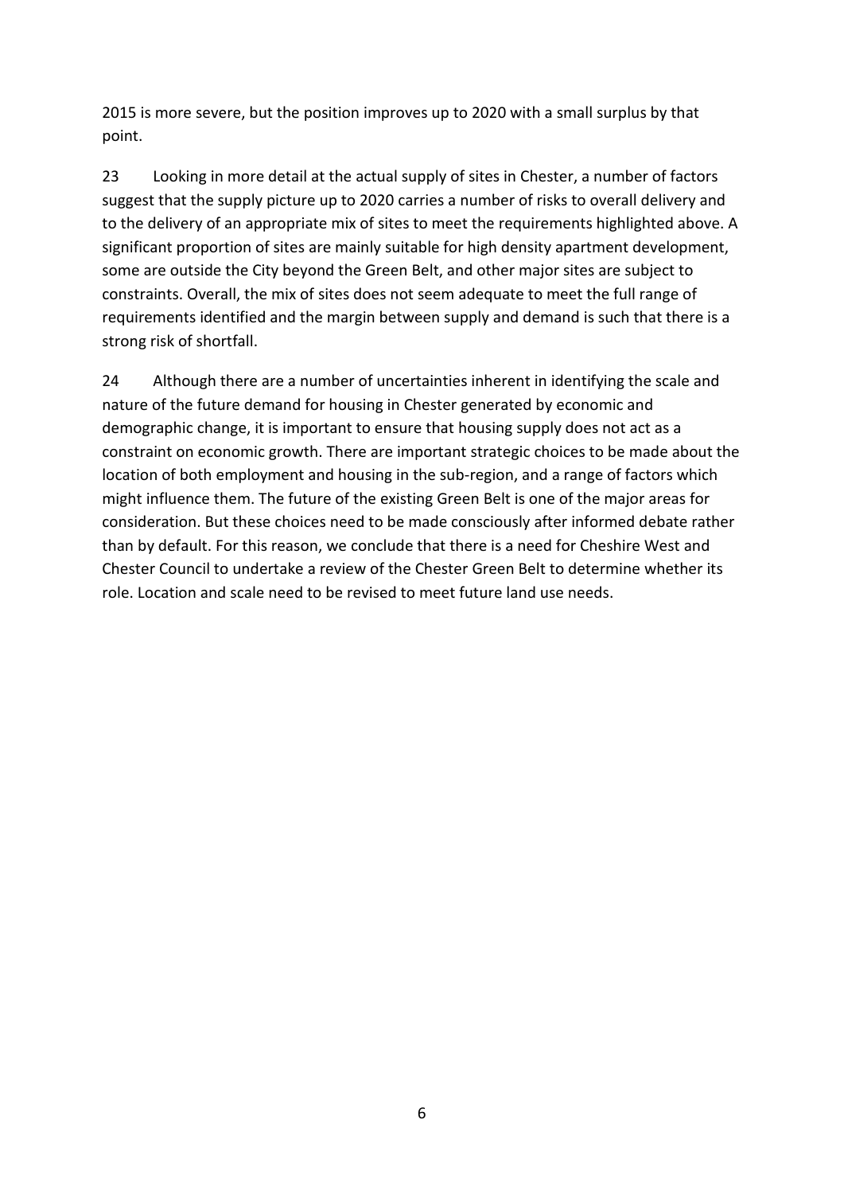2015 is more severe, but the position improves up to 2020 with a small surplus by that point.

23 Looking in more detail at the actual supply of sites in Chester, a number of factors suggest that the supply picture up to 2020 carries a number of risks to overall delivery and to the delivery of an appropriate mix of sites to meet the requirements highlighted above. A significant proportion of sites are mainly suitable for high density apartment development, some are outside the City beyond the Green Belt, and other major sites are subject to constraints. Overall, the mix of sites does not seem adequate to meet the full range of requirements identified and the margin between supply and demand is such that there is a strong risk of shortfall.

24 Although there are a number of uncertainties inherent in identifying the scale and nature of the future demand for housing in Chester generated by economic and demographic change, it is important to ensure that housing supply does not act as a constraint on economic growth. There are important strategic choices to be made about the location of both employment and housing in the sub-region, and a range of factors which might influence them. The future of the existing Green Belt is one of the major areas for consideration. But these choices need to be made consciously after informed debate rather than by default. For this reason, we conclude that there is a need for Cheshire West and Chester Council to undertake a review of the Chester Green Belt to determine whether its role. Location and scale need to be revised to meet future land use needs.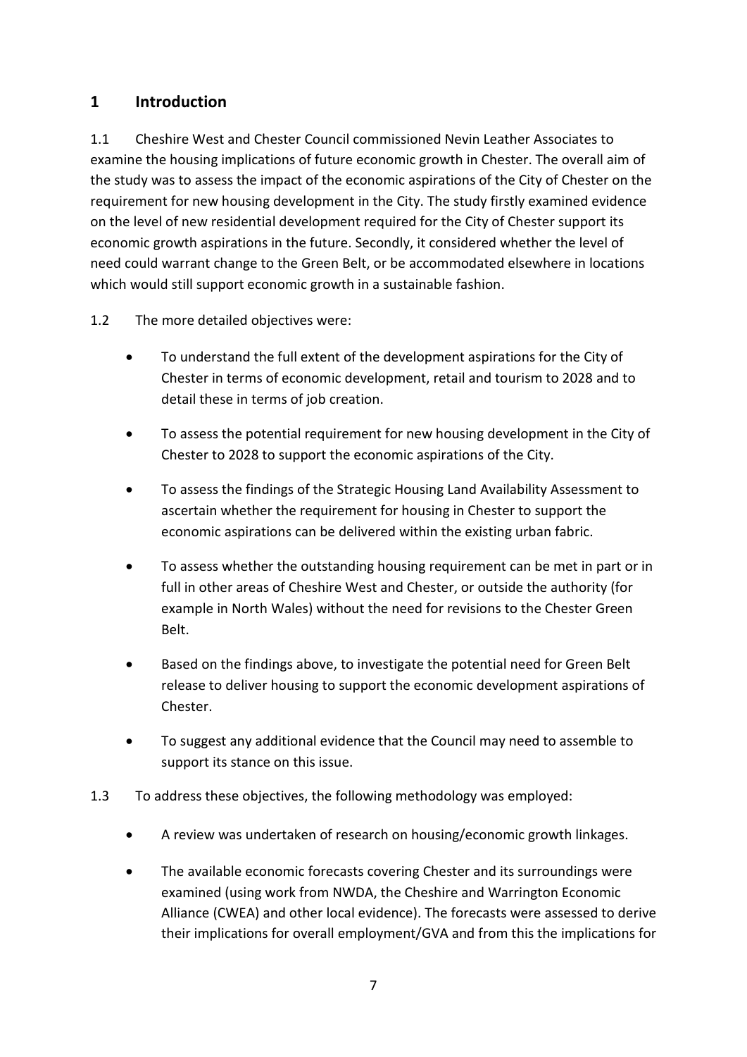## 1 Introduction

1.1 Cheshire West and Chester Council commissioned Nevin Leather Associates to examine the housing implications of future economic growth in Chester. The overall aim of the study was to assess the impact of the economic aspirations of the City of Chester on the requirement for new housing development in the City. The study firstly examined evidence on the level of new residential development required for the City of Chester support its economic growth aspirations in the future. Secondly, it considered whether the level of need could warrant change to the Green Belt, or be accommodated elsewhere in locations which would still support economic growth in a sustainable fashion.

1.2 The more detailed objectives were:

- To understand the full extent of the development aspirations for the City of Chester in terms of economic development, retail and tourism to 2028 and to detail these in terms of job creation.
- To assess the potential requirement for new housing development in the City of Chester to 2028 to support the economic aspirations of the City.
- To assess the findings of the Strategic Housing Land Availability Assessment to ascertain whether the requirement for housing in Chester to support the economic aspirations can be delivered within the existing urban fabric.
- To assess whether the outstanding housing requirement can be met in part or in full in other areas of Cheshire West and Chester, or outside the authority (for example in North Wales) without the need for revisions to the Chester Green Belt.
- Based on the findings above, to investigate the potential need for Green Belt release to deliver housing to support the economic development aspirations of Chester.
- To suggest any additional evidence that the Council may need to assemble to support its stance on this issue.

1.3 To address these objectives, the following methodology was employed:

- A review was undertaken of research on housing/economic growth linkages.
- The available economic forecasts covering Chester and its surroundings were examined (using work from NWDA, the Cheshire and Warrington Economic Alliance (CWEA) and other local evidence). The forecasts were assessed to derive their implications for overall employment/GVA and from this the implications for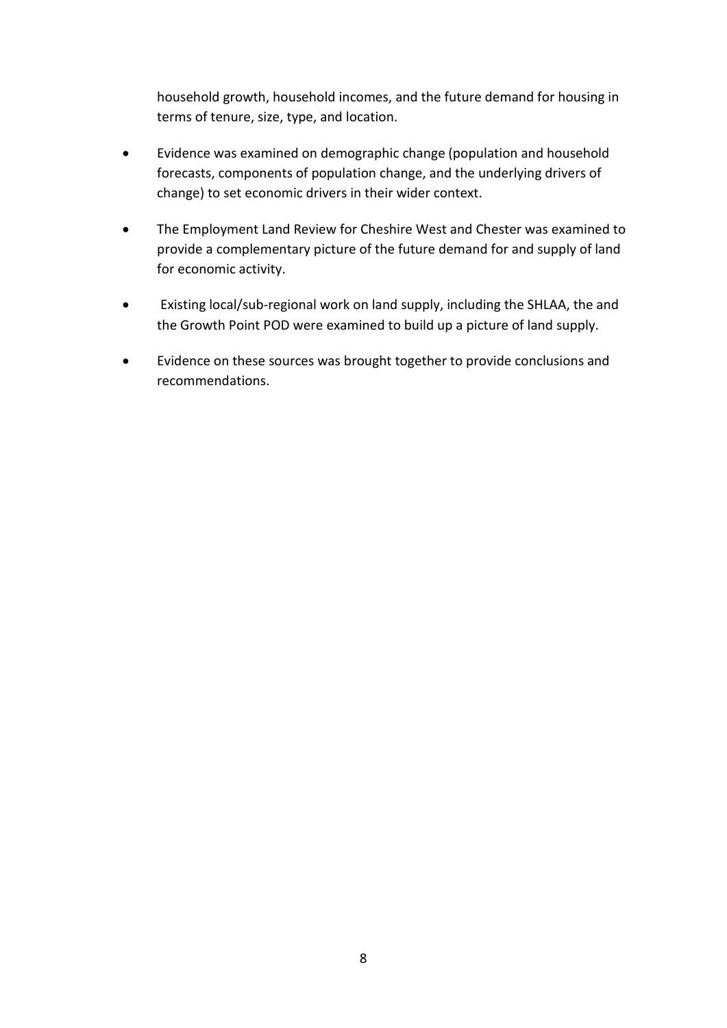household growth, household incomes, and the future demand for housing in terms of tenure, size, type, and location.

- Evidence was examined on demographic change (population and household forecasts, components of population change, and the underlying drivers of change) to set economic drivers in their wider context.
- The Employment Land Review for Cheshire West and Chester was examined to provide a complementary picture of the future demand for and supply of land for economic activity.
- Existing local/sub-regional work on land supply, including the SHLAA, the and the Growth Point POD were examined to build up a picture of land supply.
- Evidence on these sources was brought together to provide conclusions and recommendations.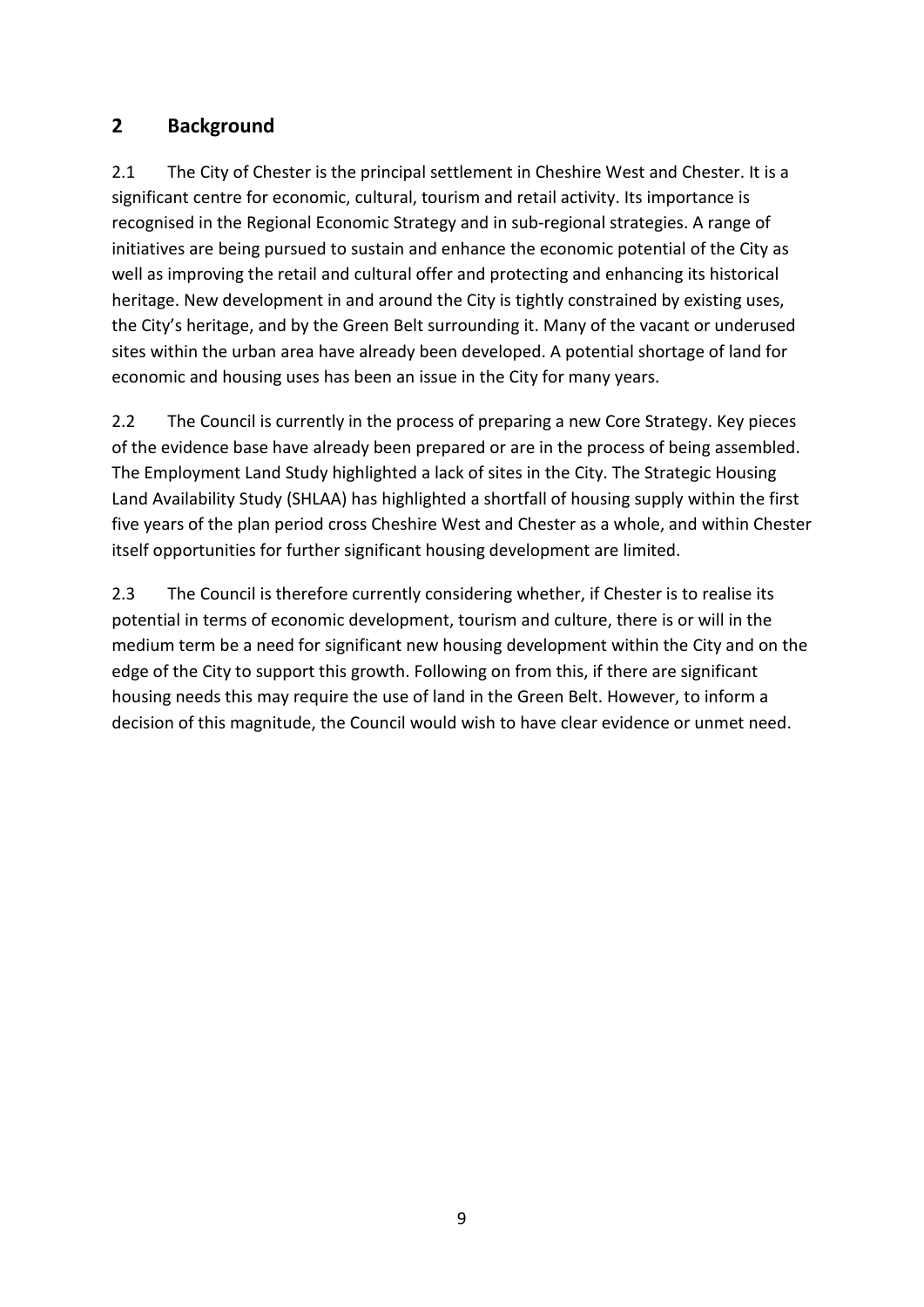## 2 Background

2.1 The City of Chester is the principal settlement in Cheshire West and Chester. It is a significant centre for economic, cultural, tourism and retail activity. Its importance is recognised in the Regional Economic Strategy and in sub-regional strategies. A range of initiatives are being pursued to sustain and enhance the economic potential of the City as well as improving the retail and cultural offer and protecting and enhancing its historical heritage. New development in and around the City is tightly constrained by existing uses, the City's heritage, and by the Green Belt surrounding it. Many of the vacant or underused sites within the urban area have already been developed. A potential shortage of land for economic and housing uses has been an issue in the City for many years.

2.2 The Council is currently in the process of preparing a new Core Strategy. Key pieces of the evidence base have already been prepared or are in the process of being assembled. The Employment Land Study highlighted a lack of sites in the City. The Strategic Housing Land Availability Study (SHLAA) has highlighted a shortfall of housing supply within the first five years of the plan period cross Cheshire West and Chester as a whole, and within Chester itself opportunities for further significant housing development are limited.

2.3 The Council is therefore currently considering whether, if Chester is to realise its potential in terms of economic development, tourism and culture, there is or will in the medium term be a need for significant new housing development within the City and on the edge of the City to support this growth. Following on from this, if there are significant housing needs this may require the use of land in the Green Belt. However, to inform a decision of this magnitude, the Council would wish to have clear evidence or unmet need.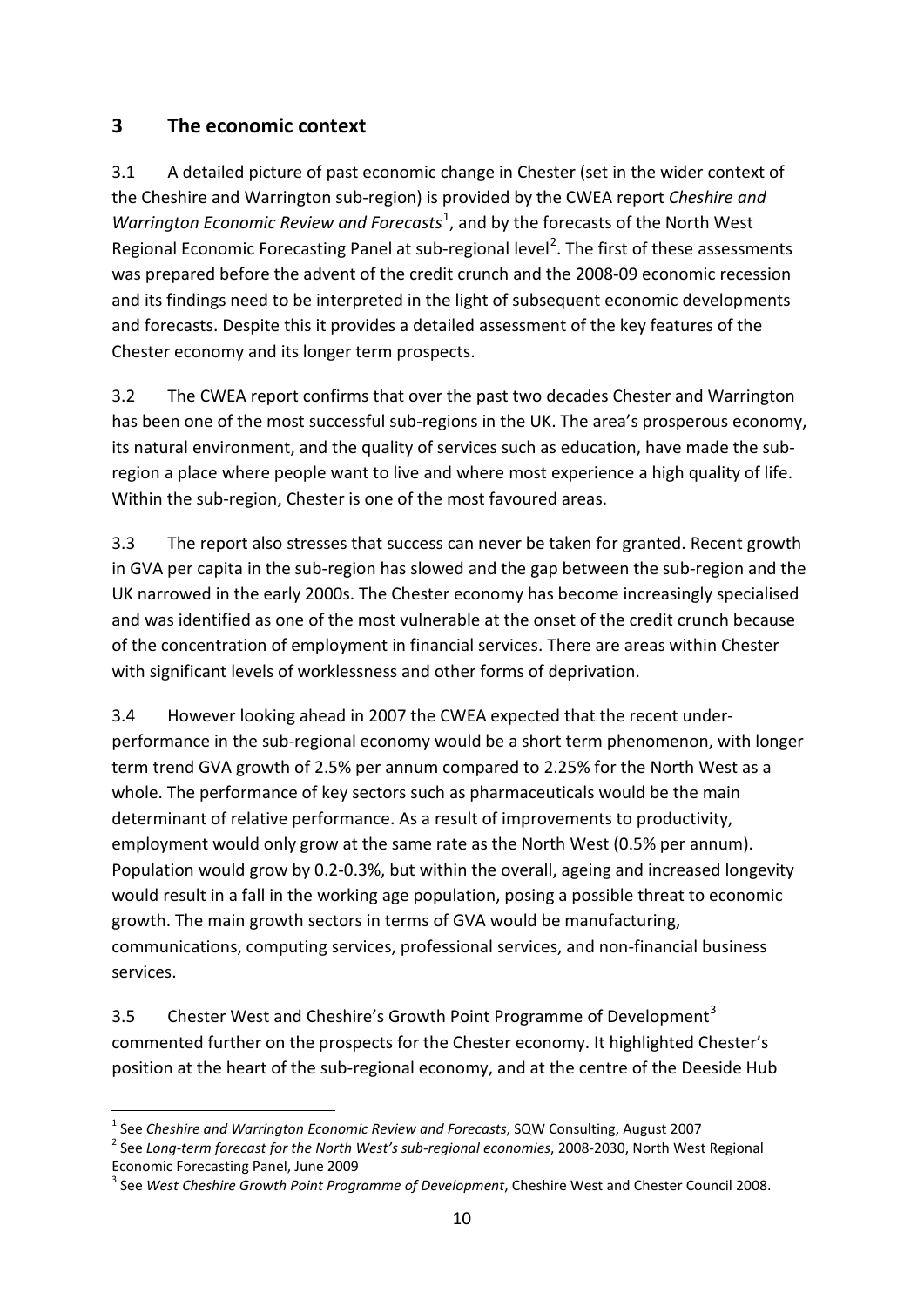## 3 The economic context

3.1 A detailed picture of past economic change in Chester (set in the wider context of the Cheshire and Warrington sub-region) is provided by the CWEA report *Cheshire and Warrington Economic Review and Forecasts*[1], and by the forecasts of the North West Regional Economic Forecasting Panel at sub-regional level[2]. The first of these assessments was prepared before the advent of the credit crunch and the 2008-09 economic recession and its findings need to be interpreted in the light of subsequent economic developments and forecasts. Despite this it provides a detailed assessment of the key features of the Chester economy and its longer term prospects.

3.2 The CWEA report confirms that over the past two decades Chester and Warrington has been one of the most successful sub-regions in the UK. The area's prosperous economy, its natural environment, and the quality of services such as education, have made the sub-region a place where people want to live and where most experience a high quality of life. Within the sub-region, Chester is one of the most favoured areas.

3.3 The report also stresses that success can never be taken for granted. Recent growth in GVA per capita in the sub-region has slowed and the gap between the sub-region and the UK narrowed in the early 2000s. The Chester economy has become increasingly specialised and was identified as one of the most vulnerable at the onset of the credit crunch because of the concentration of employment in financial services. There are areas within Chester with significant levels of worklessness and other forms of deprivation.

3.4 However looking ahead in 2007 the CWEA expected that the recent under-performance in the sub-regional economy would be a short term phenomenon, with longer term trend GVA growth of 2.5% per annum compared to 2.25% for the North West as a whole. The performance of key sectors such as pharmaceuticals would be the main determinant of relative performance. As a result of improvements to productivity, employment would only grow at the same rate as the North West (0.5% per annum). Population would grow by 0.2-0.3%, but within the overall, ageing and increased longevity would result in a fall in the working age population, posing a possible threat to economic growth. The main growth sectors in terms of GVA would be manufacturing, communications, computing services, professional services, and non-financial business services.

3.5 Chester West and Cheshire's Growth Point Programme of Development[3] commented further on the prospects for the Chester economy. It highlighted Chester's position at the heart of the sub-regional economy, and at the centre of the Deeside Hub

---

[1] See *Cheshire and Warrington Economic Review and Forecasts*, SQW Consulting, August 2007

[2] See *Long-term forecast for the North West's sub-regional economies*, 2008-2030, North West Regional Economic Forecasting Panel, June 2009

[3] See *West Cheshire Growth Point Programme of Development*, Cheshire West and Chester Council 2008.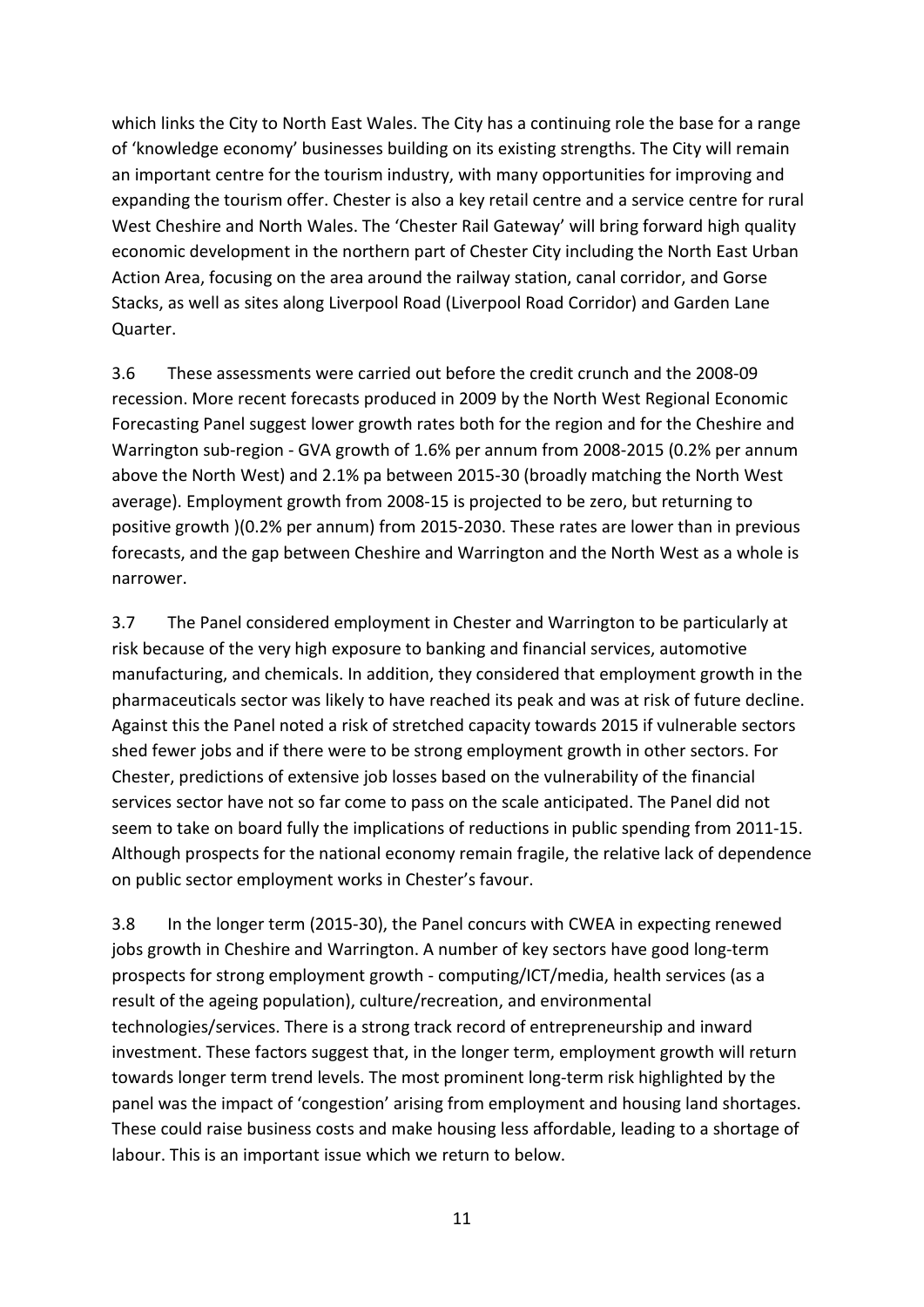which links the City to North East Wales. The City has a continuing role the base for a range of 'knowledge economy' businesses building on its existing strengths. The City will remain an important centre for the tourism industry, with many opportunities for improving and expanding the tourism offer. Chester is also a key retail centre and a service centre for rural West Cheshire and North Wales. The 'Chester Rail Gateway' will bring forward high quality economic development in the northern part of Chester City including the North East Urban Action Area, focusing on the area around the railway station, canal corridor, and Gorse Stacks, as well as sites along Liverpool Road (Liverpool Road Corridor) and Garden Lane Quarter.

3.6 These assessments were carried out before the credit crunch and the 2008-09 recession. More recent forecasts produced in 2009 by the North West Regional Economic Forecasting Panel suggest lower growth rates both for the region and for the Cheshire and Warrington sub-region - GVA growth of 1.6% per annum from 2008-2015 (0.2% per annum above the North West) and 2.1% pa between 2015-30 (broadly matching the North West average). Employment growth from 2008-15 is projected to be zero, but returning to positive growth )(0.2% per annum) from 2015-2030. These rates are lower than in previous forecasts, and the gap between Cheshire and Warrington and the North West as a whole is narrower.

3.7 The Panel considered employment in Chester and Warrington to be particularly at risk because of the very high exposure to banking and financial services, automotive manufacturing, and chemicals. In addition, they considered that employment growth in the pharmaceuticals sector was likely to have reached its peak and was at risk of future decline. Against this the Panel noted a risk of stretched capacity towards 2015 if vulnerable sectors shed fewer jobs and if there were to be strong employment growth in other sectors. For Chester, predictions of extensive job losses based on the vulnerability of the financial services sector have not so far come to pass on the scale anticipated. The Panel did not seem to take on board fully the implications of reductions in public spending from 2011-15. Although prospects for the national economy remain fragile, the relative lack of dependence on public sector employment works in Chester's favour.

3.8 In the longer term (2015-30), the Panel concurs with CWEA in expecting renewed jobs growth in Cheshire and Warrington. A number of key sectors have good long-term prospects for strong employment growth - computing/ICT/media, health services (as a result of the ageing population), culture/recreation, and environmental technologies/services. There is a strong track record of entrepreneurship and inward investment. These factors suggest that, in the longer term, employment growth will return towards longer term trend levels. The most prominent long-term risk highlighted by the panel was the impact of 'congestion' arising from employment and housing land shortages. These could raise business costs and make housing less affordable, leading to a shortage of labour. This is an important issue which we return to below.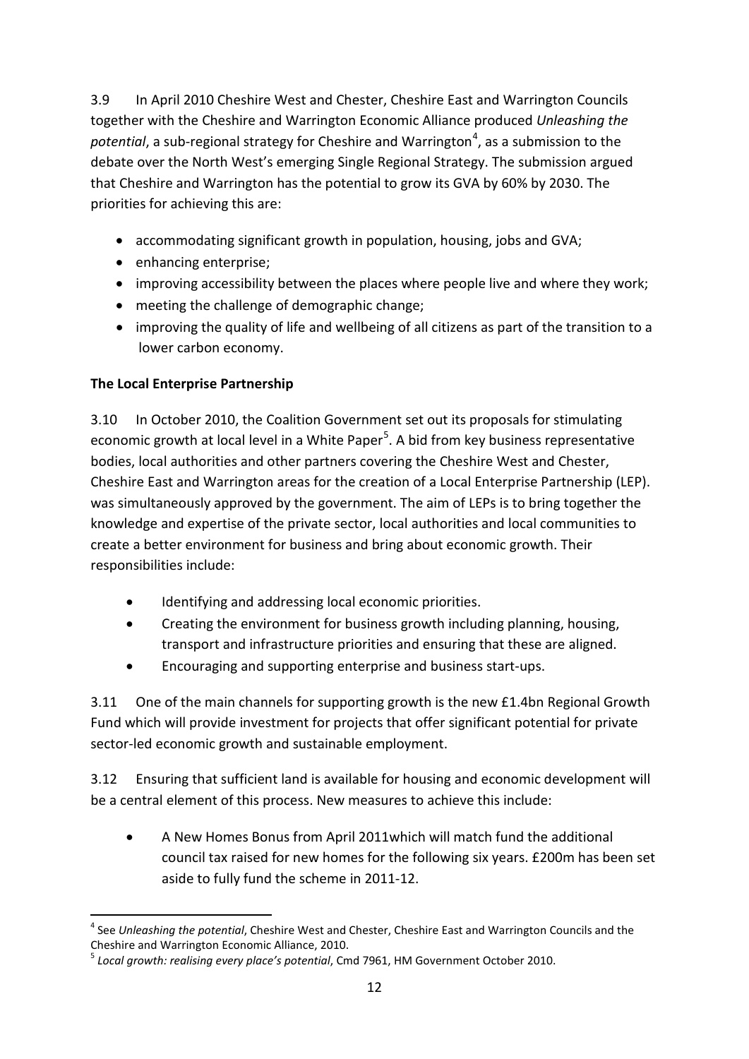3.9 In April 2010 Cheshire West and Chester, Cheshire East and Warrington Councils together with the Cheshire and Warrington Economic Alliance produced *Unleashing the potential*, a sub-regional strategy for Cheshire and Warrington[4], as a submission to the debate over the North West's emerging Single Regional Strategy. The submission argued that Cheshire and Warrington has the potential to grow its GVA by 60% by 2030. The priorities for achieving this are:

- accommodating significant growth in population, housing, jobs and GVA;
- enhancing enterprise;
- improving accessibility between the places where people live and where they work;
- meeting the challenge of demographic change;
- improving the quality of life and wellbeing of all citizens as part of the transition to a lower carbon economy.

**The Local Enterprise Partnership**

3.10 In October 2010, the Coalition Government set out its proposals for stimulating economic growth at local level in a White Paper[5]. A bid from key business representative bodies, local authorities and other partners covering the Cheshire West and Chester, Cheshire East and Warrington areas for the creation of a Local Enterprise Partnership (LEP). was simultaneously approved by the government. The aim of LEPs is to bring together the knowledge and expertise of the private sector, local authorities and local communities to create a better environment for business and bring about economic growth. Their responsibilities include:

- Identifying and addressing local economic priorities.
- Creating the environment for business growth including planning, housing, transport and infrastructure priorities and ensuring that these are aligned.
- Encouraging and supporting enterprise and business start-ups.

3.11 One of the main channels for supporting growth is the new £1.4bn Regional Growth Fund which will provide investment for projects that offer significant potential for private sector-led economic growth and sustainable employment.

3.12 Ensuring that sufficient land is available for housing and economic development will be a central element of this process. New measures to achieve this include:

- A New Homes Bonus from April 2011which will match fund the additional council tax raised for new homes for the following six years. £200m has been set aside to fully fund the scheme in 2011-12.

---

[4] See *Unleashing the potential*, Cheshire West and Chester, Cheshire East and Warrington Councils and the Cheshire and Warrington Economic Alliance, 2010.

[5] *Local growth: realising every place's potential*, Cmd 7961, HM Government October 2010.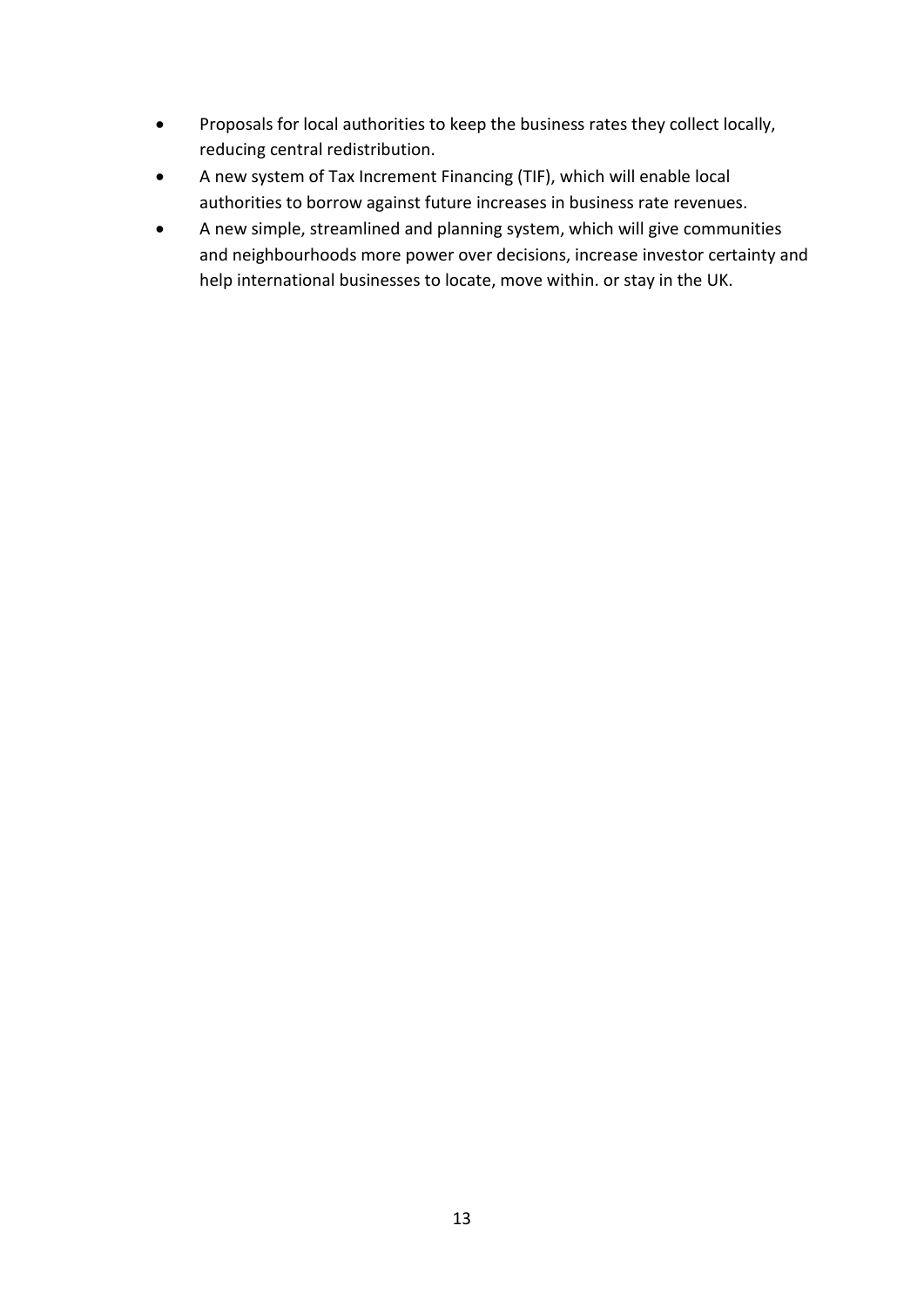- Proposals for local authorities to keep the business rates they collect locally, reducing central redistribution.
- A new system of Tax Increment Financing (TIF), which will enable local authorities to borrow against future increases in business rate revenues.
- A new simple, streamlined and planning system, which will give communities and neighbourhoods more power over decisions, increase investor certainty and help international businesses to locate, move within. or stay in the UK.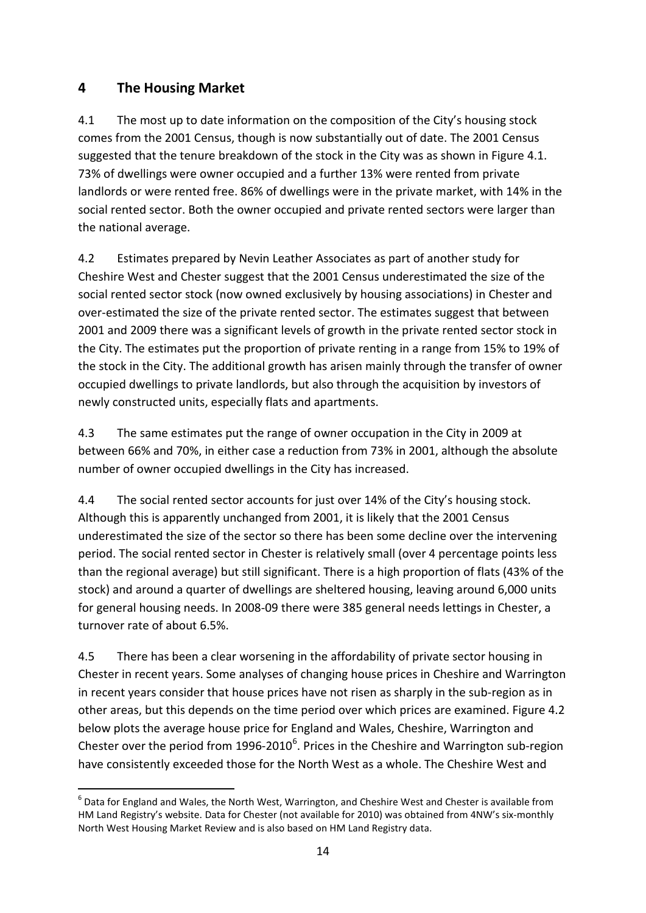## 4 The Housing Market

4.1 The most up to date information on the composition of the City's housing stock comes from the 2001 Census, though is now substantially out of date. The 2001 Census suggested that the tenure breakdown of the stock in the City was as shown in Figure 4.1. 73% of dwellings were owner occupied and a further 13% were rented from private landlords or were rented free. 86% of dwellings were in the private market, with 14% in the social rented sector. Both the owner occupied and private rented sectors were larger than the national average.

4.2 Estimates prepared by Nevin Leather Associates as part of another study for Cheshire West and Chester suggest that the 2001 Census underestimated the size of the social rented sector stock (now owned exclusively by housing associations) in Chester and over-estimated the size of the private rented sector. The estimates suggest that between 2001 and 2009 there was a significant levels of growth in the private rented sector stock in the City. The estimates put the proportion of private renting in a range from 15% to 19% of the stock in the City. The additional growth has arisen mainly through the transfer of owner occupied dwellings to private landlords, but also through the acquisition by investors of newly constructed units, especially flats and apartments.

4.3 The same estimates put the range of owner occupation in the City in 2009 at between 66% and 70%, in either case a reduction from 73% in 2001, although the absolute number of owner occupied dwellings in the City has increased.

4.4 The social rented sector accounts for just over 14% of the City's housing stock. Although this is apparently unchanged from 2001, it is likely that the 2001 Census underestimated the size of the sector so there has been some decline over the intervening period. The social rented sector in Chester is relatively small (over 4 percentage points less than the regional average) but still significant. There is a high proportion of flats (43% of the stock) and around a quarter of dwellings are sheltered housing, leaving around 6,000 units for general housing needs. In 2008-09 there were 385 general needs lettings in Chester, a turnover rate of about 6.5%.

4.5 There has been a clear worsening in the affordability of private sector housing in Chester in recent years. Some analyses of changing house prices in Cheshire and Warrington in recent years consider that house prices have not risen as sharply in the sub-region as in other areas, but this depends on the time period over which prices are examined. Figure 4.2 below plots the average house price for England and Wales, Cheshire, Warrington and Chester over the period from 1996-2010[6]. Prices in the Cheshire and Warrington sub-region have consistently exceeded those for the North West as a whole. The Cheshire West and

[6] Data for England and Wales, the North West, Warrington, and Cheshire West and Chester is available from HM Land Registry's website. Data for Chester (not available for 2010) was obtained from 4NW's six-monthly North West Housing Market Review and is also based on HM Land Registry data.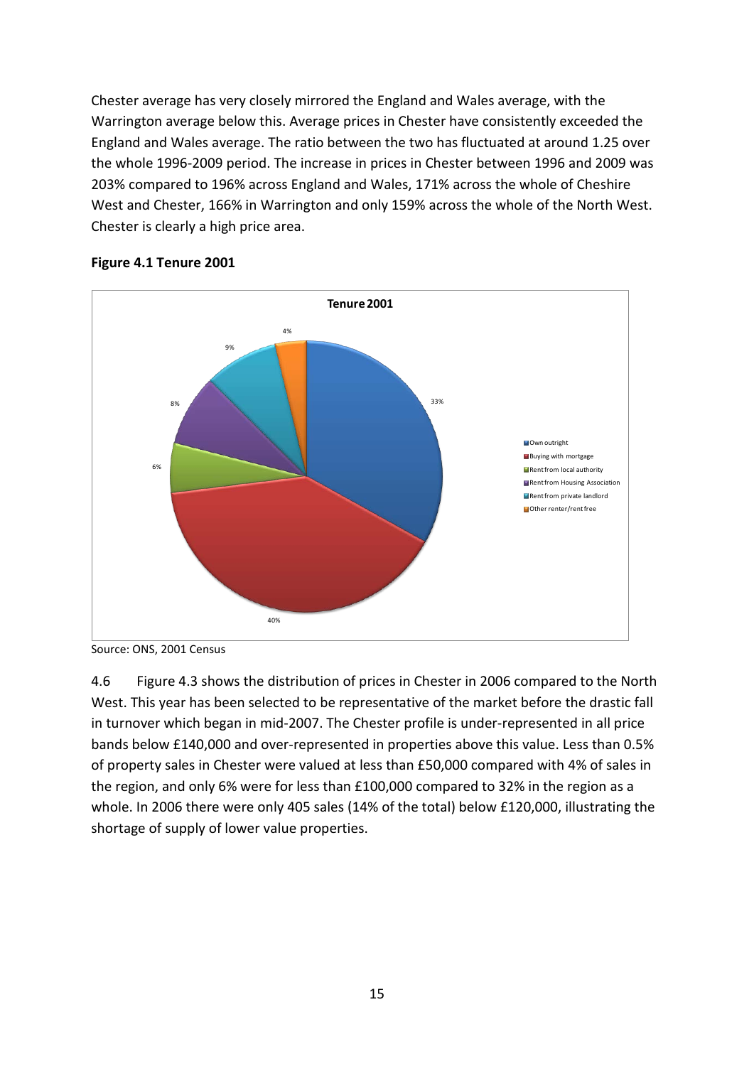Chester average has very closely mirrored the England and Wales average, with the Warrington average below this. Average prices in Chester have consistently exceeded the England and Wales average. The ratio between the two has fluctuated at around 1.25 over the whole 1996-2009 period. The increase in prices in Chester between 1996 and 2009 was 203% compared to 196% across England and Wales, 171% across the whole of Cheshire West and Chester, 166% in Warrington and only 159% across the whole of the North West. Chester is clearly a high price area.

**Figure 4.1 Tenure 2001**

Source: ONS, 2001 Census

4.6 Figure 4.3 shows the distribution of prices in Chester in 2006 compared to the North West. This year has been selected to be representative of the market before the drastic fall in turnover which began in mid-2007. The Chester profile is under-represented in all price bands below £140,000 and over-represented in properties above this value. Less than 0.5% of property sales in Chester were valued at less than £50,000 compared with 4% of sales in the region, and only 6% were for less than £100,000 compared to 32% in the region as a whole. In 2006 there were only 405 sales (14% of the total) below £120,000, illustrating the shortage of supply of lower value properties.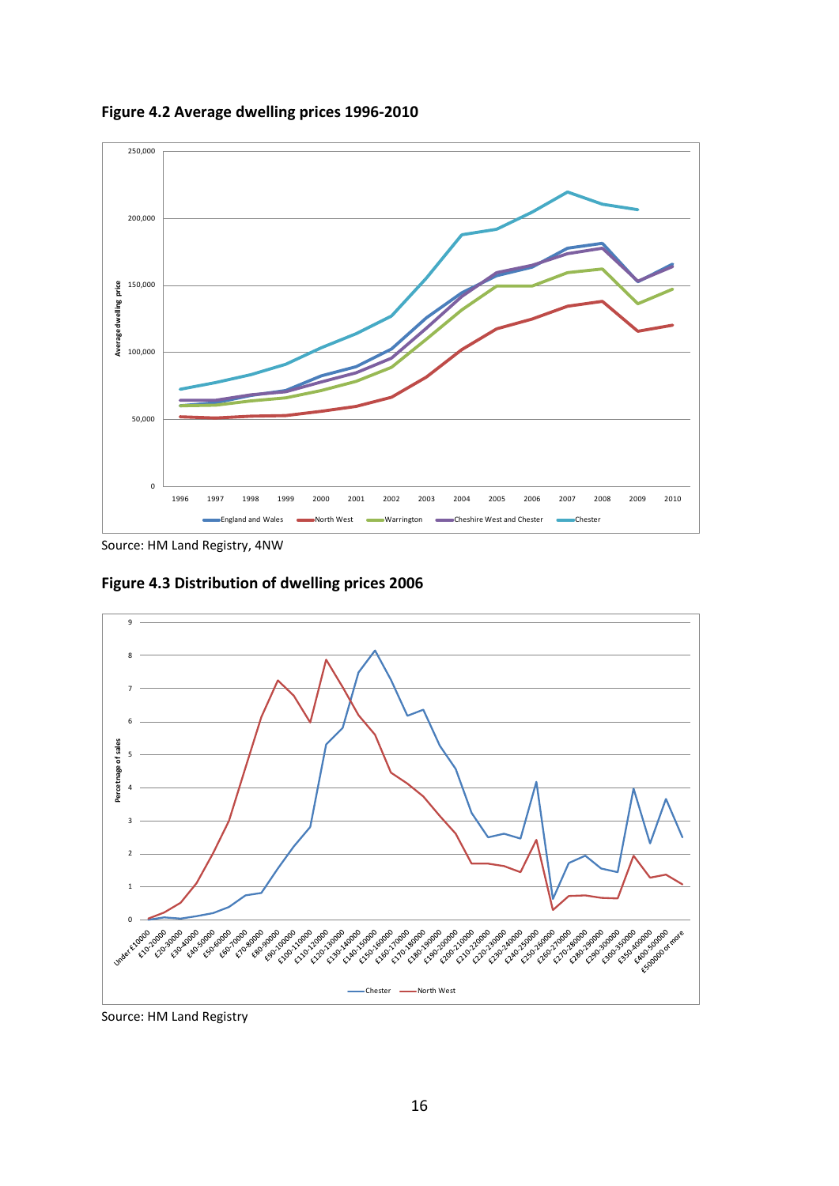**Figure 4.2 Average dwelling prices 1996-2010**

Source: HM Land Registry, 4NW

**Figure 4.3 Distribution of dwelling prices 2006**

Source: HM Land Registry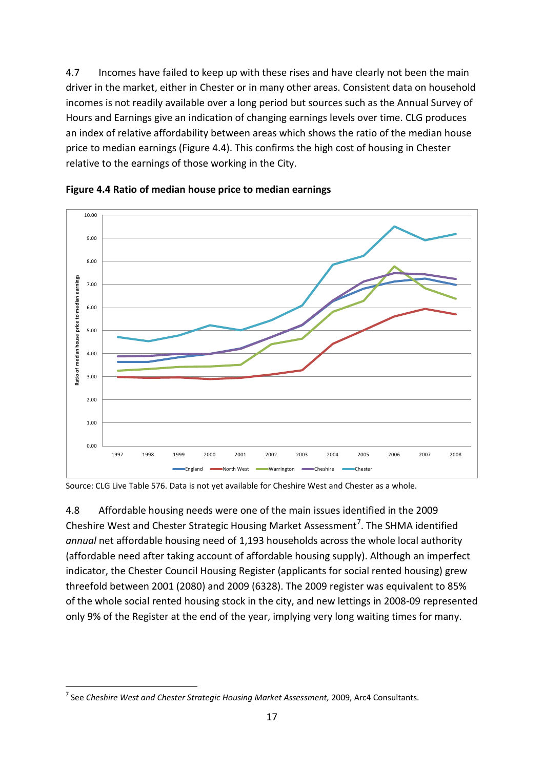4.7 Incomes have failed to keep up with these rises and have clearly not been the main driver in the market, either in Chester or in many other areas. Consistent data on household incomes is not readily available over a long period but sources such as the Annual Survey of Hours and Earnings give an indication of changing earnings levels over time. CLG produces an index of relative affordability between areas which shows the ratio of the median house price to median earnings (Figure 4.4). This confirms the high cost of housing in Chester relative to the earnings of those working in the City.

**Figure 4.4 Ratio of median house price to median earnings**

Source: CLG Live Table 576. Data is not yet available for Cheshire West and Chester as a whole.

4.8 Affordable housing needs were one of the main issues identified in the 2009 Cheshire West and Chester Strategic Housing Market Assessment[7]. The SHMA identified *annual* net affordable housing need of 1,193 households across the whole local authority (affordable need after taking account of affordable housing supply). Although an imperfect indicator, the Chester Council Housing Register (applicants for social rented housing) grew threefold between 2001 (2080) and 2009 (6328). The 2009 register was equivalent to 85% of the whole social rented housing stock in the city, and new lettings in 2008-09 represented only 9% of the Register at the end of the year, implying very long waiting times for many.

[7] See *Cheshire West and Chester Strategic Housing Market Assessment,* 2009, Arc4 Consultants.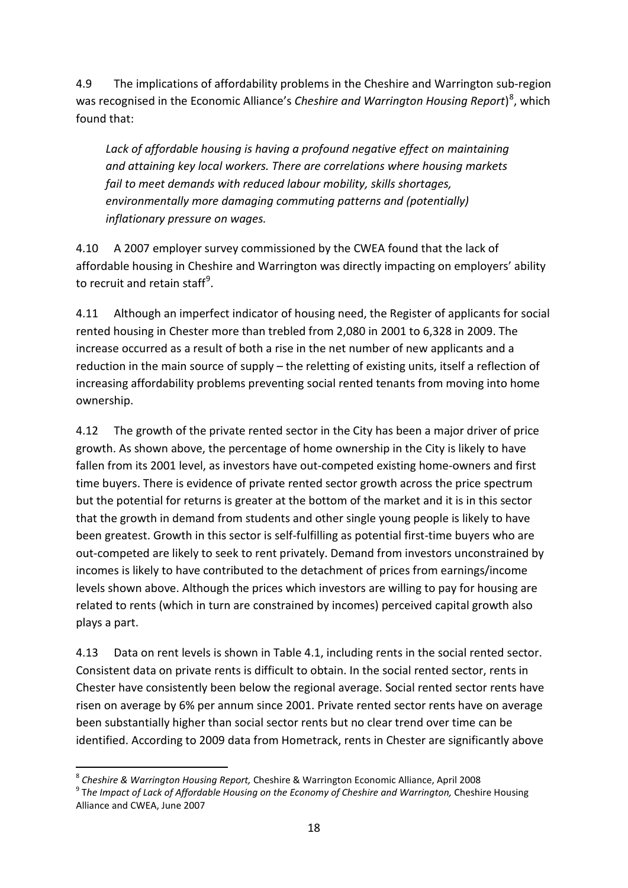4.9 The implications of affordability problems in the Cheshire and Warrington sub-region was recognised in the Economic Alliance's *Cheshire and Warrington Housing Report*)[8], which found that:

> *Lack of affordable housing is having a profound negative effect on maintaining and attaining key local workers. There are correlations where housing markets fail to meet demands with reduced labour mobility, skills shortages, environmentally more damaging commuting patterns and (potentially) inflationary pressure on wages.*

4.10 A 2007 employer survey commissioned by the CWEA found that the lack of affordable housing in Cheshire and Warrington was directly impacting on employers' ability to recruit and retain staff[9].

4.11 Although an imperfect indicator of housing need, the Register of applicants for social rented housing in Chester more than trebled from 2,080 in 2001 to 6,328 in 2009. The increase occurred as a result of both a rise in the net number of new applicants and a reduction in the main source of supply – the reletting of existing units, itself a reflection of increasing affordability problems preventing social rented tenants from moving into home ownership.

4.12 The growth of the private rented sector in the City has been a major driver of price growth. As shown above, the percentage of home ownership in the City is likely to have fallen from its 2001 level, as investors have out-competed existing home-owners and first time buyers. There is evidence of private rented sector growth across the price spectrum but the potential for returns is greater at the bottom of the market and it is in this sector that the growth in demand from students and other single young people is likely to have been greatest. Growth in this sector is self-fulfilling as potential first-time buyers who are out-competed are likely to seek to rent privately. Demand from investors unconstrained by incomes is likely to have contributed to the detachment of prices from earnings/income levels shown above. Although the prices which investors are willing to pay for housing are related to rents (which in turn are constrained by incomes) perceived capital growth also plays a part.

4.13 Data on rent levels is shown in Table 4.1, including rents in the social rented sector. Consistent data on private rents is difficult to obtain. In the social rented sector, rents in Chester have consistently been below the regional average. Social rented sector rents have risen on average by 6% per annum since 2001. Private rented sector rents have on average been substantially higher than social sector rents but no clear trend over time can be identified. According to 2009 data from Hometrack, rents in Chester are significantly above

---

[8] *Cheshire & Warrington Housing Report,* Cheshire & Warrington Economic Alliance, April 2008

[9] *The Impact of Lack of Affordable Housing on the Economy of Cheshire and Warrington,* Cheshire Housing Alliance and CWEA, June 2007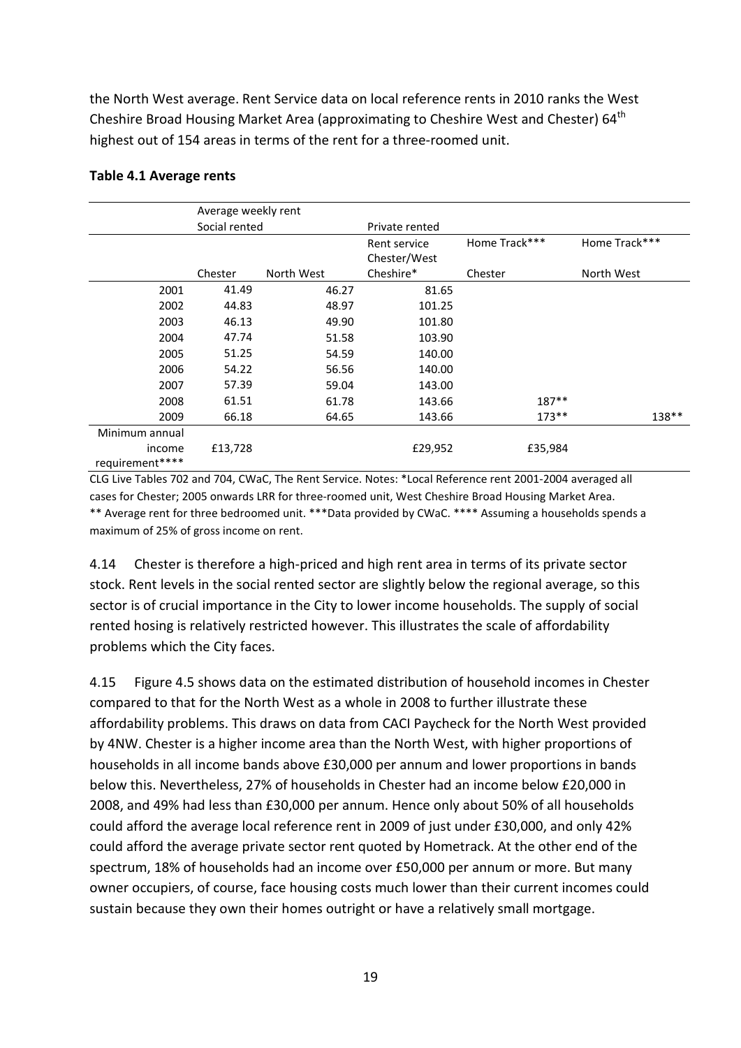the North West average. Rent Service data on local reference rents in 2010 ranks the West Cheshire Broad Housing Market Area (approximating to Cheshire West and Chester) 64th highest out of 154 areas in terms of the rent for a three-roomed unit.

**Table 4.1 Average rents**

| | Average weekly rent | | | | |
|---|---|---|---|---|---|
| | Social rented | | Private rented | | |
| | | | Rent service Chester/West | Home Track*** | Home Track*** |
| | Chester | North West | Cheshire* | Chester | North West |
| 2001 | 41.49 | 46.27 | 81.65 | | |
| 2002 | 44.83 | 48.97 | 101.25 | | |
| 2003 | 46.13 | 49.90 | 101.80 | | |
| 2004 | 47.74 | 51.58 | 103.90 | | |
| 2005 | 51.25 | 54.59 | 140.00 | | |
| 2006 | 54.22 | 56.56 | 140.00 | | |
| 2007 | 57.39 | 59.04 | 143.00 | | |
| 2008 | 61.51 | 61.78 | 143.66 | 187** | |
| 2009 | 66.18 | 64.65 | 143.66 | 173** | 138** |
| Minimum annual income requirement**** | £13,728 | | £29,952 | £35,984 | |

CLG Live Tables 702 and 704, CWaC, The Rent Service. Notes: *Local Reference rent 2001-2004 averaged all cases for Chester; 2005 onwards LRR for three-roomed unit, West Cheshire Broad Housing Market Area. ** Average rent for three bedroomed unit. ***Data provided by CWaC. **** Assuming a households spends a maximum of 25% of gross income on rent.

4.14 Chester is therefore a high-priced and high rent area in terms of its private sector stock. Rent levels in the social rented sector are slightly below the regional average, so this sector is of crucial importance in the City to lower income households. The supply of social rented hosing is relatively restricted however. This illustrates the scale of affordability problems which the City faces.

4.15 Figure 4.5 shows data on the estimated distribution of household incomes in Chester compared to that for the North West as a whole in 2008 to further illustrate these affordability problems. This draws on data from CACI Paycheck for the North West provided by 4NW. Chester is a higher income area than the North West, with higher proportions of households in all income bands above £30,000 per annum and lower proportions in bands below this. Nevertheless, 27% of households in Chester had an income below £20,000 in 2008, and 49% had less than £30,000 per annum. Hence only about 50% of all households could afford the average local reference rent in 2009 of just under £30,000, and only 42% could afford the average private sector rent quoted by Hometrack. At the other end of the spectrum, 18% of households had an income over £50,000 per annum or more. But many owner occupiers, of course, face housing costs much lower than their current incomes could sustain because they own their homes outright or have a relatively small mortgage.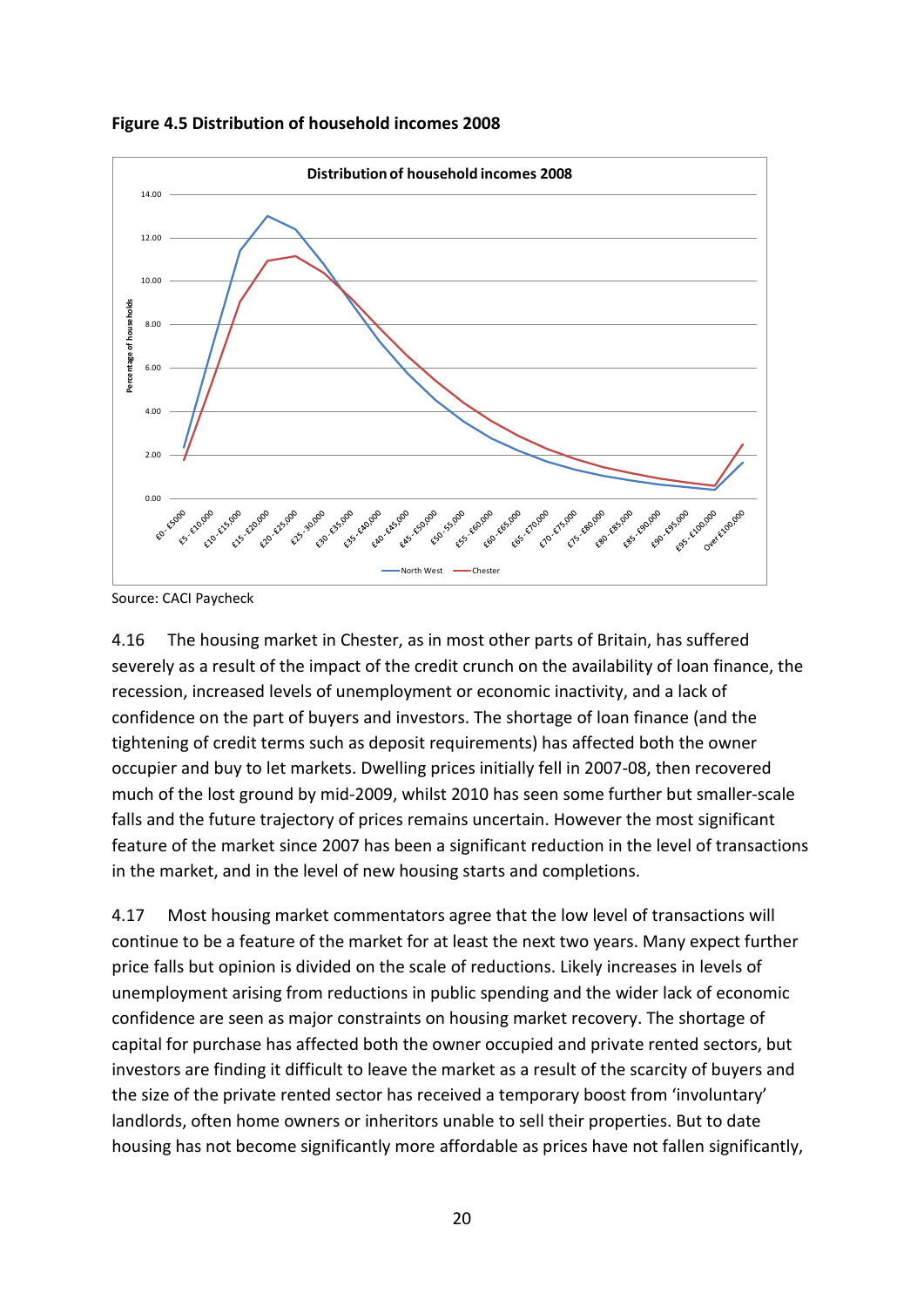**Figure 4.5 Distribution of household incomes 2008**

Source: CACI Paycheck

4.16 The housing market in Chester, as in most other parts of Britain, has suffered severely as a result of the impact of the credit crunch on the availability of loan finance, the recession, increased levels of unemployment or economic inactivity, and a lack of confidence on the part of buyers and investors. The shortage of loan finance (and the tightening of credit terms such as deposit requirements) has affected both the owner occupier and buy to let markets. Dwelling prices initially fell in 2007-08, then recovered much of the lost ground by mid-2009, whilst 2010 has seen some further but smaller-scale falls and the future trajectory of prices remains uncertain. However the most significant feature of the market since 2007 has been a significant reduction in the level of transactions in the market, and in the level of new housing starts and completions.

4.17 Most housing market commentators agree that the low level of transactions will continue to be a feature of the market for at least the next two years. Many expect further price falls but opinion is divided on the scale of reductions. Likely increases in levels of unemployment arising from reductions in public spending and the wider lack of economic confidence are seen as major constraints on housing market recovery. The shortage of capital for purchase has affected both the owner occupied and private rented sectors, but investors are finding it difficult to leave the market as a result of the scarcity of buyers and the size of the private rented sector has received a temporary boost from 'involuntary' landlords, often home owners or inheritors unable to sell their properties. But to date housing has not become significantly more affordable as prices have not fallen significantly,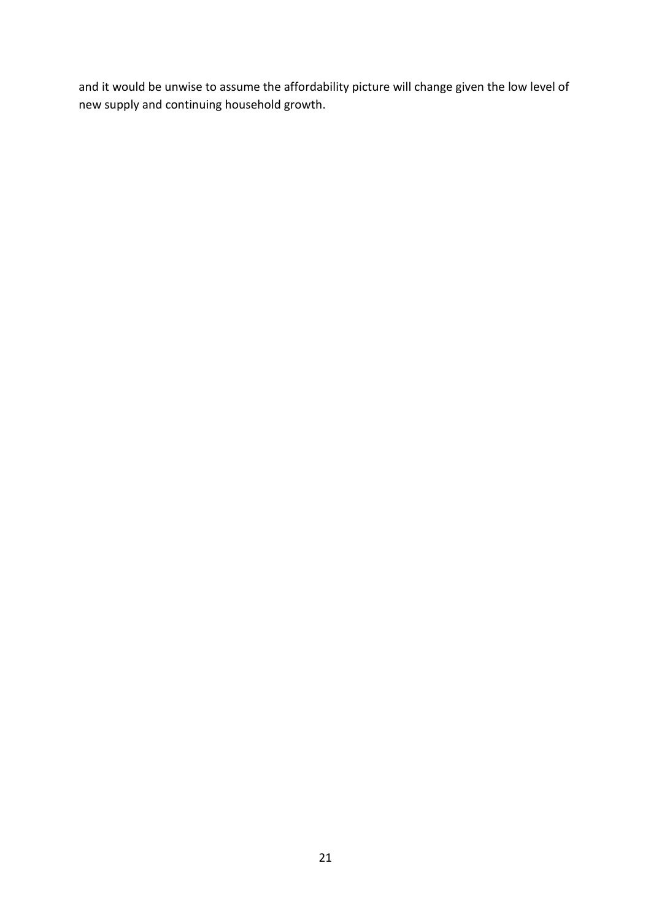and it would be unwise to assume the affordability picture will change given the low level of new supply and continuing household growth.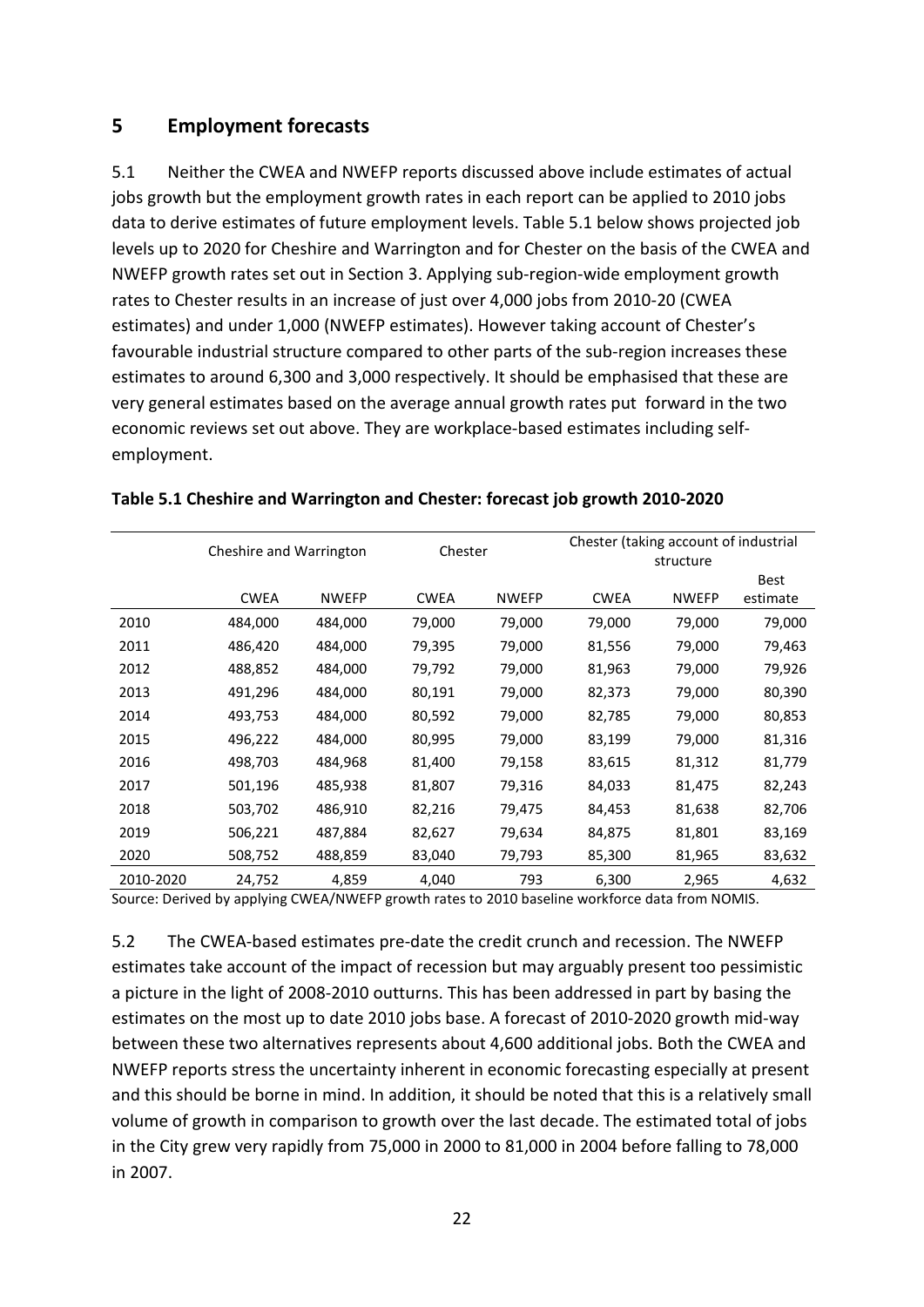## 5 Employment forecasts

5.1 Neither the CWEA and NWEFP reports discussed above include estimates of actual jobs growth but the employment growth rates in each report can be applied to 2010 jobs data to derive estimates of future employment levels. Table 5.1 below shows projected job levels up to 2020 for Cheshire and Warrington and for Chester on the basis of the CWEA and NWEFP growth rates set out in Section 3. Applying sub-region-wide employment growth rates to Chester results in an increase of just over 4,000 jobs from 2010-20 (CWEA estimates) and under 1,000 (NWEFP estimates). However taking account of Chester's favourable industrial structure compared to other parts of the sub-region increases these estimates to around 6,300 and 3,000 respectively. It should be emphasised that these are very general estimates based on the average annual growth rates put forward in the two economic reviews set out above. They are workplace-based estimates including self-employment.

**Table 5.1 Cheshire and Warrington and Chester: forecast job growth 2010-2020**

| | Cheshire and Warrington | | Chester | | Chester (taking account of industrial structure | | |
|---|---|---|---|---|---|---|---|
| | CWEA | NWEFP | CWEA | NWEFP | CWEA | NWEFP | Best estimate |
| 2010 | 484,000 | 484,000 | 79,000 | 79,000 | 79,000 | 79,000 | 79,000 |
| 2011 | 486,420 | 484,000 | 79,395 | 79,000 | 81,556 | 79,000 | 79,463 |
| 2012 | 488,852 | 484,000 | 79,792 | 79,000 | 81,963 | 79,000 | 79,926 |
| 2013 | 491,296 | 484,000 | 80,191 | 79,000 | 82,373 | 79,000 | 80,390 |
| 2014 | 493,753 | 484,000 | 80,592 | 79,000 | 82,785 | 79,000 | 80,853 |
| 2015 | 496,222 | 484,000 | 80,995 | 79,000 | 83,199 | 79,000 | 81,316 |
| 2016 | 498,703 | 484,968 | 81,400 | 79,158 | 83,615 | 81,312 | 81,779 |
| 2017 | 501,196 | 485,938 | 81,807 | 79,316 | 84,033 | 81,475 | 82,243 |
| 2018 | 503,702 | 486,910 | 82,216 | 79,475 | 84,453 | 81,638 | 82,706 |
| 2019 | 506,221 | 487,884 | 82,627 | 79,634 | 84,875 | 81,801 | 83,169 |
| 2020 | 508,752 | 488,859 | 83,040 | 79,793 | 85,300 | 81,965 | 83,632 |
| 2010-2020 | 24,752 | 4,859 | 4,040 | 793 | 6,300 | 2,965 | 4,632 |

Source: Derived by applying CWEA/NWEFP growth rates to 2010 baseline workforce data from NOMIS.

5.2 The CWEA-based estimates pre-date the credit crunch and recession. The NWEFP estimates take account of the impact of recession but may arguably present too pessimistic a picture in the light of 2008-2010 outturns. This has been addressed in part by basing the estimates on the most up to date 2010 jobs base. A forecast of 2010-2020 growth mid-way between these two alternatives represents about 4,600 additional jobs. Both the CWEA and NWEFP reports stress the uncertainty inherent in economic forecasting especially at present and this should be borne in mind. In addition, it should be noted that this is a relatively small volume of growth in comparison to growth over the last decade. The estimated total of jobs in the City grew very rapidly from 75,000 in 2000 to 81,000 in 2004 before falling to 78,000 in 2007.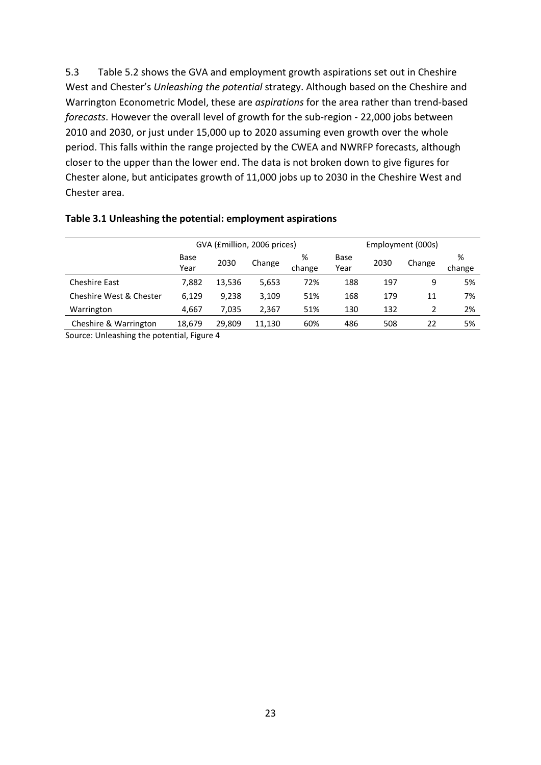5.3 Table 5.2 shows the GVA and employment growth aspirations set out in Cheshire West and Chester's *Unleashing the potential* strategy. Although based on the Cheshire and Warrington Econometric Model, these are *aspirations* for the area rather than trend-based *forecasts*. However the overall level of growth for the sub-region - 22,000 jobs between 2010 and 2030, or just under 15,000 up to 2020 assuming even growth over the whole period. This falls within the range projected by the CWEA and NWRFP forecasts, although closer to the upper than the lower end. The data is not broken down to give figures for Chester alone, but anticipates growth of 11,000 jobs up to 2030 in the Cheshire West and Chester area.

**Table 3.1 Unleashing the potential: employment aspirations**

| | GVA (£million, 2006 prices) | | | | Employment (000s) | | | |
|---|---|---|---|---|---|---|---|---|
| | Base Year | 2030 | Change | % change | Base Year | 2030 | Change | % change |
| Cheshire East | 7,882 | 13,536 | 5,653 | 72% | 188 | 197 | 9 | 5% |
| Cheshire West & Chester | 6,129 | 9,238 | 3,109 | 51% | 168 | 179 | 11 | 7% |
| Warrington | 4,667 | 7,035 | 2,367 | 51% | 130 | 132 | 2 | 2% |
| Cheshire & Warrington | 18,679 | 29,809 | 11,130 | 60% | 486 | 508 | 22 | 5% |

Source: Unleashing the potential, Figure 4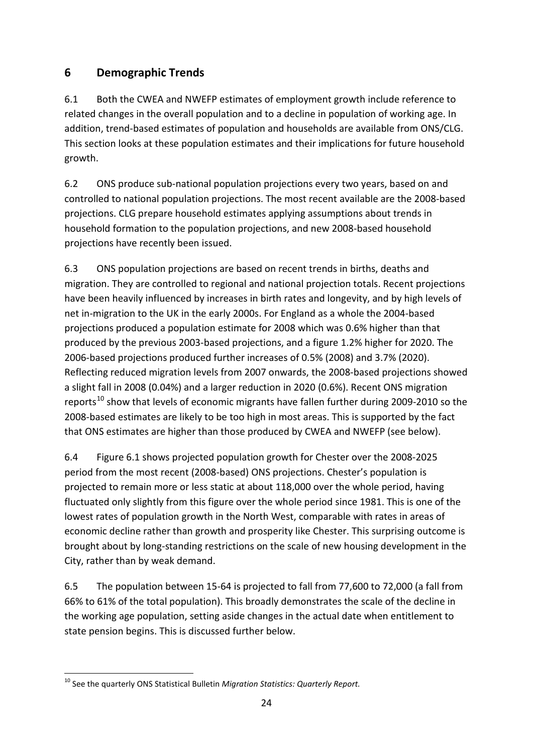## 6 Demographic Trends

6.1 Both the CWEA and NWEFP estimates of employment growth include reference to related changes in the overall population and to a decline in population of working age. In addition, trend-based estimates of population and households are available from ONS/CLG. This section looks at these population estimates and their implications for future household growth.

6.2 ONS produce sub-national population projections every two years, based on and controlled to national population projections. The most recent available are the 2008-based projections. CLG prepare household estimates applying assumptions about trends in household formation to the population projections, and new 2008-based household projections have recently been issued.

6.3 ONS population projections are based on recent trends in births, deaths and migration. They are controlled to regional and national projection totals. Recent projections have been heavily influenced by increases in birth rates and longevity, and by high levels of net in-migration to the UK in the early 2000s. For England as a whole the 2004-based projections produced a population estimate for 2008 which was 0.6% higher than that produced by the previous 2003-based projections, and a figure 1.2% higher for 2020. The 2006-based projections produced further increases of 0.5% (2008) and 3.7% (2020). Reflecting reduced migration levels from 2007 onwards, the 2008-based projections showed a slight fall in 2008 (0.04%) and a larger reduction in 2020 (0.6%). Recent ONS migration reports[10] show that levels of economic migrants have fallen further during 2009-2010 so the 2008-based estimates are likely to be too high in most areas. This is supported by the fact that ONS estimates are higher than those produced by CWEA and NWEFP (see below).

6.4 Figure 6.1 shows projected population growth for Chester over the 2008-2025 period from the most recent (2008-based) ONS projections. Chester's population is projected to remain more or less static at about 118,000 over the whole period, having fluctuated only slightly from this figure over the whole period since 1981. This is one of the lowest rates of population growth in the North West, comparable with rates in areas of economic decline rather than growth and prosperity like Chester. This surprising outcome is brought about by long-standing restrictions on the scale of new housing development in the City, rather than by weak demand.

6.5 The population between 15-64 is projected to fall from 77,600 to 72,000 (a fall from 66% to 61% of the total population). This broadly demonstrates the scale of the decline in the working age population, setting aside changes in the actual date when entitlement to state pension begins. This is discussed further below.

---

[10] See the quarterly ONS Statistical Bulletin *Migration Statistics: Quarterly Report.*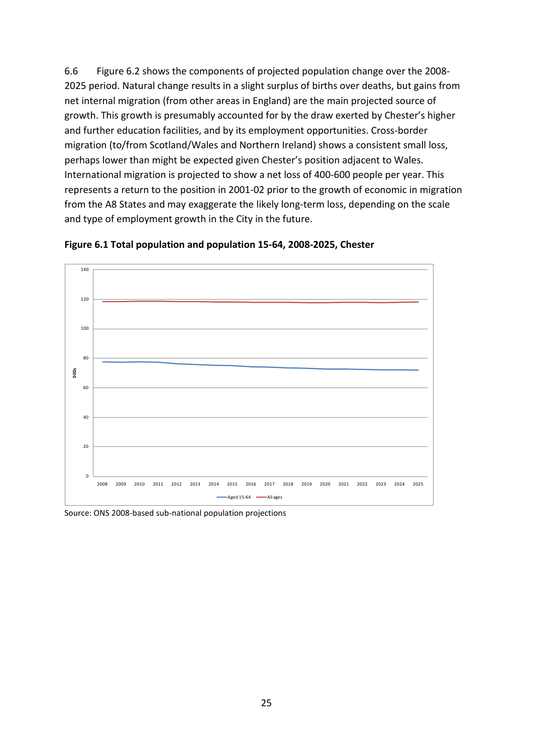6.6 Figure 6.2 shows the components of projected population change over the 2008-2025 period. Natural change results in a slight surplus of births over deaths, but gains from net internal migration (from other areas in England) are the main projected source of growth. This growth is presumably accounted for by the draw exerted by Chester's higher and further education facilities, and by its employment opportunities. Cross-border migration (to/from Scotland/Wales and Northern Ireland) shows a consistent small loss, perhaps lower than might be expected given Chester's position adjacent to Wales. International migration is projected to show a net loss of 400-600 people per year. This represents a return to the position in 2001-02 prior to the growth of economic in migration from the A8 States and may exaggerate the likely long-term loss, depending on the scale and type of employment growth in the City in the future.

**Figure 6.1 Total population and population 15-64, 2008-2025, Chester**

Source: ONS 2008-based sub-national population projections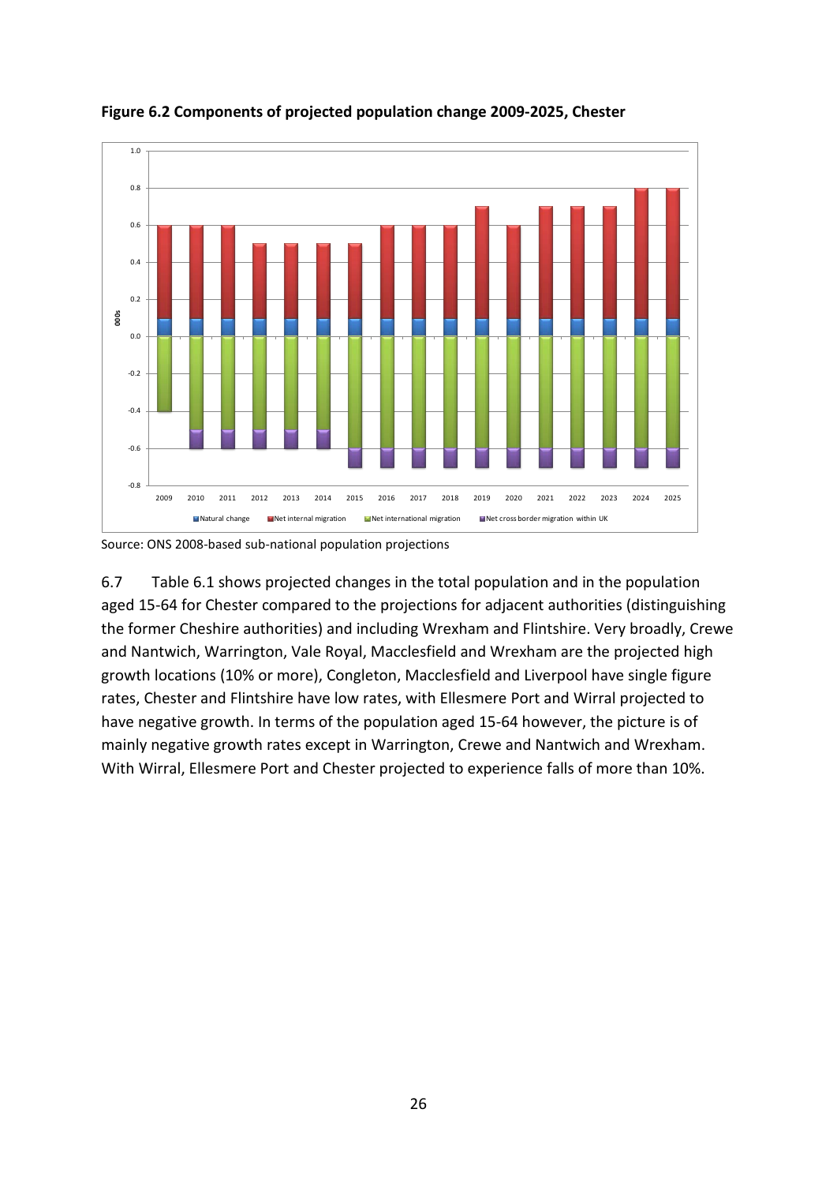**Figure 6.2 Components of projected population change 2009-2025, Chester**

Source: ONS 2008-based sub-national population projections

6.7 Table 6.1 shows projected changes in the total population and in the population aged 15-64 for Chester compared to the projections for adjacent authorities (distinguishing the former Cheshire authorities) and including Wrexham and Flintshire. Very broadly, Crewe and Nantwich, Warrington, Vale Royal, Macclesfield and Wrexham are the projected high growth locations (10% or more), Congleton, Macclesfield and Liverpool have single figure rates, Chester and Flintshire have low rates, with Ellesmere Port and Wirral projected to have negative growth. In terms of the population aged 15-64 however, the picture is of mainly negative growth rates except in Warrington, Crewe and Nantwich and Wrexham. With Wirral, Ellesmere Port and Chester projected to experience falls of more than 10%.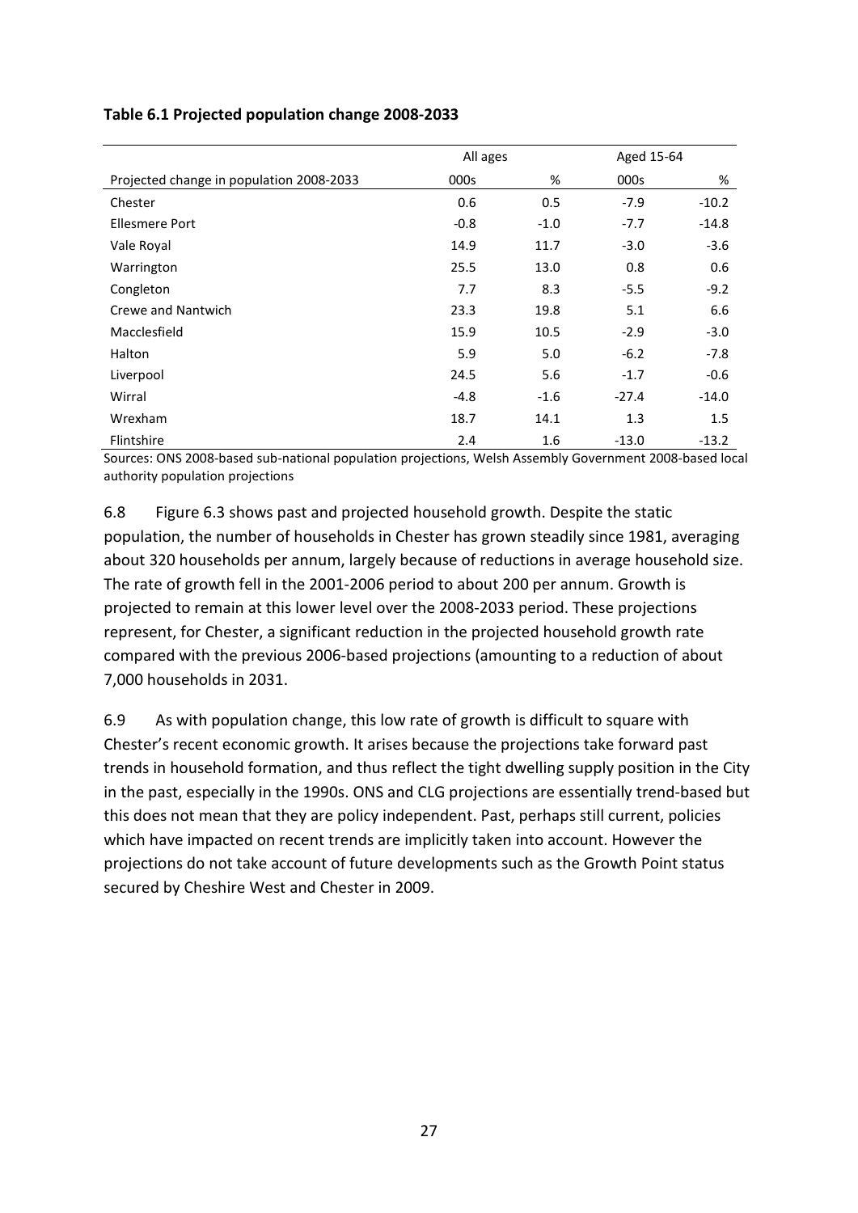**Table 6.1 Projected population change 2008-2033**

| | All ages | | Aged 15-64 | |
|---|---|---|---|---|
| Projected change in population 2008-2033 | 000s | % | 000s | % |
| Chester | 0.6 | 0.5 | -7.9 | -10.2 |
| Ellesmere Port | -0.8 | -1.0 | -7.7 | -14.8 |
| Vale Royal | 14.9 | 11.7 | -3.0 | -3.6 |
| Warrington | 25.5 | 13.0 | 0.8 | 0.6 |
| Congleton | 7.7 | 8.3 | -5.5 | -9.2 |
| Crewe and Nantwich | 23.3 | 19.8 | 5.1 | 6.6 |
| Macclesfield | 15.9 | 10.5 | -2.9 | -3.0 |
| Halton | 5.9 | 5.0 | -6.2 | -7.8 |
| Liverpool | 24.5 | 5.6 | -1.7 | -0.6 |
| Wirral | -4.8 | -1.6 | -27.4 | -14.0 |
| Wrexham | 18.7 | 14.1 | 1.3 | 1.5 |
| Flintshire | 2.4 | 1.6 | -13.0 | -13.2 |

Sources: ONS 2008-based sub-national population projections, Welsh Assembly Government 2008-based local authority population projections

6.8 Figure 6.3 shows past and projected household growth. Despite the static population, the number of households in Chester has grown steadily since 1981, averaging about 320 households per annum, largely because of reductions in average household size. The rate of growth fell in the 2001-2006 period to about 200 per annum. Growth is projected to remain at this lower level over the 2008-2033 period. These projections represent, for Chester, a significant reduction in the projected household growth rate compared with the previous 2006-based projections (amounting to a reduction of about 7,000 households in 2031.

6.9 As with population change, this low rate of growth is difficult to square with Chester's recent economic growth. It arises because the projections take forward past trends in household formation, and thus reflect the tight dwelling supply position in the City in the past, especially in the 1990s. ONS and CLG projections are essentially trend-based but this does not mean that they are policy independent. Past, perhaps still current, policies which have impacted on recent trends are implicitly taken into account. However the projections do not take account of future developments such as the Growth Point status secured by Cheshire West and Chester in 2009.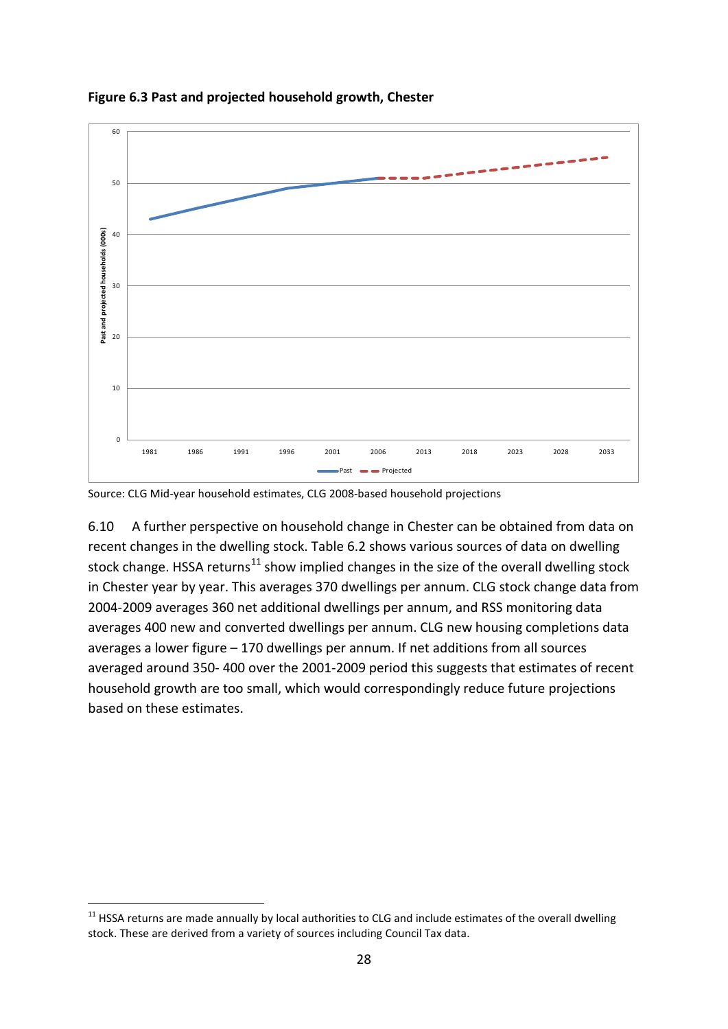**Figure 6.3 Past and projected household growth, Chester**

Source: CLG Mid-year household estimates, CLG 2008-based household projections

6.10 A further perspective on household change in Chester can be obtained from data on recent changes in the dwelling stock. Table 6.2 shows various sources of data on dwelling stock change. HSSA returns[11] show implied changes in the size of the overall dwelling stock in Chester year by year. This averages 370 dwellings per annum. CLG stock change data from 2004-2009 averages 360 net additional dwellings per annum, and RSS monitoring data averages 400 new and converted dwellings per annum. CLG new housing completions data averages a lower figure – 170 dwellings per annum. If net additions from all sources averaged around 350- 400 over the 2001-2009 period this suggests that estimates of recent household growth are too small, which would correspondingly reduce future projections based on these estimates.

---

[11] HSSA returns are made annually by local authorities to CLG and include estimates of the overall dwelling stock. These are derived from a variety of sources including Council Tax data.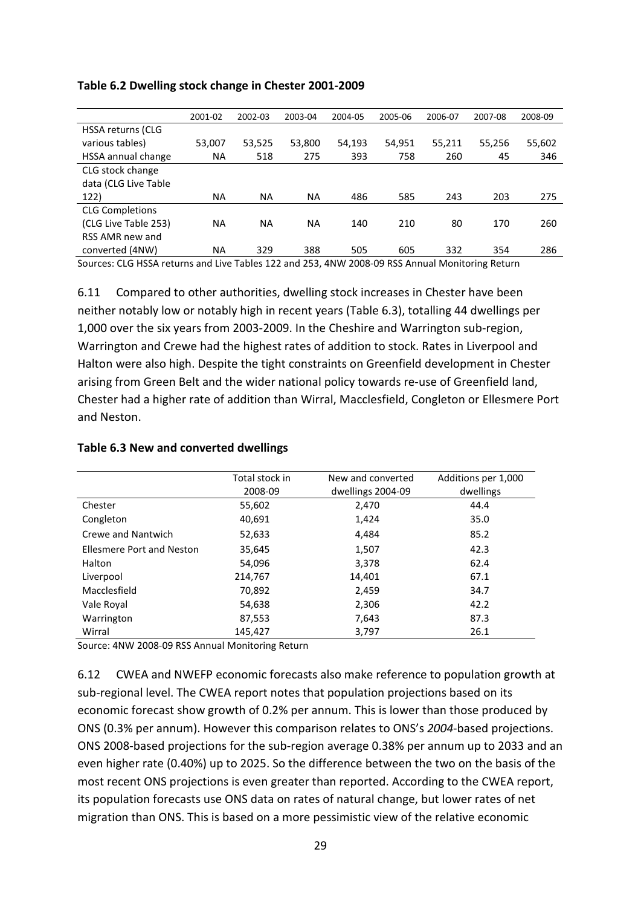**Table 6.2 Dwelling stock change in Chester 2001-2009**

| | 2001-02 | 2002-03 | 2003-04 | 2004-05 | 2005-06 | 2006-07 | 2007-08 | 2008-09 |
|---|---|---|---|---|---|---|---|---|
| HSSA returns (CLG various tables) | 53,007 | 53,525 | 53,800 | 54,193 | 54,951 | 55,211 | 55,256 | 55,602 |
| HSSA annual change | NA | 518 | 275 | 393 | 758 | 260 | 45 | 346 |
| CLG stock change data (CLG Live Table 122) | NA | NA | NA | 486 | 585 | 243 | 203 | 275 |
| CLG Completions (CLG Live Table 253) | NA | NA | NA | 140 | 210 | 80 | 170 | 260 |
| RSS AMR new and converted (4NW) | NA | 329 | 388 | 505 | 605 | 332 | 354 | 286 |

Sources: CLG HSSA returns and Live Tables 122 and 253, 4NW 2008-09 RSS Annual Monitoring Return

6.11 Compared to other authorities, dwelling stock increases in Chester have been neither notably low or notably high in recent years (Table 6.3), totalling 44 dwellings per 1,000 over the six years from 2003-2009. In the Cheshire and Warrington sub-region, Warrington and Crewe had the highest rates of addition to stock. Rates in Liverpool and Halton were also high. Despite the tight constraints on Greenfield development in Chester arising from Green Belt and the wider national policy towards re-use of Greenfield land, Chester had a higher rate of addition than Wirral, Macclesfield, Congleton or Ellesmere Port and Neston.

**Table 6.3 New and converted dwellings**

| | Total stock in 2008-09 | New and converted dwellings 2004-09 | Additions per 1,000 dwellings |
|---|---|---|---|
| Chester | 55,602 | 2,470 | 44.4 |
| Congleton | 40,691 | 1,424 | 35.0 |
| Crewe and Nantwich | 52,633 | 4,484 | 85.2 |
| Ellesmere Port and Neston | 35,645 | 1,507 | 42.3 |
| Halton | 54,096 | 3,378 | 62.4 |
| Liverpool | 214,767 | 14,401 | 67.1 |
| Macclesfield | 70,892 | 2,459 | 34.7 |
| Vale Royal | 54,638 | 2,306 | 42.2 |
| Warrington | 87,553 | 7,643 | 87.3 |
| Wirral | 145,427 | 3,797 | 26.1 |

Source: 4NW 2008-09 RSS Annual Monitoring Return

6.12 CWEA and NWEFP economic forecasts also make reference to population growth at sub-regional level. The CWEA report notes that population projections based on its economic forecast show growth of 0.2% per annum. This is lower than those produced by ONS (0.3% per annum). However this comparison relates to ONS's *2004*-based projections. ONS 2008-based projections for the sub-region average 0.38% per annum up to 2033 and an even higher rate (0.40%) up to 2025. So the difference between the two on the basis of the most recent ONS projections is even greater than reported. According to the CWEA report, its population forecasts use ONS data on rates of natural change, but lower rates of net migration than ONS. This is based on a more pessimistic view of the relative economic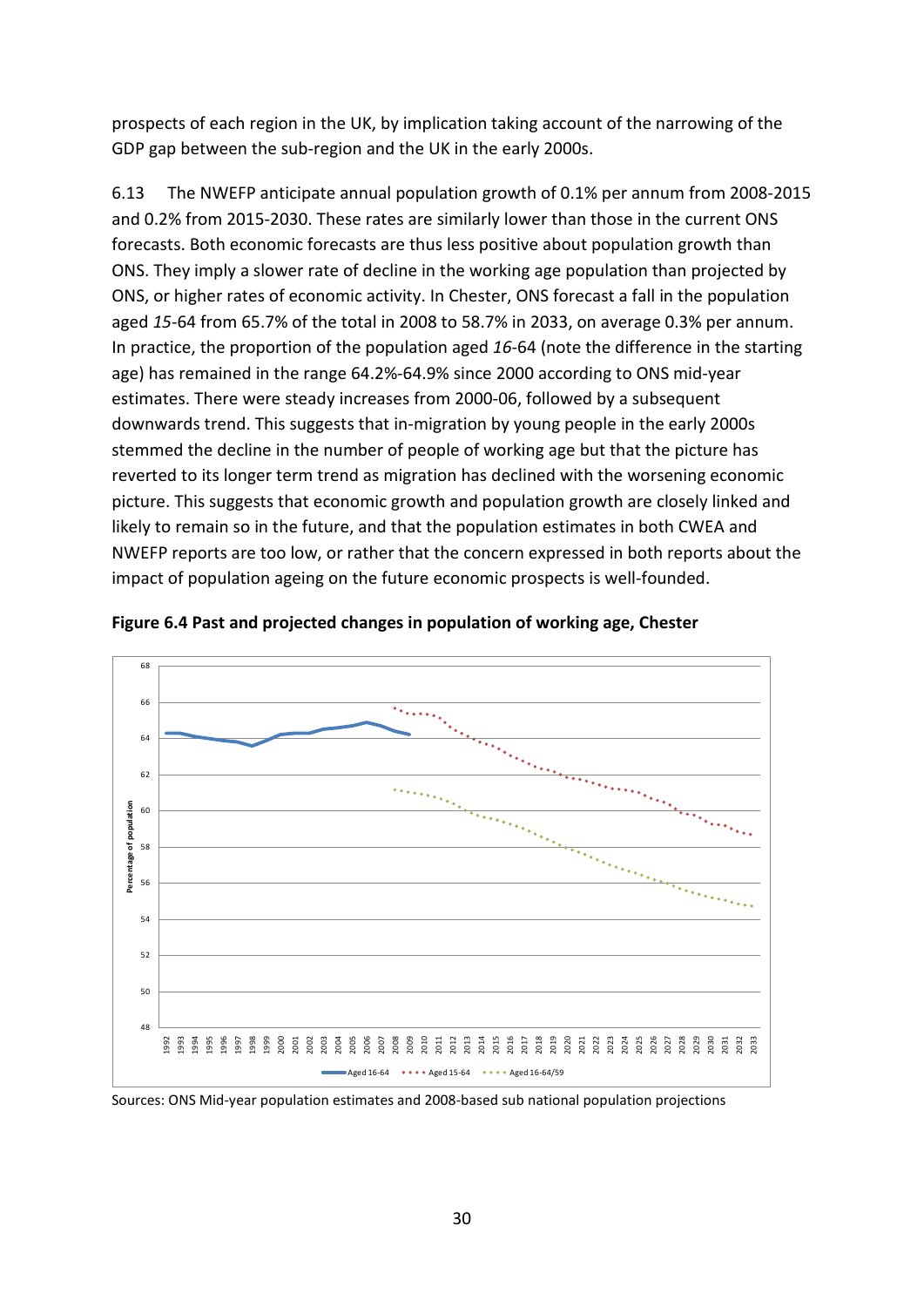prospects of each region in the UK, by implication taking account of the narrowing of the GDP gap between the sub-region and the UK in the early 2000s.

6.13 The NWEFP anticipate annual population growth of 0.1% per annum from 2008-2015 and 0.2% from 2015-2030. These rates are similarly lower than those in the current ONS forecasts. Both economic forecasts are thus less positive about population growth than ONS. They imply a slower rate of decline in the working age population than projected by ONS, or higher rates of economic activity. In Chester, ONS forecast a fall in the population aged *15*-64 from 65.7% of the total in 2008 to 58.7% in 2033, on average 0.3% per annum. In practice, the proportion of the population aged *16*-64 (note the difference in the starting age) has remained in the range 64.2%-64.9% since 2000 according to ONS mid-year estimates. There were steady increases from 2000-06, followed by a subsequent downwards trend. This suggests that in-migration by young people in the early 2000s stemmed the decline in the number of people of working age but that the picture has reverted to its longer term trend as migration has declined with the worsening economic picture. This suggests that economic growth and population growth are closely linked and likely to remain so in the future, and that the population estimates in both CWEA and NWEFP reports are too low, or rather that the concern expressed in both reports about the impact of population ageing on the future economic prospects is well-founded.

**Figure 6.4 Past and projected changes in population of working age, Chester**

Sources: ONS Mid-year population estimates and 2008-based sub national population projections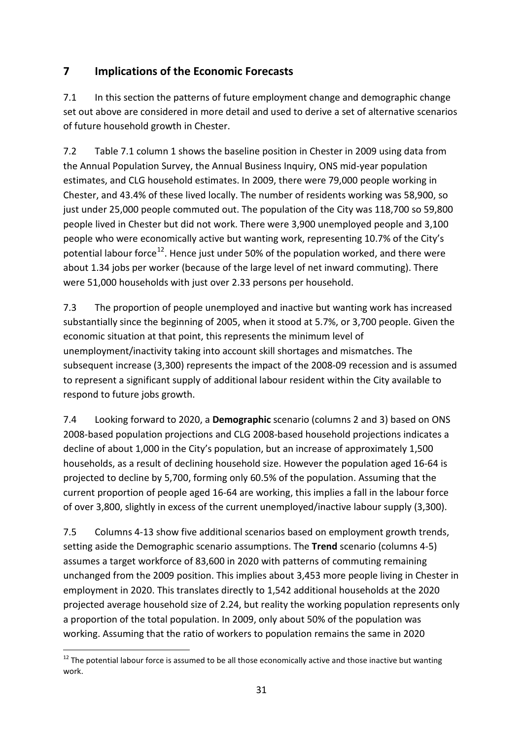## 7 Implications of the Economic Forecasts

7.1 In this section the patterns of future employment change and demographic change set out above are considered in more detail and used to derive a set of alternative scenarios of future household growth in Chester.

7.2 Table 7.1 column 1 shows the baseline position in Chester in 2009 using data from the Annual Population Survey, the Annual Business Inquiry, ONS mid-year population estimates, and CLG household estimates. In 2009, there were 79,000 people working in Chester, and 43.4% of these lived locally. The number of residents working was 58,900, so just under 25,000 people commuted out. The population of the City was 118,700 so 59,800 people lived in Chester but did not work. There were 3,900 unemployed people and 3,100 people who were economically active but wanting work, representing 10.7% of the City's potential labour force[12]. Hence just under 50% of the population worked, and there were about 1.34 jobs per worker (because of the large level of net inward commuting). There were 51,000 households with just over 2.33 persons per household.

7.3 The proportion of people unemployed and inactive but wanting work has increased substantially since the beginning of 2005, when it stood at 5.7%, or 3,700 people. Given the economic situation at that point, this represents the minimum level of unemployment/inactivity taking into account skill shortages and mismatches. The subsequent increase (3,300) represents the impact of the 2008-09 recession and is assumed to represent a significant supply of additional labour resident within the City available to respond to future jobs growth.

7.4 Looking forward to 2020, a **Demographic** scenario (columns 2 and 3) based on ONS 2008-based population projections and CLG 2008-based household projections indicates a decline of about 1,000 in the City's population, but an increase of approximately 1,500 households, as a result of declining household size. However the population aged 16-64 is projected to decline by 5,700, forming only 60.5% of the population. Assuming that the current proportion of people aged 16-64 are working, this implies a fall in the labour force of over 3,800, slightly in excess of the current unemployed/inactive labour supply (3,300).

7.5 Columns 4-13 show five additional scenarios based on employment growth trends, setting aside the Demographic scenario assumptions. The **Trend** scenario (columns 4-5) assumes a target workforce of 83,600 in 2020 with patterns of commuting remaining unchanged from the 2009 position. This implies about 3,453 more people living in Chester in employment in 2020. This translates directly to 1,542 additional households at the 2020 projected average household size of 2.24, but reality the working population represents only a proportion of the total population. In 2009, only about 50% of the population was working. Assuming that the ratio of workers to population remains the same in 2020

[12] The potential labour force is assumed to be all those economically active and those inactive but wanting work.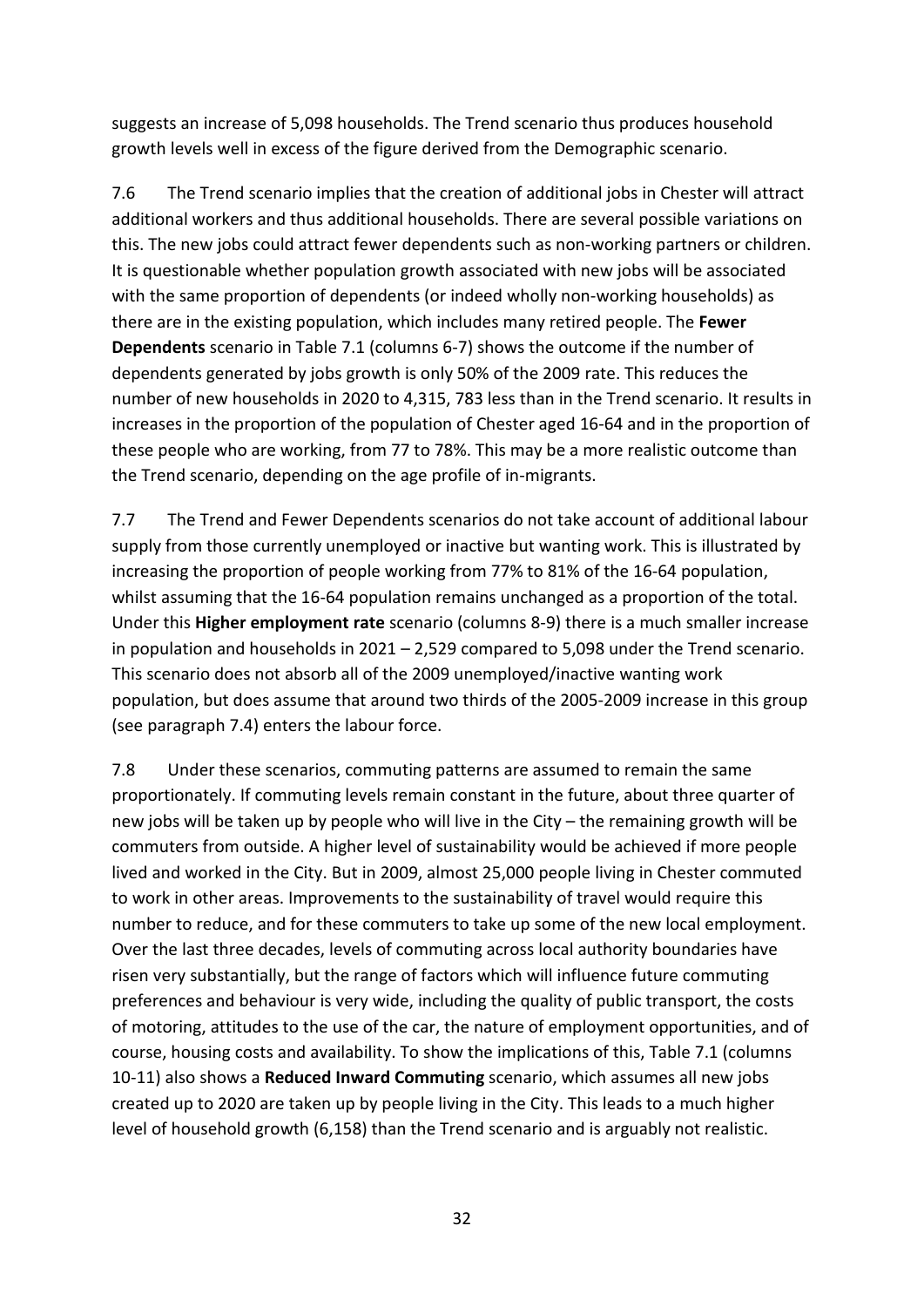suggests an increase of 5,098 households. The Trend scenario thus produces household growth levels well in excess of the figure derived from the Demographic scenario.

7.6 The Trend scenario implies that the creation of additional jobs in Chester will attract additional workers and thus additional households. There are several possible variations on this. The new jobs could attract fewer dependents such as non-working partners or children. It is questionable whether population growth associated with new jobs will be associated with the same proportion of dependents (or indeed wholly non-working households) as there are in the existing population, which includes many retired people. The **Fewer Dependents** scenario in Table 7.1 (columns 6-7) shows the outcome if the number of dependents generated by jobs growth is only 50% of the 2009 rate. This reduces the number of new households in 2020 to 4,315, 783 less than in the Trend scenario. It results in increases in the proportion of the population of Chester aged 16-64 and in the proportion of these people who are working, from 77 to 78%. This may be a more realistic outcome than the Trend scenario, depending on the age profile of in-migrants.

7.7 The Trend and Fewer Dependents scenarios do not take account of additional labour supply from those currently unemployed or inactive but wanting work. This is illustrated by increasing the proportion of people working from 77% to 81% of the 16-64 population, whilst assuming that the 16-64 population remains unchanged as a proportion of the total. Under this **Higher employment rate** scenario (columns 8-9) there is a much smaller increase in population and households in 2021 – 2,529 compared to 5,098 under the Trend scenario. This scenario does not absorb all of the 2009 unemployed/inactive wanting work population, but does assume that around two thirds of the 2005-2009 increase in this group (see paragraph 7.4) enters the labour force.

7.8 Under these scenarios, commuting patterns are assumed to remain the same proportionately. If commuting levels remain constant in the future, about three quarter of new jobs will be taken up by people who will live in the City – the remaining growth will be commuters from outside. A higher level of sustainability would be achieved if more people lived and worked in the City. But in 2009, almost 25,000 people living in Chester commuted to work in other areas. Improvements to the sustainability of travel would require this number to reduce, and for these commuters to take up some of the new local employment. Over the last three decades, levels of commuting across local authority boundaries have risen very substantially, but the range of factors which will influence future commuting preferences and behaviour is very wide, including the quality of public transport, the costs of motoring, attitudes to the use of the car, the nature of employment opportunities, and of course, housing costs and availability. To show the implications of this, Table 7.1 (columns 10-11) also shows a **Reduced Inward Commuting** scenario, which assumes all new jobs created up to 2020 are taken up by people living in the City. This leads to a much higher level of household growth (6,158) than the Trend scenario and is arguably not realistic.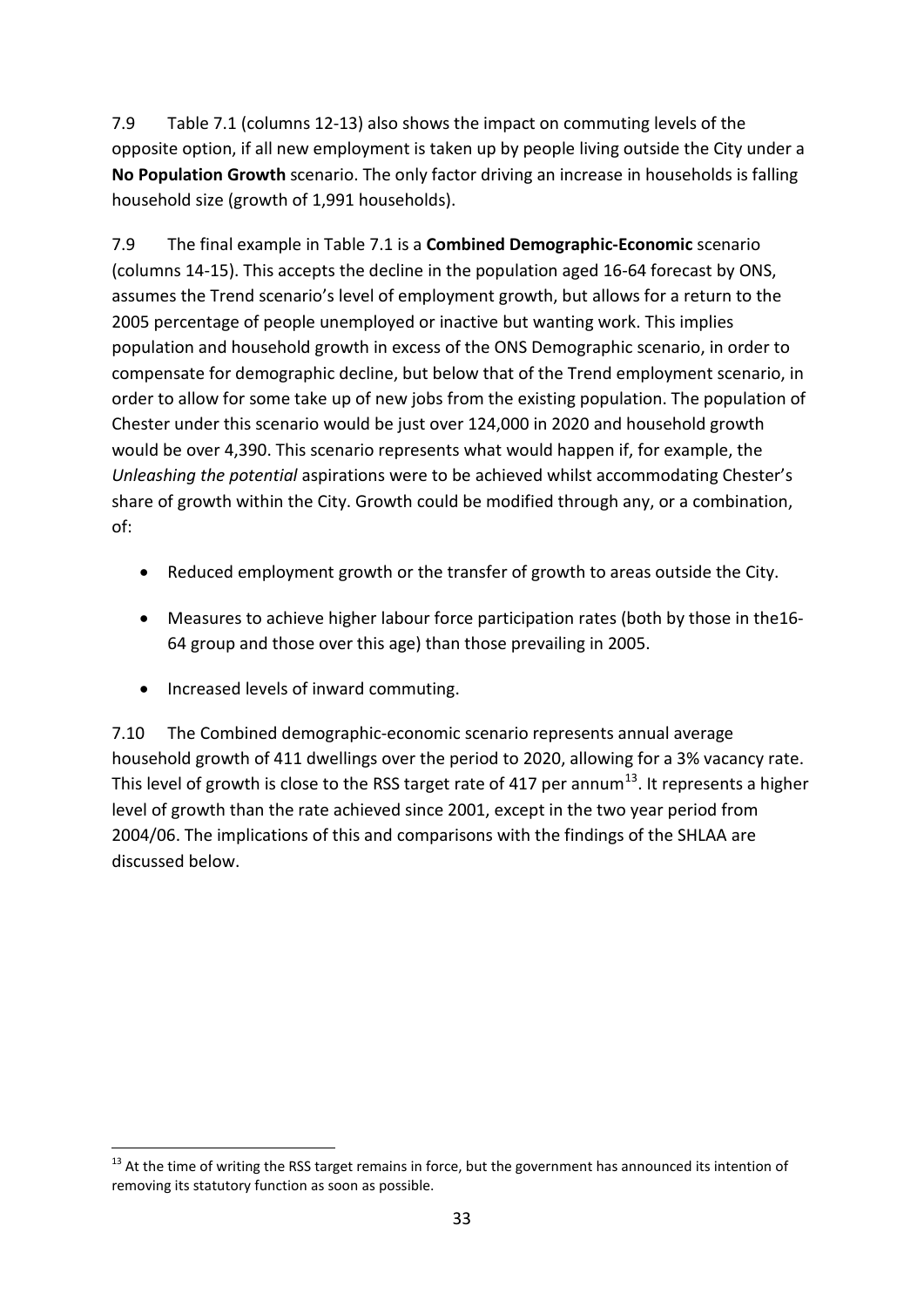7.9 Table 7.1 (columns 12-13) also shows the impact on commuting levels of the opposite option, if all new employment is taken up by people living outside the City under a **No Population Growth** scenario. The only factor driving an increase in households is falling household size (growth of 1,991 households).

7.9 The final example in Table 7.1 is a **Combined Demographic-Economic** scenario (columns 14-15). This accepts the decline in the population aged 16-64 forecast by ONS, assumes the Trend scenario's level of employment growth, but allows for a return to the 2005 percentage of people unemployed or inactive but wanting work. This implies population and household growth in excess of the ONS Demographic scenario, in order to compensate for demographic decline, but below that of the Trend employment scenario, in order to allow for some take up of new jobs from the existing population. The population of Chester under this scenario would be just over 124,000 in 2020 and household growth would be over 4,390. This scenario represents what would happen if, for example, the *Unleashing the potential* aspirations were to be achieved whilst accommodating Chester's share of growth within the City. Growth could be modified through any, or a combination, of:

- Reduced employment growth or the transfer of growth to areas outside the City.
- Measures to achieve higher labour force participation rates (both by those in the16-64 group and those over this age) than those prevailing in 2005.
- Increased levels of inward commuting.

7.10 The Combined demographic-economic scenario represents annual average household growth of 411 dwellings over the period to 2020, allowing for a 3% vacancy rate. This level of growth is close to the RSS target rate of 417 per annum[13]. It represents a higher level of growth than the rate achieved since 2001, except in the two year period from 2004/06. The implications of this and comparisons with the findings of the SHLAA are discussed below.

[13] At the time of writing the RSS target remains in force, but the government has announced its intention of removing its statutory function as soon as possible.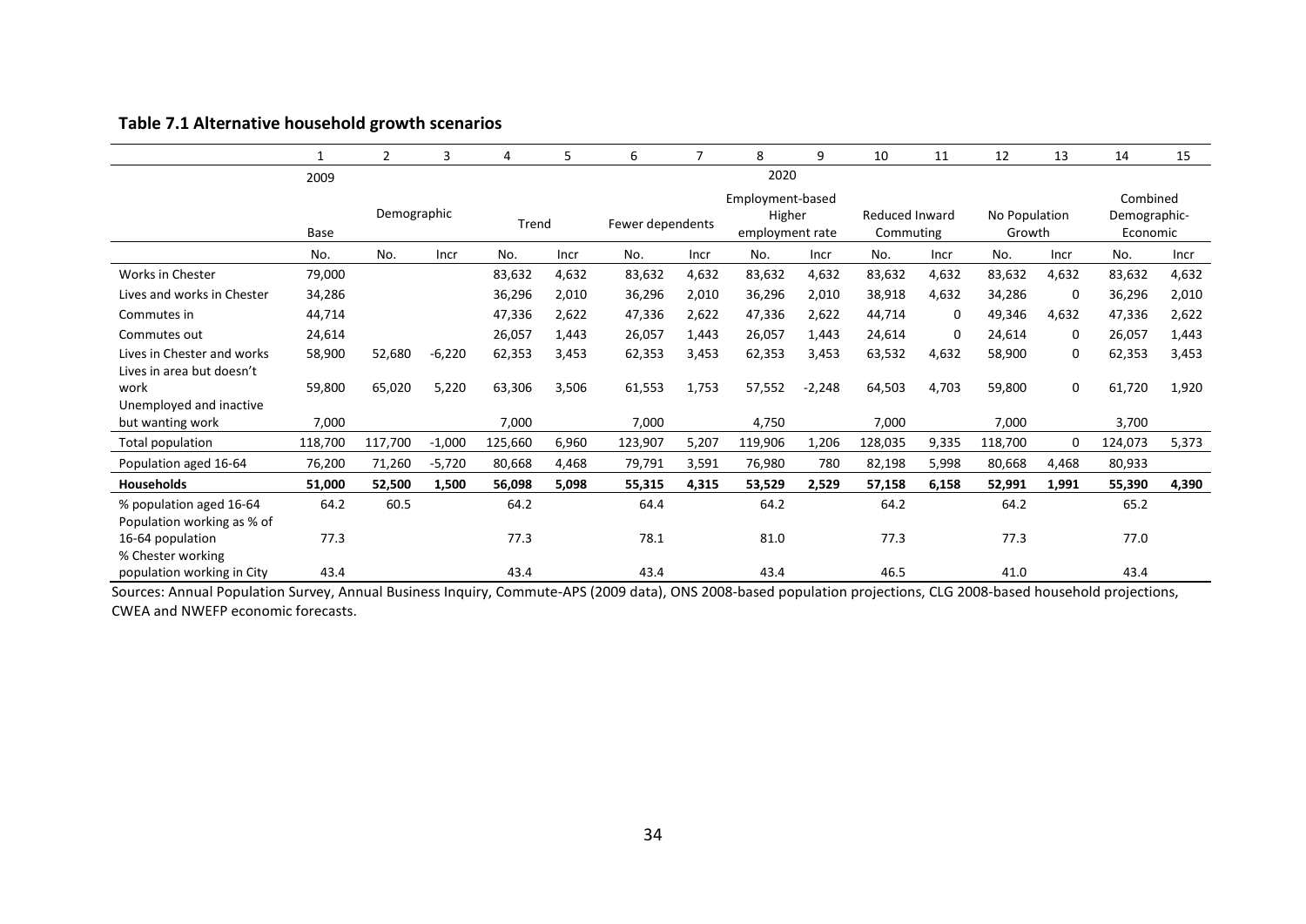**Table 7.1 Alternative household growth scenarios**

| | 1 | 2 | 3 | 4 | 5 | 6 | 7 | 8 | 9 | 10 | 11 | 12 | 13 | 14 | 15 |
|---|---|---|---|---|---|---|---|---|---|---|---|---|---|---|---|
| | 2009 | 2020 | | | | | | | | | | | | | |
| | Base | Demographic | | Trend | | Fewer dependents | | Employment-based Higher employment rate | | Reduced Inward Commuting | | No Population Growth | | Combined Demographic-Economic | |
| | No. | No. | Incr | No. | Incr | No. | Incr | No. | Incr | No. | Incr | No. | Incr | No. | Incr |
| Works in Chester | 79,000 | | | 83,632 | 4,632 | 83,632 | 4,632 | 83,632 | 4,632 | 83,632 | 4,632 | 83,632 | 4,632 | 83,632 | 4,632 |
| Lives and works in Chester | 34,286 | | | 36,296 | 2,010 | 36,296 | 2,010 | 36,296 | 2,010 | 38,918 | 4,632 | 34,286 | 0 | 36,296 | 2,010 |
| Commutes in | 44,714 | | | 47,336 | 2,622 | 47,336 | 2,622 | 47,336 | 2,622 | 44,714 | 0 | 49,346 | 4,632 | 47,336 | 2,622 |
| Commutes out | 24,614 | | | 26,057 | 1,443 | 26,057 | 1,443 | 26,057 | 1,443 | 24,614 | 0 | 24,614 | 0 | 26,057 | 1,443 |
| Lives in Chester and works | 58,900 | 52,680 | -6,220 | 62,353 | 3,453 | 62,353 | 3,453 | 62,353 | 3,453 | 63,532 | 4,632 | 58,900 | 0 | 62,353 | 3,453 |
| Lives in area but doesn't work | 59,800 | 65,020 | 5,220 | 63,306 | 3,506 | 61,553 | 1,753 | 57,552 | -2,248 | 64,503 | 4,703 | 59,800 | 0 | 61,720 | 1,920 |
| Unemployed and inactive but wanting work | 7,000 | | | 7,000 | | 7,000 | | 4,750 | | 7,000 | | 7,000 | | 3,700 | |
| Total population | 118,700 | 117,700 | -1,000 | 125,660 | 6,960 | 123,907 | 5,207 | 119,906 | 1,206 | 128,035 | 9,335 | 118,700 | 0 | 124,073 | 5,373 |
| Population aged 16-64 | 76,200 | 71,260 | -5,720 | 80,668 | 4,468 | 79,791 | 3,591 | 76,980 | 780 | 82,198 | 5,998 | 80,668 | 4,468 | 80,933 | |
| **Households** | **51,000** | **52,500** | **1,500** | **56,098** | **5,098** | **55,315** | **4,315** | **53,529** | **2,529** | **57,158** | **6,158** | **52,991** | **1,991** | **55,390** | **4,390** |
| % population aged 16-64 | 64.2 | 60.5 | | 64.2 | | 64.4 | | 64.2 | | 64.2 | | 64.2 | | 65.2 | |
| Population working as % of 16-64 population | 77.3 | | | 77.3 | | 78.1 | | 81.0 | | 77.3 | | 77.3 | | 77.0 | |
| % Chester working population working in City | 43.4 | | | 43.4 | | 43.4 | | 43.4 | | 46.5 | | 41.0 | | 43.4 | |

Sources: Annual Population Survey, Annual Business Inquiry, Commute-APS (2009 data), ONS 2008-based population projections, CLG 2008-based household projections, CWEA and NWEFP economic forecasts.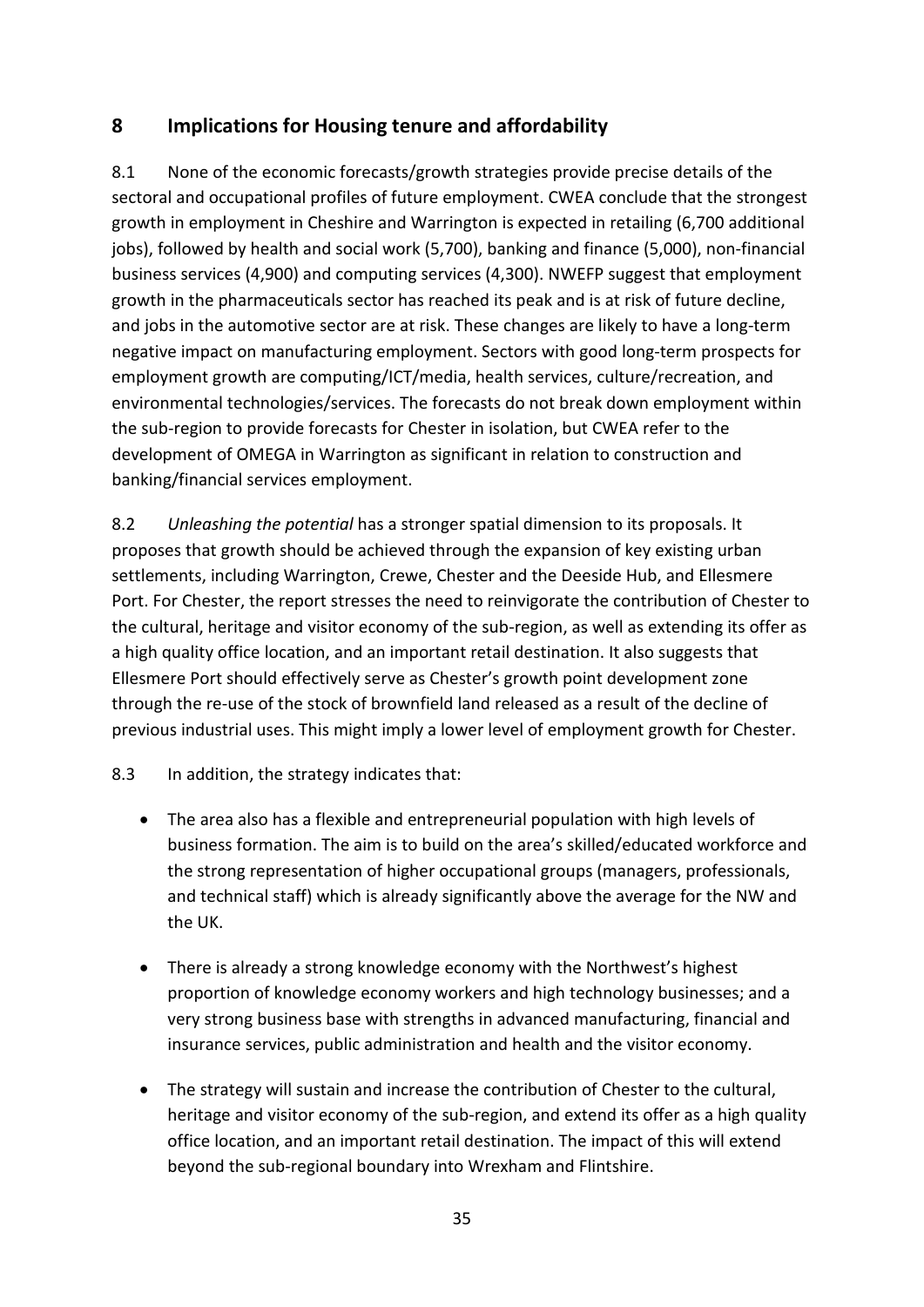## 8 Implications for Housing tenure and affordability

8.1 None of the economic forecasts/growth strategies provide precise details of the sectoral and occupational profiles of future employment. CWEA conclude that the strongest growth in employment in Cheshire and Warrington is expected in retailing (6,700 additional jobs), followed by health and social work (5,700), banking and finance (5,000), non-financial business services (4,900) and computing services (4,300). NWEFP suggest that employment growth in the pharmaceuticals sector has reached its peak and is at risk of future decline, and jobs in the automotive sector are at risk. These changes are likely to have a long-term negative impact on manufacturing employment. Sectors with good long-term prospects for employment growth are computing/ICT/media, health services, culture/recreation, and environmental technologies/services. The forecasts do not break down employment within the sub-region to provide forecasts for Chester in isolation, but CWEA refer to the development of OMEGA in Warrington as significant in relation to construction and banking/financial services employment.

8.2 *Unleashing the potential* has a stronger spatial dimension to its proposals. It proposes that growth should be achieved through the expansion of key existing urban settlements, including Warrington, Crewe, Chester and the Deeside Hub, and Ellesmere Port. For Chester, the report stresses the need to reinvigorate the contribution of Chester to the cultural, heritage and visitor economy of the sub-region, as well as extending its offer as a high quality office location, and an important retail destination. It also suggests that Ellesmere Port should effectively serve as Chester's growth point development zone through the re-use of the stock of brownfield land released as a result of the decline of previous industrial uses. This might imply a lower level of employment growth for Chester.

8.3 In addition, the strategy indicates that:

- The area also has a flexible and entrepreneurial population with high levels of business formation. The aim is to build on the area's skilled/educated workforce and the strong representation of higher occupational groups (managers, professionals, and technical staff) which is already significantly above the average for the NW and the UK.

- There is already a strong knowledge economy with the Northwest's highest proportion of knowledge economy workers and high technology businesses; and a very strong business base with strengths in advanced manufacturing, financial and insurance services, public administration and health and the visitor economy.

- The strategy will sustain and increase the contribution of Chester to the cultural, heritage and visitor economy of the sub-region, and extend its offer as a high quality office location, and an important retail destination. The impact of this will extend beyond the sub-regional boundary into Wrexham and Flintshire.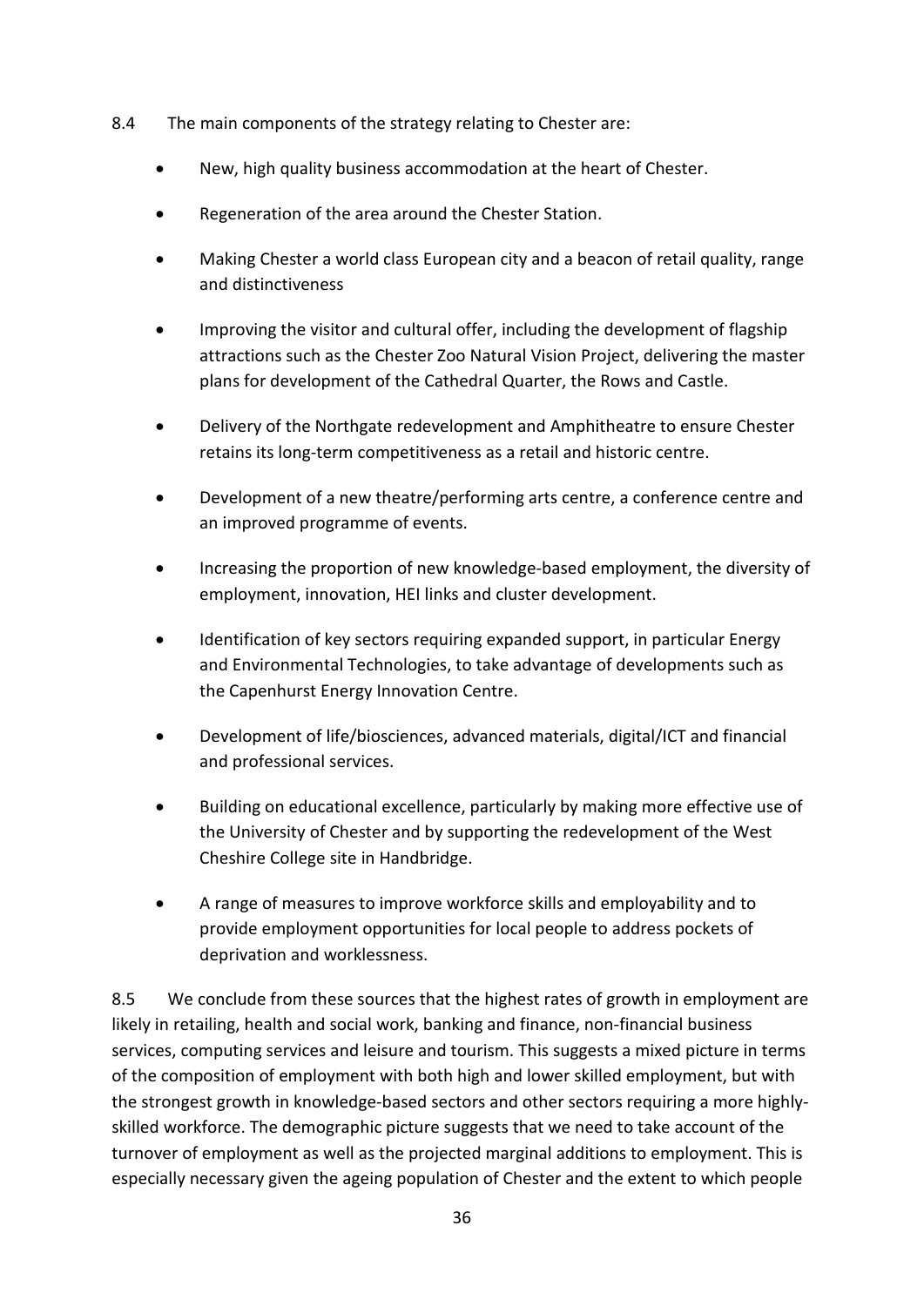8.4 The main components of the strategy relating to Chester are:

- New, high quality business accommodation at the heart of Chester.
- Regeneration of the area around the Chester Station.
- Making Chester a world class European city and a beacon of retail quality, range and distinctiveness
- Improving the visitor and cultural offer, including the development of flagship attractions such as the Chester Zoo Natural Vision Project, delivering the master plans for development of the Cathedral Quarter, the Rows and Castle.
- Delivery of the Northgate redevelopment and Amphitheatre to ensure Chester retains its long-term competitiveness as a retail and historic centre.
- Development of a new theatre/performing arts centre, a conference centre and an improved programme of events.
- Increasing the proportion of new knowledge-based employment, the diversity of employment, innovation, HEI links and cluster development.
- Identification of key sectors requiring expanded support, in particular Energy and Environmental Technologies, to take advantage of developments such as the Capenhurst Energy Innovation Centre.
- Development of life/biosciences, advanced materials, digital/ICT and financial and professional services.
- Building on educational excellence, particularly by making more effective use of the University of Chester and by supporting the redevelopment of the West Cheshire College site in Handbridge.
- A range of measures to improve workforce skills and employability and to provide employment opportunities for local people to address pockets of deprivation and worklessness.

8.5 We conclude from these sources that the highest rates of growth in employment are likely in retailing, health and social work, banking and finance, non-financial business services, computing services and leisure and tourism. This suggests a mixed picture in terms of the composition of employment with both high and lower skilled employment, but with the strongest growth in knowledge-based sectors and other sectors requiring a more highly-skilled workforce. The demographic picture suggests that we need to take account of the turnover of employment as well as the projected marginal additions to employment. This is especially necessary given the ageing population of Chester and the extent to which people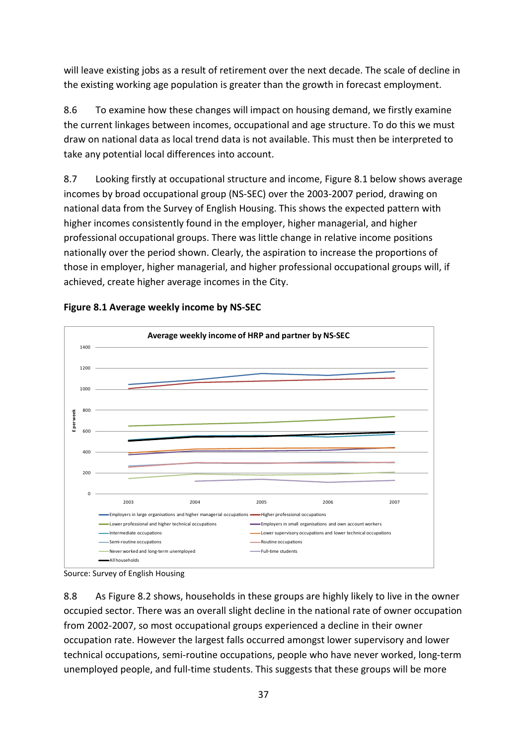will leave existing jobs as a result of retirement over the next decade. The scale of decline in the existing working age population is greater than the growth in forecast employment.

8.6 To examine how these changes will impact on housing demand, we firstly examine the current linkages between incomes, occupational and age structure. To do this we must draw on national data as local trend data is not available. This must then be interpreted to take any potential local differences into account.

8.7 Looking firstly at occupational structure and income, Figure 8.1 below shows average incomes by broad occupational group (NS-SEC) over the 2003-2007 period, drawing on national data from the Survey of English Housing. This shows the expected pattern with higher incomes consistently found in the employer, higher managerial, and higher professional occupational groups. There was little change in relative income positions nationally over the period shown. Clearly, the aspiration to increase the proportions of those in employer, higher managerial, and higher professional occupational groups will, if achieved, create higher average incomes in the City.

**Figure 8.1 Average weekly income by NS-SEC**

Source: Survey of English Housing

8.8 As Figure 8.2 shows, households in these groups are highly likely to live in the owner occupied sector. There was an overall slight decline in the national rate of owner occupation from 2002-2007, so most occupational groups experienced a decline in their owner occupation rate. However the largest falls occurred amongst lower supervisory and lower technical occupations, semi-routine occupations, people who have never worked, long-term unemployed people, and full-time students. This suggests that these groups will be more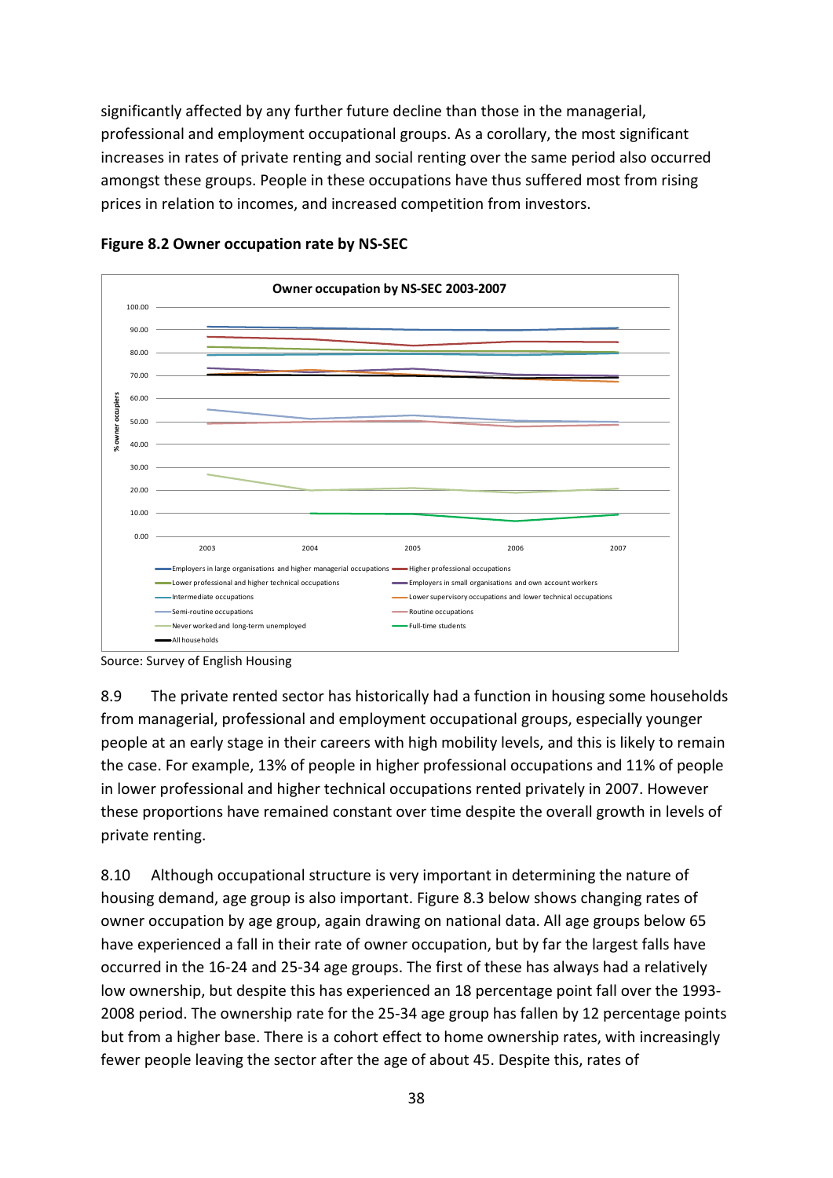significantly affected by any further future decline than those in the managerial, professional and employment occupational groups. As a corollary, the most significant increases in rates of private renting and social renting over the same period also occurred amongst these groups. People in these occupations have thus suffered most from rising prices in relation to incomes, and increased competition from investors.

**Figure 8.2 Owner occupation rate by NS-SEC**

Source: Survey of English Housing

8.9 The private rented sector has historically had a function in housing some households from managerial, professional and employment occupational groups, especially younger people at an early stage in their careers with high mobility levels, and this is likely to remain the case. For example, 13% of people in higher professional occupations and 11% of people in lower professional and higher technical occupations rented privately in 2007. However these proportions have remained constant over time despite the overall growth in levels of private renting.

8.10 Although occupational structure is very important in determining the nature of housing demand, age group is also important. Figure 8.3 below shows changing rates of owner occupation by age group, again drawing on national data. All age groups below 65 have experienced a fall in their rate of owner occupation, but by far the largest falls have occurred in the 16-24 and 25-34 age groups. The first of these has always had a relatively low ownership, but despite this has experienced an 18 percentage point fall over the 1993-2008 period. The ownership rate for the 25-34 age group has fallen by 12 percentage points but from a higher base. There is a cohort effect to home ownership rates, with increasingly fewer people leaving the sector after the age of about 45. Despite this, rates of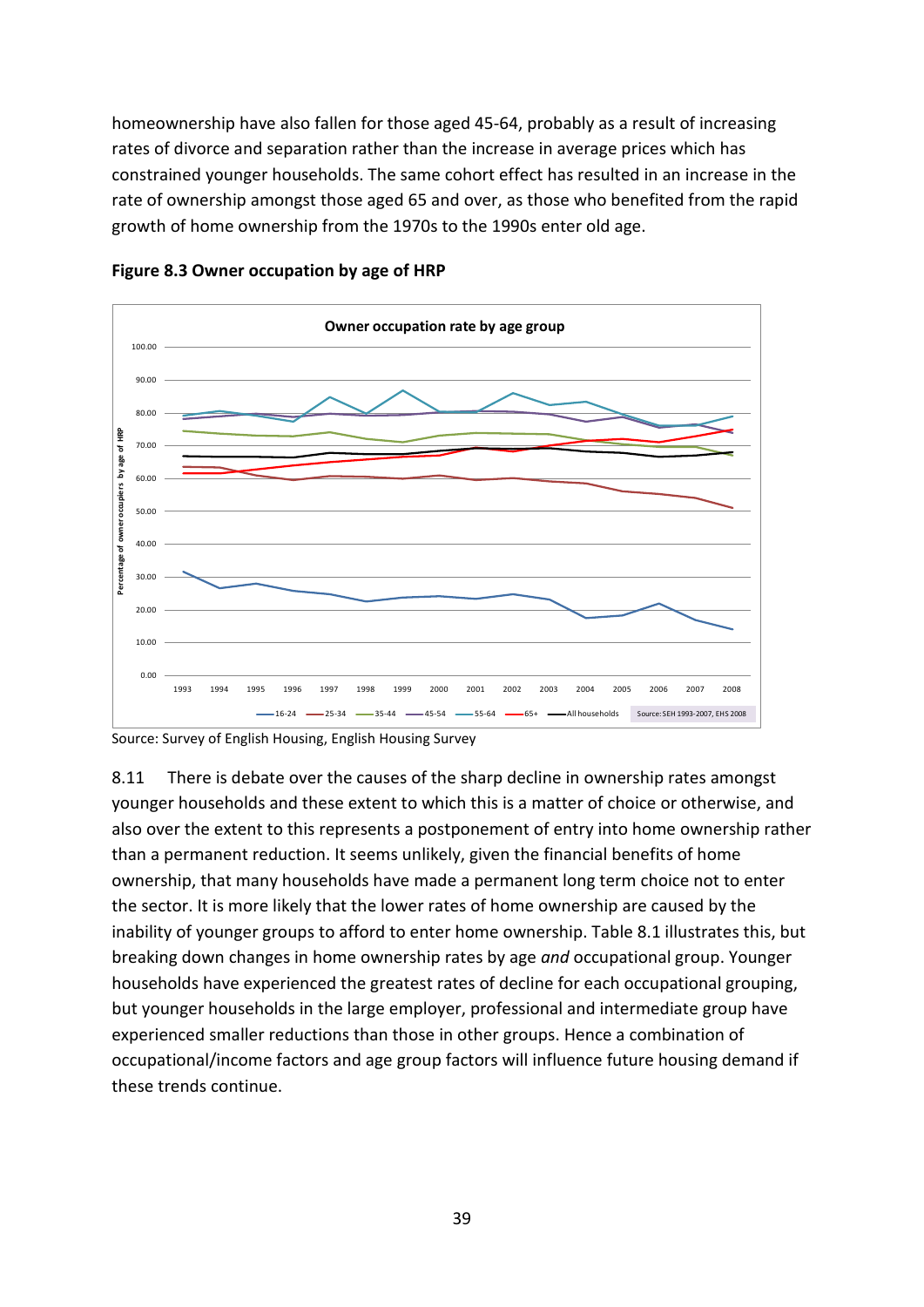homeownership have also fallen for those aged 45-64, probably as a result of increasing rates of divorce and separation rather than the increase in average prices which has constrained younger households. The same cohort effect has resulted in an increase in the rate of ownership amongst those aged 65 and over, as those who benefited from the rapid growth of home ownership from the 1970s to the 1990s enter old age.

**Figure 8.3 Owner occupation by age of HRP**

Source: Survey of English Housing, English Housing Survey

8.11 There is debate over the causes of the sharp decline in ownership rates amongst younger households and these extent to which this is a matter of choice or otherwise, and also over the extent to this represents a postponement of entry into home ownership rather than a permanent reduction. It seems unlikely, given the financial benefits of home ownership, that many households have made a permanent long term choice not to enter the sector. It is more likely that the lower rates of home ownership are caused by the inability of younger groups to afford to enter home ownership. Table 8.1 illustrates this, but breaking down changes in home ownership rates by age *and* occupational group. Younger households have experienced the greatest rates of decline for each occupational grouping, but younger households in the large employer, professional and intermediate group have experienced smaller reductions than those in other groups. Hence a combination of occupational/income factors and age group factors will influence future housing demand if these trends continue.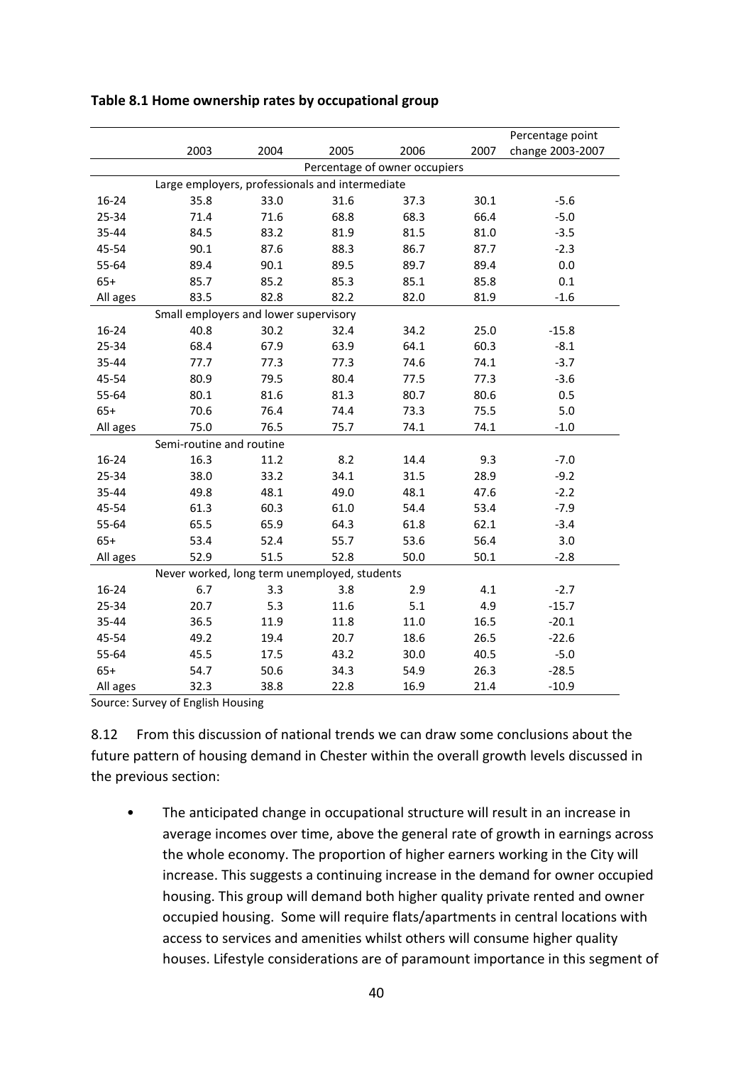**Table 8.1 Home ownership rates by occupational group**

| | 2003 | 2004 | 2005 | 2006 | 2007 | Percentage point change 2003-2007 |
|---|---|---|---|---|---|---|
| | Percentage of owner occupiers | | | | | |
| | Large employers, professionals and intermediate | | | | | |
| 16-24 | 35.8 | 33.0 | 31.6 | 37.3 | 30.1 | -5.6 |
| 25-34 | 71.4 | 71.6 | 68.8 | 68.3 | 66.4 | -5.0 |
| 35-44 | 84.5 | 83.2 | 81.9 | 81.5 | 81.0 | -3.5 |
| 45-54 | 90.1 | 87.6 | 88.3 | 86.7 | 87.7 | -2.3 |
| 55-64 | 89.4 | 90.1 | 89.5 | 89.7 | 89.4 | 0.0 |
| 65+ | 85.7 | 85.2 | 85.3 | 85.1 | 85.8 | 0.1 |
| All ages | 83.5 | 82.8 | 82.2 | 82.0 | 81.9 | -1.6 |
| | Small employers and lower supervisory | | | | | |
| 16-24 | 40.8 | 30.2 | 32.4 | 34.2 | 25.0 | -15.8 |
| 25-34 | 68.4 | 67.9 | 63.9 | 64.1 | 60.3 | -8.1 |
| 35-44 | 77.7 | 77.3 | 77.3 | 74.6 | 74.1 | -3.7 |
| 45-54 | 80.9 | 79.5 | 80.4 | 77.5 | 77.3 | -3.6 |
| 55-64 | 80.1 | 81.6 | 81.3 | 80.7 | 80.6 | 0.5 |
| 65+ | 70.6 | 76.4 | 74.4 | 73.3 | 75.5 | 5.0 |
| All ages | 75.0 | 76.5 | 75.7 | 74.1 | 74.1 | -1.0 |
| | Semi-routine and routine | | | | | |
| 16-24 | 16.3 | 11.2 | 8.2 | 14.4 | 9.3 | -7.0 |
| 25-34 | 38.0 | 33.2 | 34.1 | 31.5 | 28.9 | -9.2 |
| 35-44 | 49.8 | 48.1 | 49.0 | 48.1 | 47.6 | -2.2 |
| 45-54 | 61.3 | 60.3 | 61.0 | 54.4 | 53.4 | -7.9 |
| 55-64 | 65.5 | 65.9 | 64.3 | 61.8 | 62.1 | -3.4 |
| 65+ | 53.4 | 52.4 | 55.7 | 53.6 | 56.4 | 3.0 |
| All ages | 52.9 | 51.5 | 52.8 | 50.0 | 50.1 | -2.8 |
| | Never worked, long term unemployed, students | | | | | |
| 16-24 | 6.7 | 3.3 | 3.8 | 2.9 | 4.1 | -2.7 |
| 25-34 | 20.7 | 5.3 | 11.6 | 5.1 | 4.9 | -15.7 |
| 35-44 | 36.5 | 11.9 | 11.8 | 11.0 | 16.5 | -20.1 |
| 45-54 | 49.2 | 19.4 | 20.7 | 18.6 | 26.5 | -22.6 |
| 55-64 | 45.5 | 17.5 | 43.2 | 30.0 | 40.5 | -5.0 |
| 65+ | 54.7 | 50.6 | 34.3 | 54.9 | 26.3 | -28.5 |
| All ages | 32.3 | 38.8 | 22.8 | 16.9 | 21.4 | -10.9 |

Source: Survey of English Housing

8.12 From this discussion of national trends we can draw some conclusions about the future pattern of housing demand in Chester within the overall growth levels discussed in the previous section:

- The anticipated change in occupational structure will result in an increase in average incomes over time, above the general rate of growth in earnings across the whole economy. The proportion of higher earners working in the City will increase. This suggests a continuing increase in the demand for owner occupied housing. This group will demand both higher quality private rented and owner occupied housing. Some will require flats/apartments in central locations with access to services and amenities whilst others will consume higher quality houses. Lifestyle considerations are of paramount importance in this segment of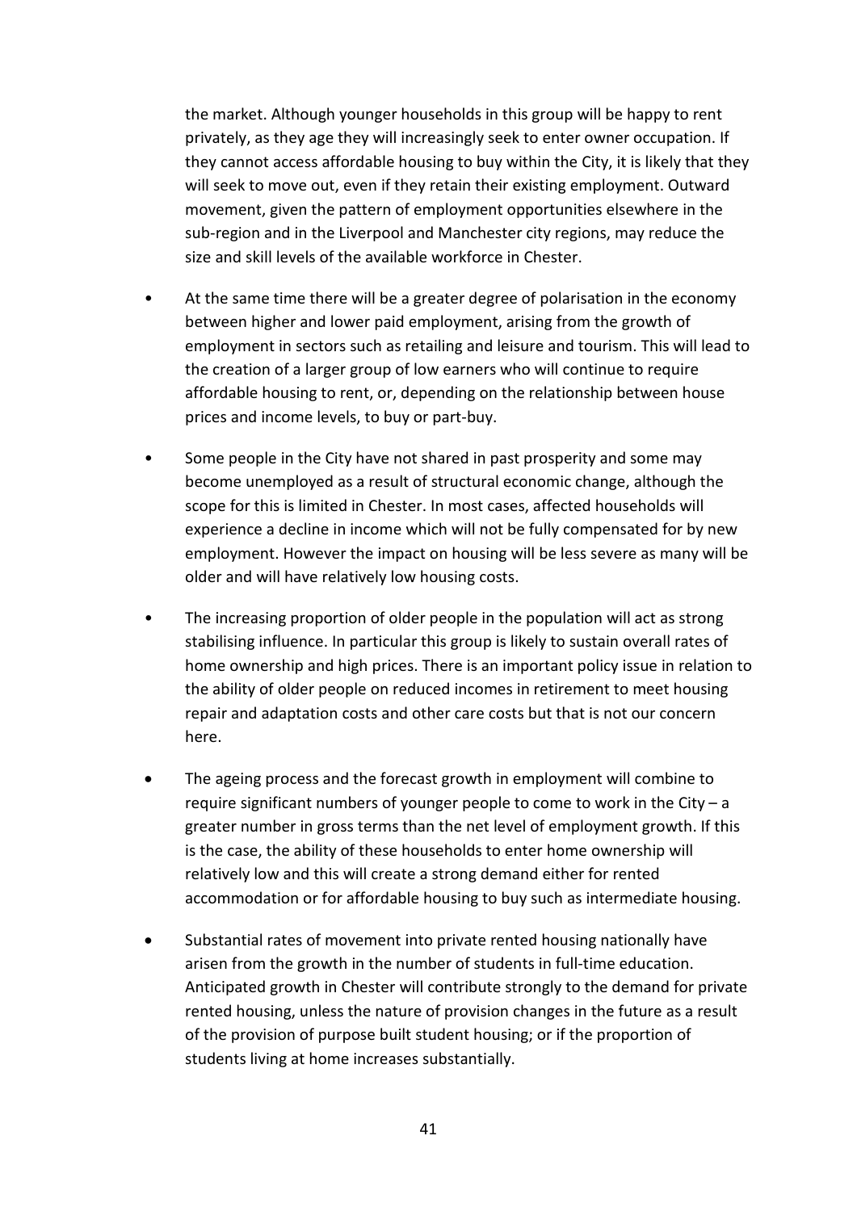the market. Although younger households in this group will be happy to rent privately, as they age they will increasingly seek to enter owner occupation. If they cannot access affordable housing to buy within the City, it is likely that they will seek to move out, even if they retain their existing employment. Outward movement, given the pattern of employment opportunities elsewhere in the sub-region and in the Liverpool and Manchester city regions, may reduce the size and skill levels of the available workforce in Chester.

- At the same time there will be a greater degree of polarisation in the economy between higher and lower paid employment, arising from the growth of employment in sectors such as retailing and leisure and tourism. This will lead to the creation of a larger group of low earners who will continue to require affordable housing to rent, or, depending on the relationship between house prices and income levels, to buy or part-buy.

- Some people in the City have not shared in past prosperity and some may become unemployed as a result of structural economic change, although the scope for this is limited in Chester. In most cases, affected households will experience a decline in income which will not be fully compensated for by new employment. However the impact on housing will be less severe as many will be older and will have relatively low housing costs.

- The increasing proportion of older people in the population will act as strong stabilising influence. In particular this group is likely to sustain overall rates of home ownership and high prices. There is an important policy issue in relation to the ability of older people on reduced incomes in retirement to meet housing repair and adaptation costs and other care costs but that is not our concern here.

- The ageing process and the forecast growth in employment will combine to require significant numbers of younger people to come to work in the City – a greater number in gross terms than the net level of employment growth. If this is the case, the ability of these households to enter home ownership will relatively low and this will create a strong demand either for rented accommodation or for affordable housing to buy such as intermediate housing.

- Substantial rates of movement into private rented housing nationally have arisen from the growth in the number of students in full-time education. Anticipated growth in Chester will contribute strongly to the demand for private rented housing, unless the nature of provision changes in the future as a result of the provision of purpose built student housing; or if the proportion of students living at home increases substantially.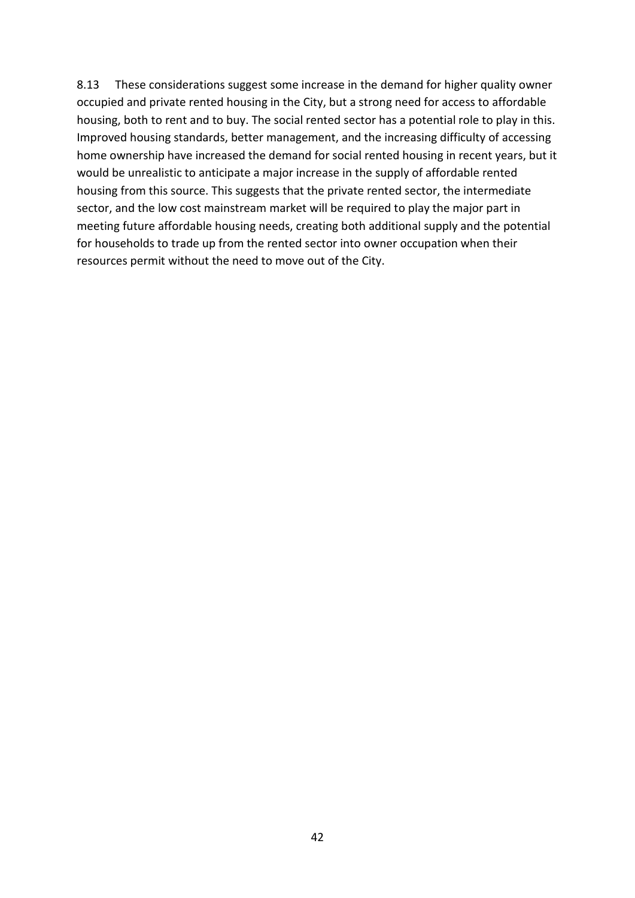8.13 These considerations suggest some increase in the demand for higher quality owner occupied and private rented housing in the City, but a strong need for access to affordable housing, both to rent and to buy. The social rented sector has a potential role to play in this. Improved housing standards, better management, and the increasing difficulty of accessing home ownership have increased the demand for social rented housing in recent years, but it would be unrealistic to anticipate a major increase in the supply of affordable rented housing from this source. This suggests that the private rented sector, the intermediate sector, and the low cost mainstream market will be required to play the major part in meeting future affordable housing needs, creating both additional supply and the potential for households to trade up from the rented sector into owner occupation when their resources permit without the need to move out of the City.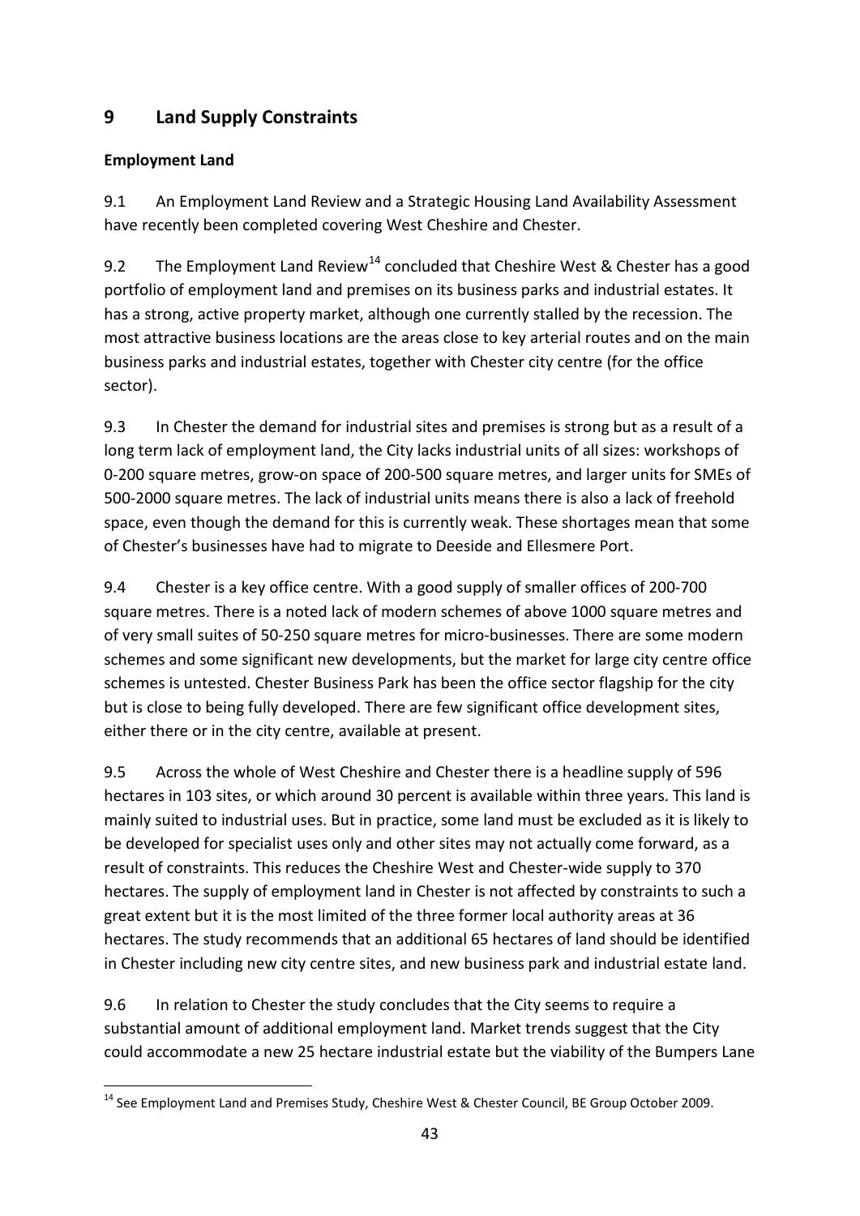## 9 Land Supply Constraints

### Employment Land

9.1 An Employment Land Review and a Strategic Housing Land Availability Assessment have recently been completed covering West Cheshire and Chester.

9.2 The Employment Land Review[14] concluded that Cheshire West & Chester has a good portfolio of employment land and premises on its business parks and industrial estates. It has a strong, active property market, although one currently stalled by the recession. The most attractive business locations are the areas close to key arterial routes and on the main business parks and industrial estates, together with Chester city centre (for the office sector).

9.3 In Chester the demand for industrial sites and premises is strong but as a result of a long term lack of employment land, the City lacks industrial units of all sizes: workshops of 0-200 square metres, grow-on space of 200-500 square metres, and larger units for SMEs of 500-2000 square metres. The lack of industrial units means there is also a lack of freehold space, even though the demand for this is currently weak. These shortages mean that some of Chester's businesses have had to migrate to Deeside and Ellesmere Port.

9.4 Chester is a key office centre. With a good supply of smaller offices of 200-700 square metres. There is a noted lack of modern schemes of above 1000 square metres and of very small suites of 50-250 square metres for micro-businesses. There are some modern schemes and some significant new developments, but the market for large city centre office schemes is untested. Chester Business Park has been the office sector flagship for the city but is close to being fully developed. There are few significant office development sites, either there or in the city centre, available at present.

9.5 Across the whole of West Cheshire and Chester there is a headline supply of 596 hectares in 103 sites, or which around 30 percent is available within three years. This land is mainly suited to industrial uses. But in practice, some land must be excluded as it is likely to be developed for specialist uses only and other sites may not actually come forward, as a result of constraints. This reduces the Cheshire West and Chester-wide supply to 370 hectares. The supply of employment land in Chester is not affected by constraints to such a great extent but it is the most limited of the three former local authority areas at 36 hectares. The study recommends that an additional 65 hectares of land should be identified in Chester including new city centre sites, and new business park and industrial estate land.

9.6 In relation to Chester the study concludes that the City seems to require a substantial amount of additional employment land. Market trends suggest that the City could accommodate a new 25 hectare industrial estate but the viability of the Bumpers Lane

[14] See Employment Land and Premises Study, Cheshire West & Chester Council, BE Group October 2009.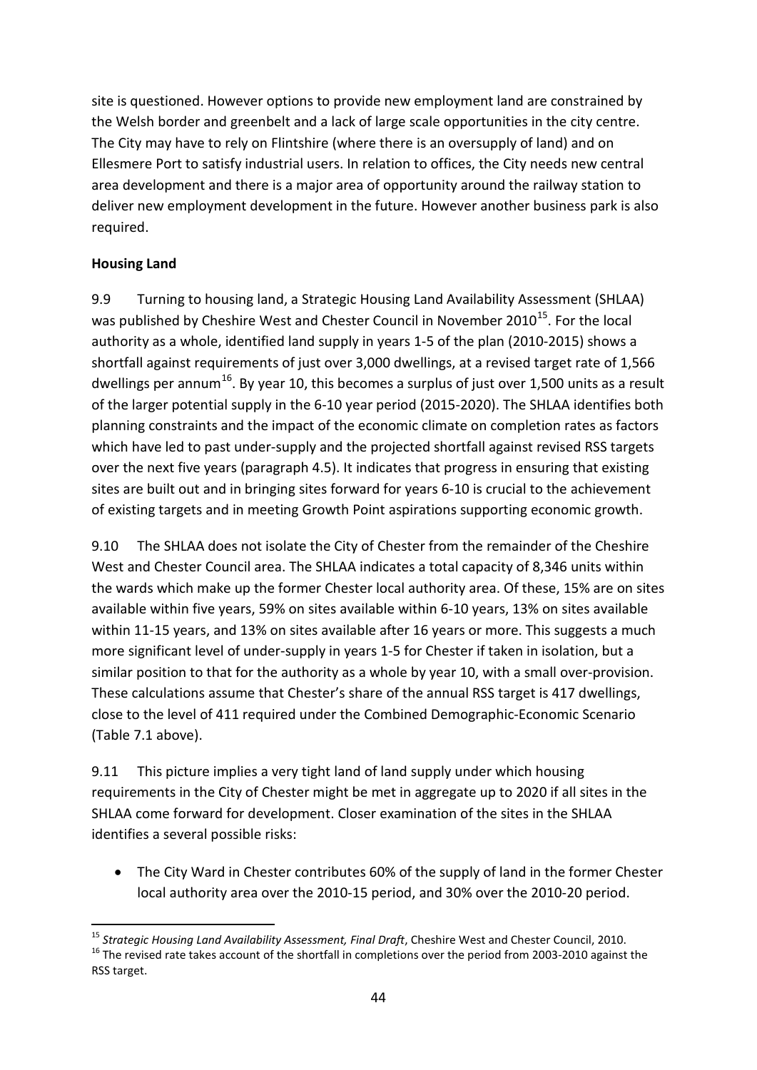site is questioned. However options to provide new employment land are constrained by the Welsh border and greenbelt and a lack of large scale opportunities in the city centre. The City may have to rely on Flintshire (where there is an oversupply of land) and on Ellesmere Port to satisfy industrial users. In relation to offices, the City needs new central area development and there is a major area of opportunity around the railway station to deliver new employment development in the future. However another business park is also required.

**Housing Land**

9.9 Turning to housing land, a Strategic Housing Land Availability Assessment (SHLAA) was published by Cheshire West and Chester Council in November 2010[15]. For the local authority as a whole, identified land supply in years 1-5 of the plan (2010-2015) shows a shortfall against requirements of just over 3,000 dwellings, at a revised target rate of 1,566 dwellings per annum[16]. By year 10, this becomes a surplus of just over 1,500 units as a result of the larger potential supply in the 6-10 year period (2015-2020). The SHLAA identifies both planning constraints and the impact of the economic climate on completion rates as factors which have led to past under-supply and the projected shortfall against revised RSS targets over the next five years (paragraph 4.5). It indicates that progress in ensuring that existing sites are built out and in bringing sites forward for years 6-10 is crucial to the achievement of existing targets and in meeting Growth Point aspirations supporting economic growth.

9.10 The SHLAA does not isolate the City of Chester from the remainder of the Cheshire West and Chester Council area. The SHLAA indicates a total capacity of 8,346 units within the wards which make up the former Chester local authority area. Of these, 15% are on sites available within five years, 59% on sites available within 6-10 years, 13% on sites available within 11-15 years, and 13% on sites available after 16 years or more. This suggests a much more significant level of under-supply in years 1-5 for Chester if taken in isolation, but a similar position to that for the authority as a whole by year 10, with a small over-provision. These calculations assume that Chester's share of the annual RSS target is 417 dwellings, close to the level of 411 required under the Combined Demographic-Economic Scenario (Table 7.1 above).

9.11 This picture implies a very tight land of land supply under which housing requirements in the City of Chester might be met in aggregate up to 2020 if all sites in the SHLAA come forward for development. Closer examination of the sites in the SHLAA identifies a several possible risks:

- The City Ward in Chester contributes 60% of the supply of land in the former Chester local authority area over the 2010-15 period, and 30% over the 2010-20 period.

---

[15] *Strategic Housing Land Availability Assessment, Final Draft*, Cheshire West and Chester Council, 2010.

[16] The revised rate takes account of the shortfall in completions over the period from 2003-2010 against the RSS target.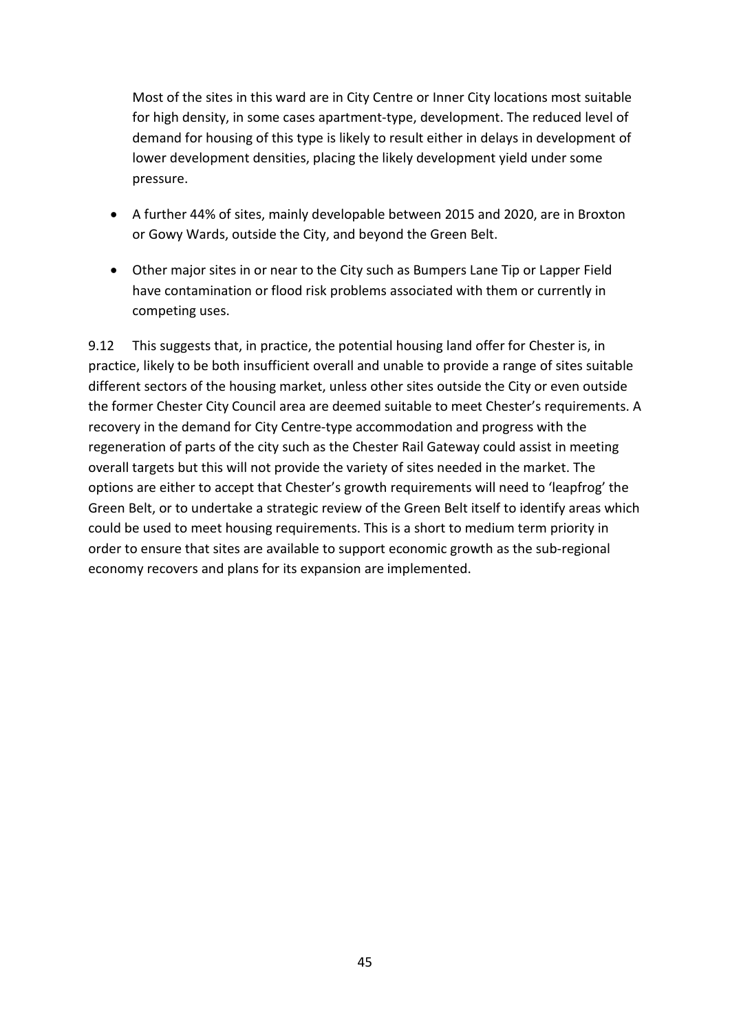Most of the sites in this ward are in City Centre or Inner City locations most suitable for high density, in some cases apartment-type, development. The reduced level of demand for housing of this type is likely to result either in delays in development of lower development densities, placing the likely development yield under some pressure.

- A further 44% of sites, mainly developable between 2015 and 2020, are in Broxton or Gowy Wards, outside the City, and beyond the Green Belt.
- Other major sites in or near to the City such as Bumpers Lane Tip or Lapper Field have contamination or flood risk problems associated with them or currently in competing uses.

9.12 This suggests that, in practice, the potential housing land offer for Chester is, in practice, likely to be both insufficient overall and unable to provide a range of sites suitable different sectors of the housing market, unless other sites outside the City or even outside the former Chester City Council area are deemed suitable to meet Chester's requirements. A recovery in the demand for City Centre-type accommodation and progress with the regeneration of parts of the city such as the Chester Rail Gateway could assist in meeting overall targets but this will not provide the variety of sites needed in the market. The options are either to accept that Chester's growth requirements will need to 'leapfrog' the Green Belt, or to undertake a strategic review of the Green Belt itself to identify areas which could be used to meet housing requirements. This is a short to medium term priority in order to ensure that sites are available to support economic growth as the sub-regional economy recovers and plans for its expansion are implemented.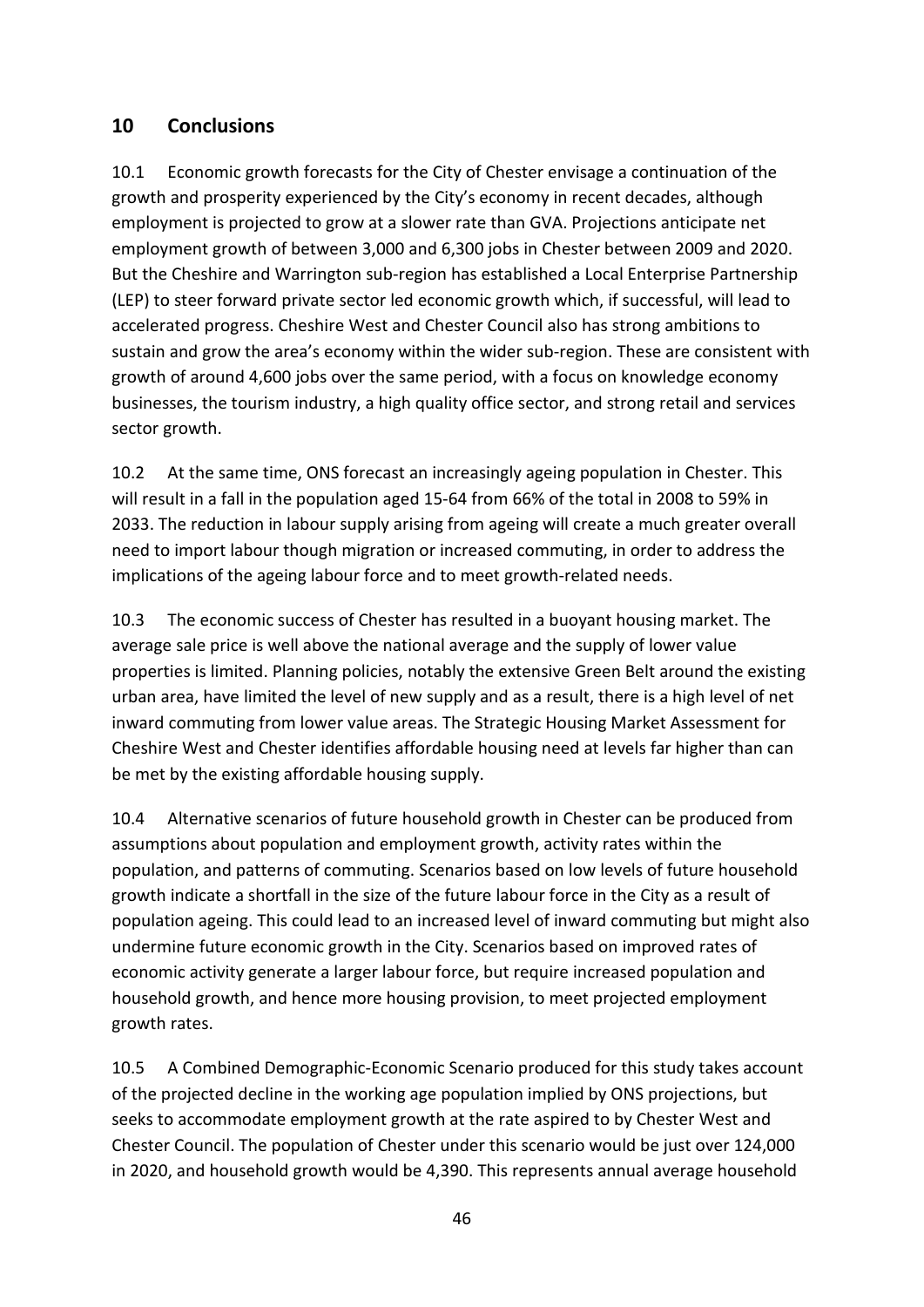## 10 Conclusions

10.1 Economic growth forecasts for the City of Chester envisage a continuation of the growth and prosperity experienced by the City's economy in recent decades, although employment is projected to grow at a slower rate than GVA. Projections anticipate net employment growth of between 3,000 and 6,300 jobs in Chester between 2009 and 2020. But the Cheshire and Warrington sub-region has established a Local Enterprise Partnership (LEP) to steer forward private sector led economic growth which, if successful, will lead to accelerated progress. Cheshire West and Chester Council also has strong ambitions to sustain and grow the area's economy within the wider sub-region. These are consistent with growth of around 4,600 jobs over the same period, with a focus on knowledge economy businesses, the tourism industry, a high quality office sector, and strong retail and services sector growth.

10.2 At the same time, ONS forecast an increasingly ageing population in Chester. This will result in a fall in the population aged 15-64 from 66% of the total in 2008 to 59% in 2033. The reduction in labour supply arising from ageing will create a much greater overall need to import labour though migration or increased commuting, in order to address the implications of the ageing labour force and to meet growth-related needs.

10.3 The economic success of Chester has resulted in a buoyant housing market. The average sale price is well above the national average and the supply of lower value properties is limited. Planning policies, notably the extensive Green Belt around the existing urban area, have limited the level of new supply and as a result, there is a high level of net inward commuting from lower value areas. The Strategic Housing Market Assessment for Cheshire West and Chester identifies affordable housing need at levels far higher than can be met by the existing affordable housing supply.

10.4 Alternative scenarios of future household growth in Chester can be produced from assumptions about population and employment growth, activity rates within the population, and patterns of commuting. Scenarios based on low levels of future household growth indicate a shortfall in the size of the future labour force in the City as a result of population ageing. This could lead to an increased level of inward commuting but might also undermine future economic growth in the City. Scenarios based on improved rates of economic activity generate a larger labour force, but require increased population and household growth, and hence more housing provision, to meet projected employment growth rates.

10.5 A Combined Demographic-Economic Scenario produced for this study takes account of the projected decline in the working age population implied by ONS projections, but seeks to accommodate employment growth at the rate aspired to by Chester West and Chester Council. The population of Chester under this scenario would be just over 124,000 in 2020, and household growth would be 4,390. This represents annual average household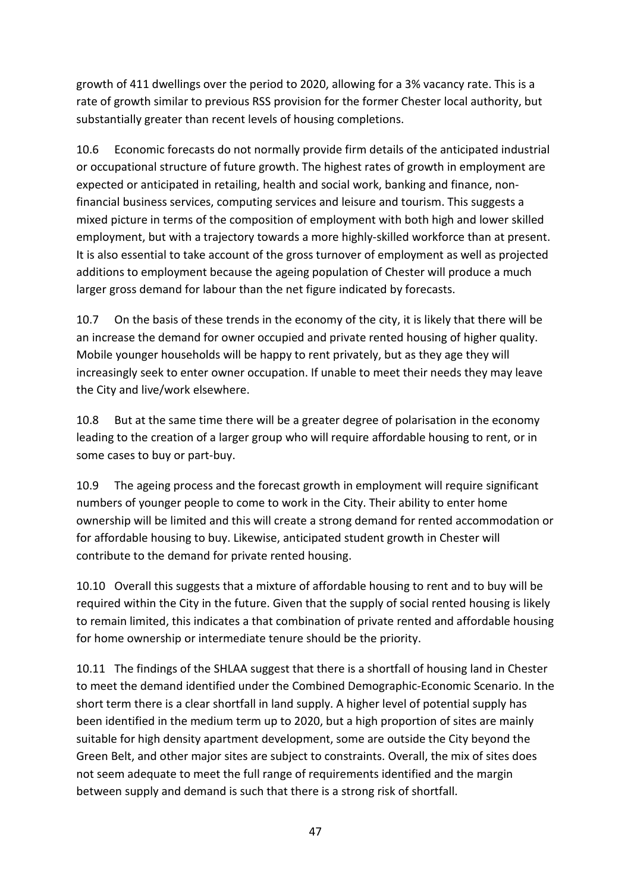growth of 411 dwellings over the period to 2020, allowing for a 3% vacancy rate. This is a rate of growth similar to previous RSS provision for the former Chester local authority, but substantially greater than recent levels of housing completions.

10.6 Economic forecasts do not normally provide firm details of the anticipated industrial or occupational structure of future growth. The highest rates of growth in employment are expected or anticipated in retailing, health and social work, banking and finance, non-financial business services, computing services and leisure and tourism. This suggests a mixed picture in terms of the composition of employment with both high and lower skilled employment, but with a trajectory towards a more highly-skilled workforce than at present. It is also essential to take account of the gross turnover of employment as well as projected additions to employment because the ageing population of Chester will produce a much larger gross demand for labour than the net figure indicated by forecasts.

10.7 On the basis of these trends in the economy of the city, it is likely that there will be an increase the demand for owner occupied and private rented housing of higher quality. Mobile younger households will be happy to rent privately, but as they age they will increasingly seek to enter owner occupation. If unable to meet their needs they may leave the City and live/work elsewhere.

10.8 But at the same time there will be a greater degree of polarisation in the economy leading to the creation of a larger group who will require affordable housing to rent, or in some cases to buy or part-buy.

10.9 The ageing process and the forecast growth in employment will require significant numbers of younger people to come to work in the City. Their ability to enter home ownership will be limited and this will create a strong demand for rented accommodation or for affordable housing to buy. Likewise, anticipated student growth in Chester will contribute to the demand for private rented housing.

10.10 Overall this suggests that a mixture of affordable housing to rent and to buy will be required within the City in the future. Given that the supply of social rented housing is likely to remain limited, this indicates a that combination of private rented and affordable housing for home ownership or intermediate tenure should be the priority.

10.11 The findings of the SHLAA suggest that there is a shortfall of housing land in Chester to meet the demand identified under the Combined Demographic-Economic Scenario. In the short term there is a clear shortfall in land supply. A higher level of potential supply has been identified in the medium term up to 2020, but a high proportion of sites are mainly suitable for high density apartment development, some are outside the City beyond the Green Belt, and other major sites are subject to constraints. Overall, the mix of sites does not seem adequate to meet the full range of requirements identified and the margin between supply and demand is such that there is a strong risk of shortfall.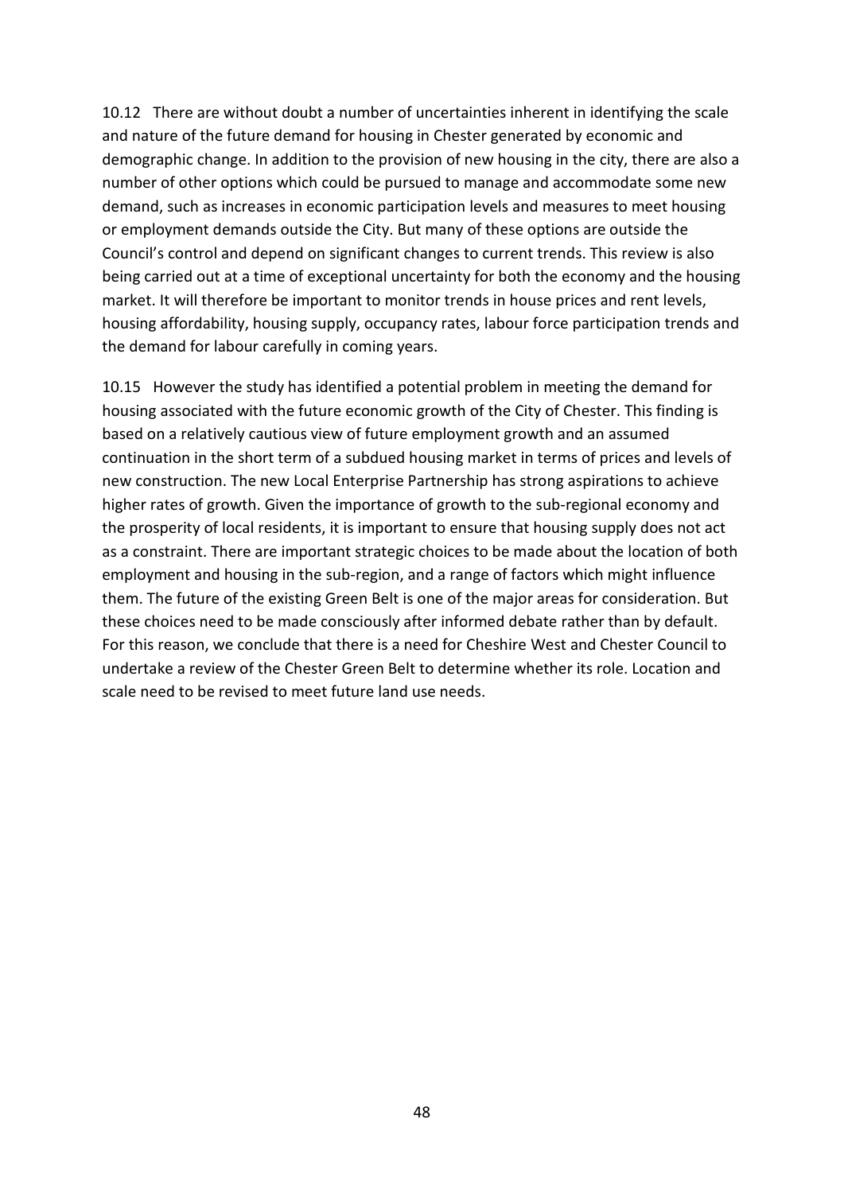10.12 There are without doubt a number of uncertainties inherent in identifying the scale and nature of the future demand for housing in Chester generated by economic and demographic change. In addition to the provision of new housing in the city, there are also a number of other options which could be pursued to manage and accommodate some new demand, such as increases in economic participation levels and measures to meet housing or employment demands outside the City. But many of these options are outside the Council's control and depend on significant changes to current trends. This review is also being carried out at a time of exceptional uncertainty for both the economy and the housing market. It will therefore be important to monitor trends in house prices and rent levels, housing affordability, housing supply, occupancy rates, labour force participation trends and the demand for labour carefully in coming years.

10.15 However the study has identified a potential problem in meeting the demand for housing associated with the future economic growth of the City of Chester. This finding is based on a relatively cautious view of future employment growth and an assumed continuation in the short term of a subdued housing market in terms of prices and levels of new construction. The new Local Enterprise Partnership has strong aspirations to achieve higher rates of growth. Given the importance of growth to the sub-regional economy and the prosperity of local residents, it is important to ensure that housing supply does not act as a constraint. There are important strategic choices to be made about the location of both employment and housing in the sub-region, and a range of factors which might influence them. The future of the existing Green Belt is one of the major areas for consideration. But these choices need to be made consciously after informed debate rather than by default. For this reason, we conclude that there is a need for Cheshire West and Chester Council to undertake a review of the Chester Green Belt to determine whether its role. Location and scale need to be revised to meet future land use needs.